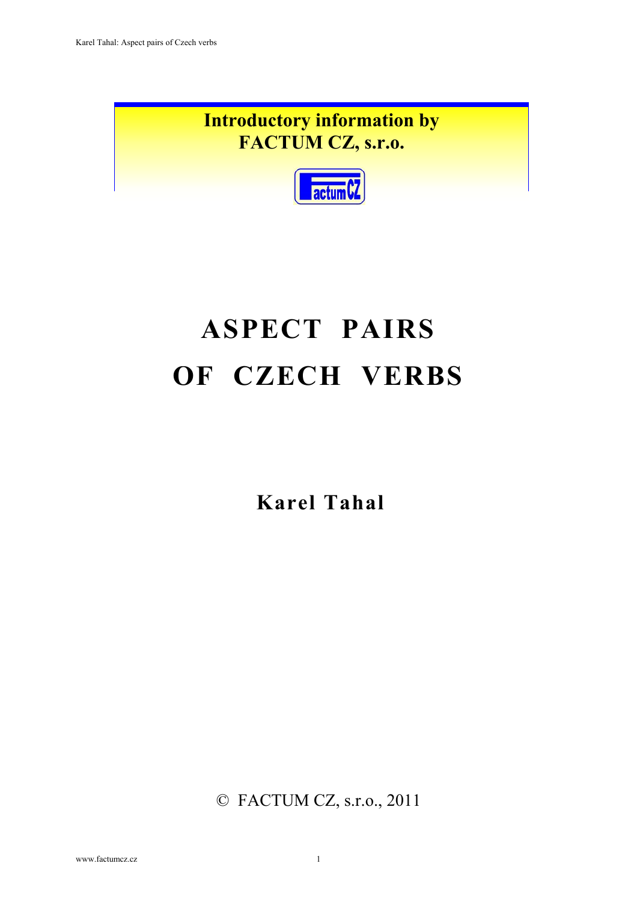**Introductory information by FACTUM CZ, s.r.o.**

# ASPECT PAIRS OF CZECH VERBS

**Karel Tahal**

© FACTUM CZ, s.r.o., 2011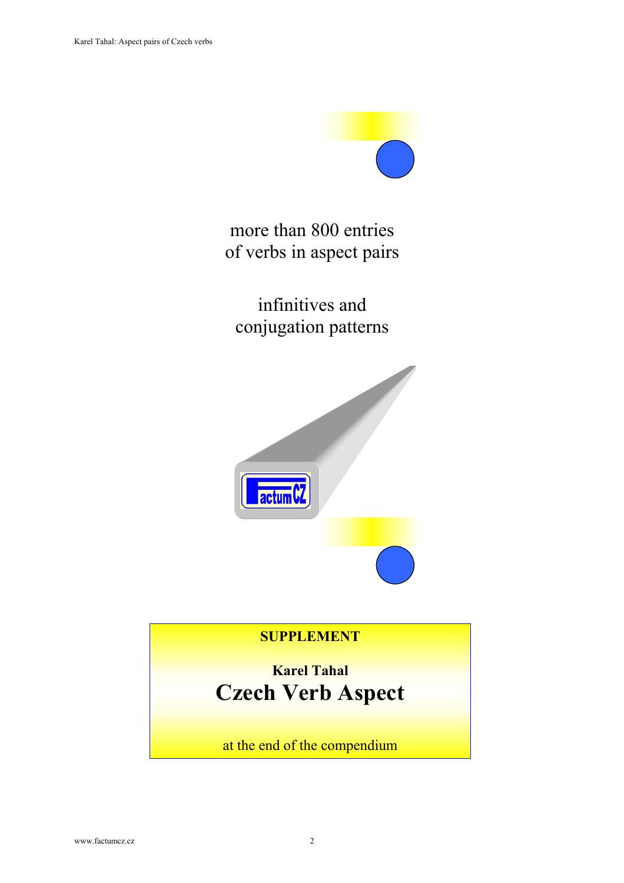more than 800 entries
of verbs in aspect pairs

infinitives and
conjugation patterns

**SUPPLEMENT**

**Karel Tahal**

## Czech Verb Aspect

at the end of the compendium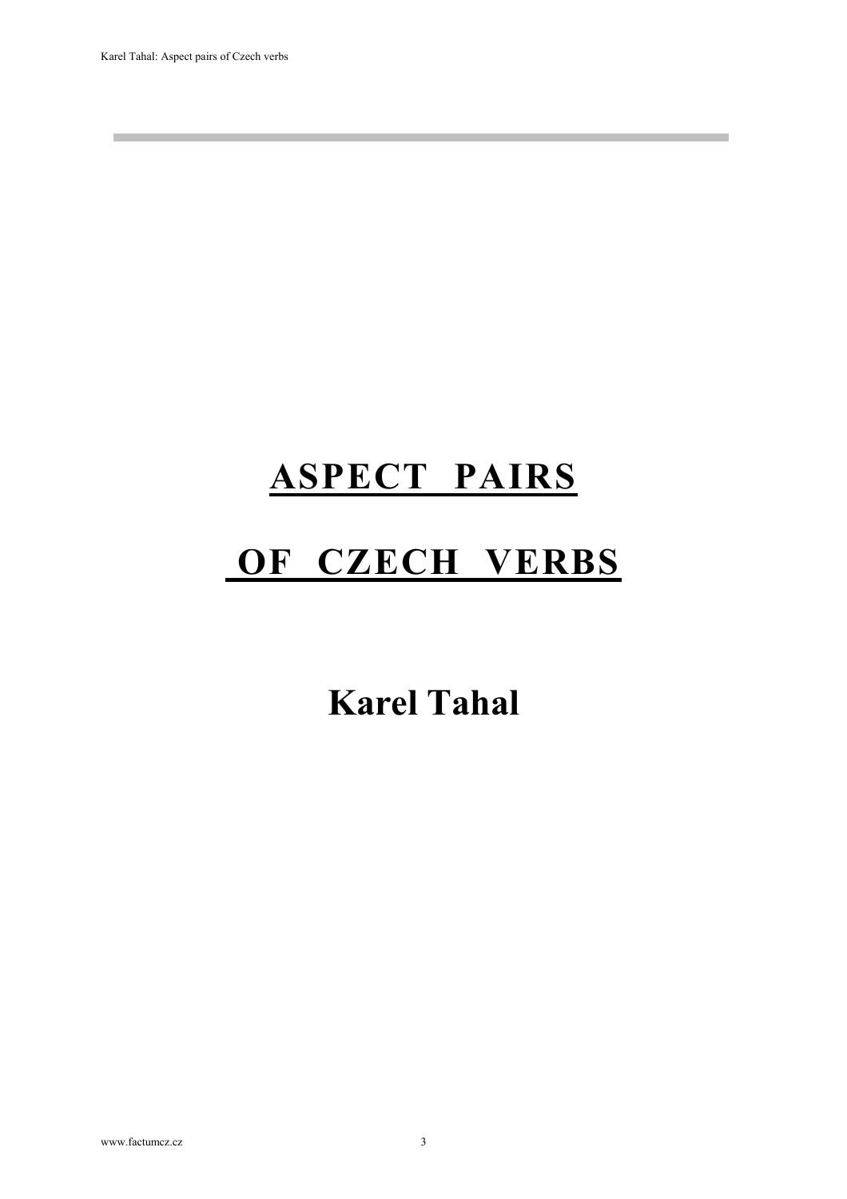# ASPECT PAIRS

# OF CZECH VERBS

## Karel Tahal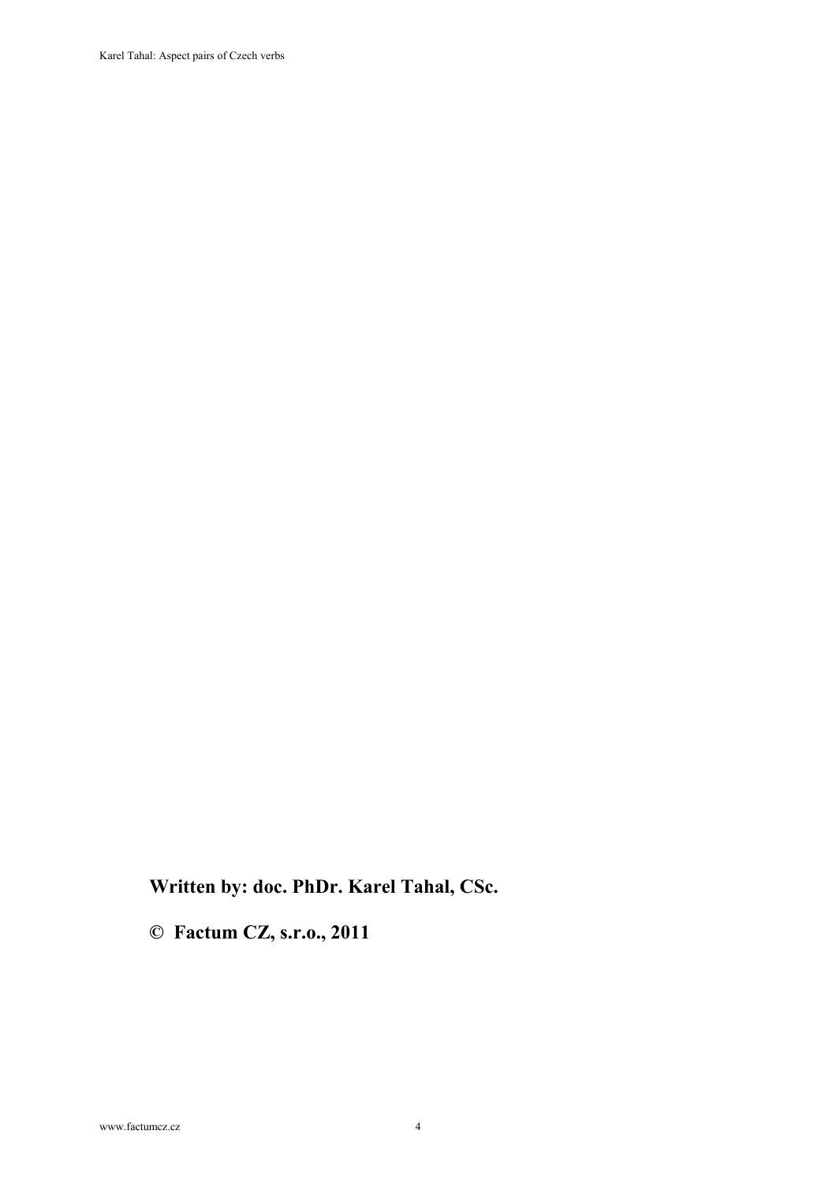**Written by: doc. PhDr. Karel Tahal, CSc.**

**© Factum CZ, s.r.o., 2011**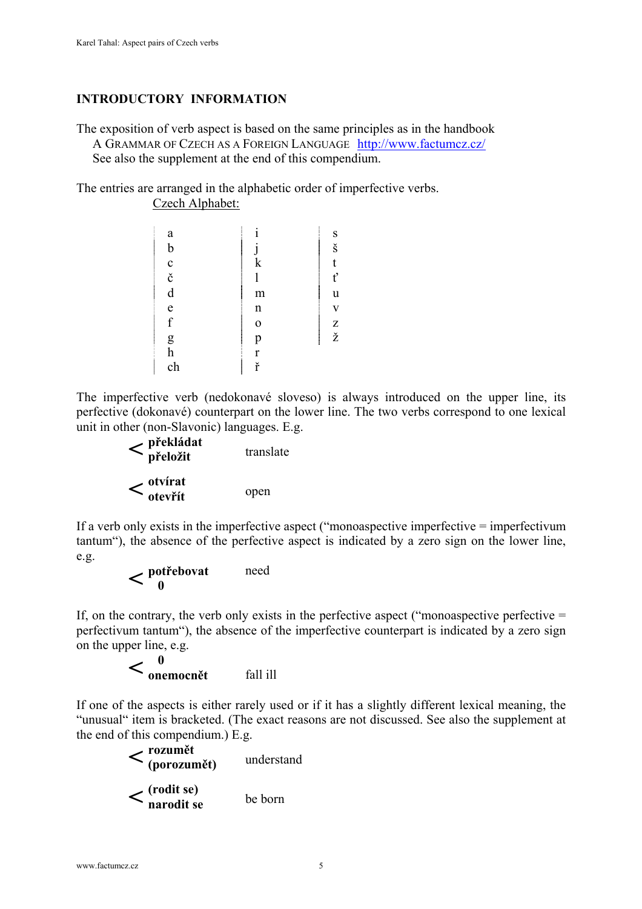## INTRODUCTORY INFORMATION

The exposition of verb aspect is based on the same principles as in the handbook
A GRAMMAR OF CZECH AS A FOREIGN LANGUAGE http://www.factumcz.cz/
See also the supplement at the end of this compendium.

The entries are arranged in the alphabetic order of imperfective verbs.

Czech Alphabet:

| | | |
|---|---|---|
| a | i | s |
| b | j | š |
| c | k | t |
| č | l | ť |
| d | m | u |
| e | n | v |
| f | o | z |
| g | p | ž |
| h | r | |
| ch | ř | |

The imperfective verb (nedokonavé sloveso) is always introduced on the upper line, its perfective (dokonavé) counterpart on the lower line. The two verbs correspond to one lexical unit in other (non-Slavonic) languages. E.g.

< **překládat**
  **přeložit** — translate

< **otvírat**
  **otevřít** — open

If a verb only exists in the imperfective aspect ("monoaspective imperfective = imperfectivum tantum"), the absence of the perfective aspect is indicated by a zero sign on the lower line, e.g.

< **potřebovat** — need
  **0**

If, on the contrary, the verb only exists in the perfective aspect ("monoaspective perfective = perfectivum tantum"), the absence of the imperfective counterpart is indicated by a zero sign on the upper line, e.g.

< **0**
  **onemocnět** — fall ill

If one of the aspects is either rarely used or if it has a slightly different lexical meaning, the "unusual" item is bracketed. (The exact reasons are not discussed. See also the supplement at the end of this compendium.) E.g.

< **rozumět**
  **(porozumět)** — understand

< **(rodit se)**
  **narodit se** — be born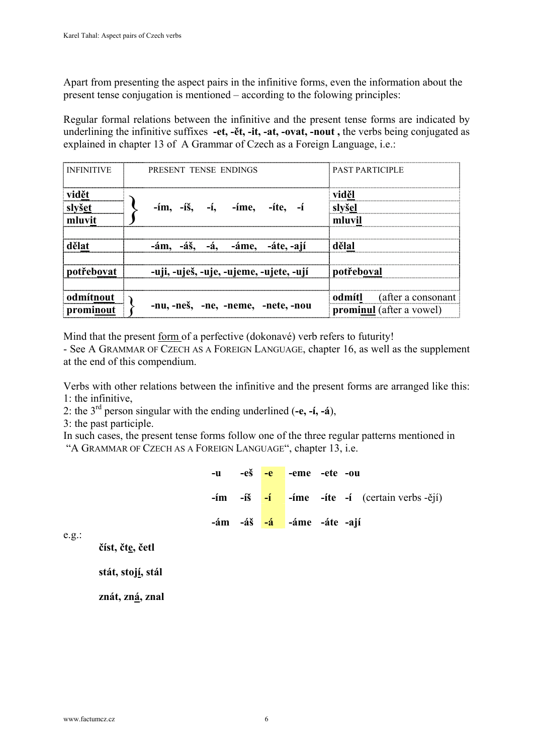Apart from presenting the aspect pairs in the infinitive forms, even the information about the present tense conjugation is mentioned – according to the folowing principles:

Regular formal relations between the infinitive and the present tense forms are indicated by underlining the infinitive suffixes **-et, -ět, -it, -at, -ovat, -nout ,** the verbs being conjugated as explained in chapter 13 of A Grammar of Czech as a Foreign Language, i.e.:

| INFINITIVE | PRESENT TENSE ENDINGS | PAST PARTICIPLE |
|---|---|---|
| **vid<u>ět</u>** <br> **slyš<u>et</u>** <br> **mluv<u>it</u>** | **-ím, -íš, -í, -íme, -íte, -í** | **vid<u>ěl</u>** <br> **slyš<u>el</u>** <br> **mluv<u>il</u>** |
| | | |
| **děl<u>at</u>** | **-ám, -áš, -á, -áme, -áte, -ají** | **děl<u>al</u>** |
| | | |
| **potřeb<u>ovat</u>** | **-uji, -uješ, -uje, -ujeme, -ujete, -ují** | **potřeb<u>oval</u>** |
| | | |
| **odmít<u>nout</u>** <br> **promi<u>nout</u>** | **-nu, -neš, -ne, -neme, -nete, -nou** | **odmít<u>l</u>** (after a consonant <br> **promi<u>nul</u>** (after a vowel) |

Mind that the present <u>form</u> of a perfective (dokonavé) verb refers to futurity!
- See A GRAMMAR OF CZECH AS A FOREIGN LANGUAGE, chapter 16, as well as the supplement at the end of this compendium.

Verbs with other relations between the infinitive and the present forms are arranged like this:
1: the infinitive,
2: the 3rd person singular with the ending underlined (**-e, -í, -á**),
3: the past participle.
In such cases, the present tense forms follow one of the three regular patterns mentioned in "A GRAMMAR OF CZECH AS A FOREIGN LANGUAGE", chapter 13, i.e.

| | | | | | | |
|---|---|---|---|---|---|---|
| **-u** | **-eš** | **-e** | **-eme** | **-ete** | **-ou** | |
| **-ím** | **-íš** | **-í** | **-íme** | **-íte** | **-í** | (certain verbs -ějí) |
| **-ám** | **-áš** | **-á** | **-áme** | **-áte** | **-ají** | |

e.g.:

**číst, čt<u>e</u>, četl**

**stát, stoj<u>í</u>, stál**

**znát, zn<u>á</u>, znal**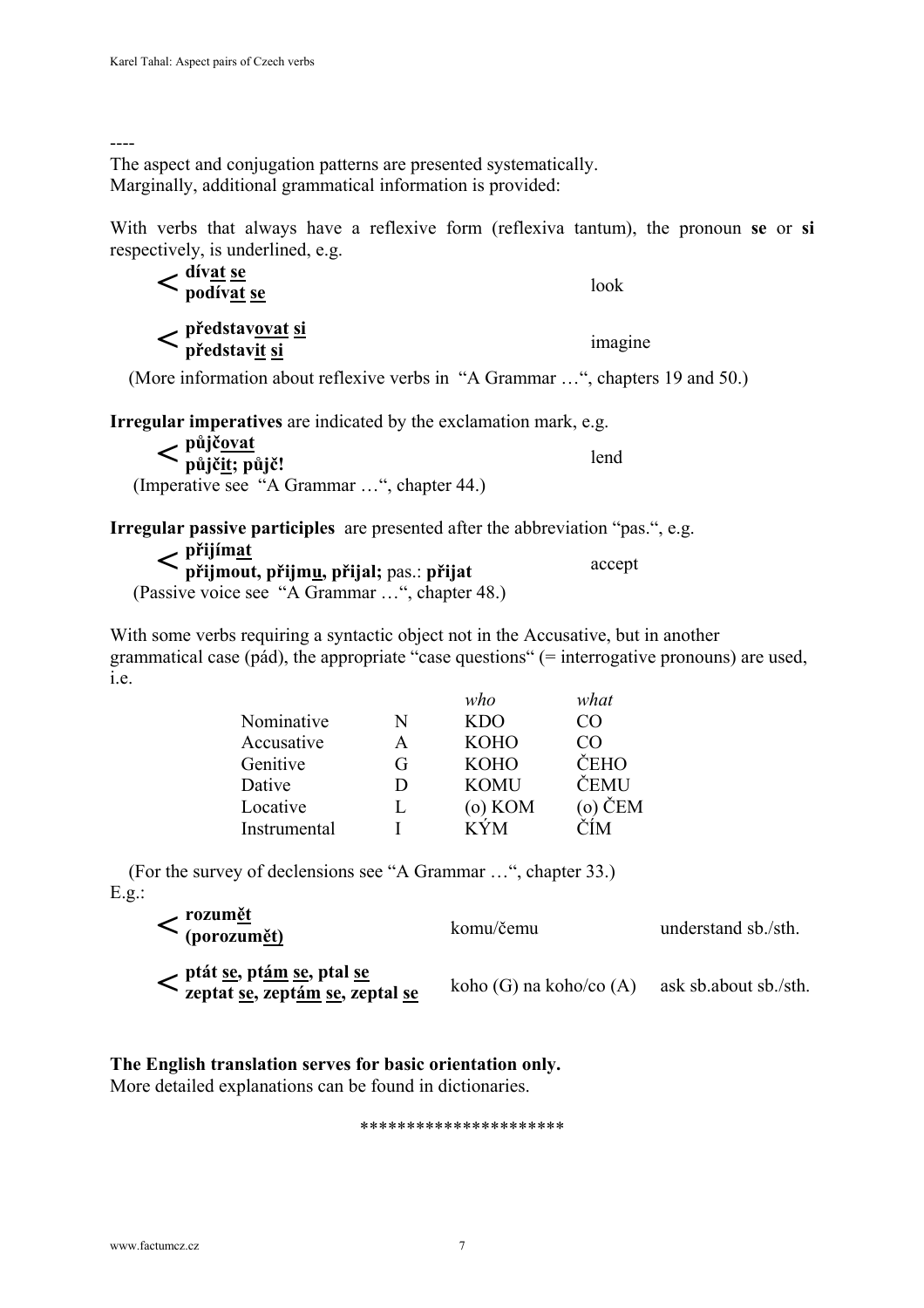----

The aspect and conjugation patterns are presented systematically.
Marginally, additional grammatical information is provided:

With verbs that always have a reflexive form (reflexiva tantum), the pronoun **se** or **si** respectively, is underlined, e.g.

| | |
|---|---|
| < **dívat <u>se</u>** / **podívat <u>se</u>** | look |
| < **představ<u>ovat</u> <u>si</u>** / **představ<u>it</u> <u>si</u>** | imagine |

(More information about reflexive verbs in "A Grammar …", chapters 19 and 50.)

**Irregular imperatives** are indicated by the exclamation mark, e.g.

| | |
|---|---|
| < **půjč<u>ovat</u>** / **půjč<u>it</u>; půjč!** | lend |

(Imperative see "A Grammar …", chapter 44.)

**Irregular passive participles** are presented after the abbreviation "pas.", e.g.

| | |
|---|---|
| < **přijím<u>at</u>** / **přijmout, přijm<u>u</u>, přijal;** pas.: **přijat** | accept |

(Passive voice see "A Grammar …", chapter 48.)

With some verbs requiring a syntactic object not in the Accusative, but in another grammatical case (pád), the appropriate "case questions" (= interrogative pronouns) are used, i.e.

| | | *who* | *what* |
|---|---|---|---|
| Nominative | N | KDO | CO |
| Accusative | A | KOHO | CO |
| Genitive | G | KOHO | ČEHO |
| Dative | D | KOMU | ČEMU |
| Locative | L | (o) KOM | (o) ČEM |
| Instrumental | I | KÝM | ČÍM |

(For the survey of declensions see "A Grammar …", chapter 33.)

E.g.:

| | | |
|---|---|---|
| < **rozum<u>ět</u>** / **(porozum<u>ět</u>)** | komu/čemu | understand sb./sth. |
| < **ptát <u>se</u>, pt<u>ám</u> <u>se</u>, ptal <u>se</u>** / **zeptat <u>se</u>, zept<u>ám</u> <u>se</u>, zeptal <u>se</u>** | koho (G) na koho/co (A) | ask sb.about sb./sth. |

**The English translation serves for basic orientation only.**
More detailed explanations can be found in dictionaries.

*********************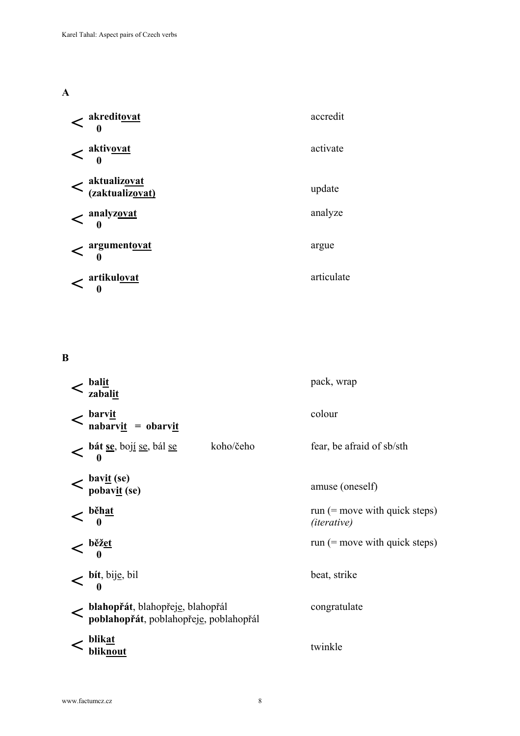## A

| | | |
|---|---|---|
| < | **akreditovat**<br>**0** | accredit |
| < | **aktivovat**<br>**0** | activate |
| < | **aktualizovat**<br>**(zaktualizovat)** | update |
| < | **analyzovat**<br>**0** | analyze |
| < | **argumentovat**<br>**0** | argue |
| < | **artikulovat**<br>**0** | articulate |

## B

| | | | |
|---|---|---|---|
| < | **balit**<br>**zabalit** | | pack, wrap |
| < | **barvit**<br>**nabarvit = obarvit** | | colour |
| < | **bát se**, bojí se, bál se<br>**0** | koho/čeho | fear, be afraid of sb/sth |
| < | **bavit (se)**<br>**pobavit (se)** | | amuse (oneself) |
| < | **běhat**<br>**0** | | run (= move with quick steps) *(iterative)* |
| < | **běžet**<br>**0** | | run (= move with quick steps) |
| < | **bít**, bije, bil<br>**0** | | beat, strike |
| < | **blahopřát**, blahopřeje, blahopřál<br>**poblahopřát**, poblahopřeje, poblahopřál | | congratulate |
| < | **blikat**<br>**bliknout** | | twinkle |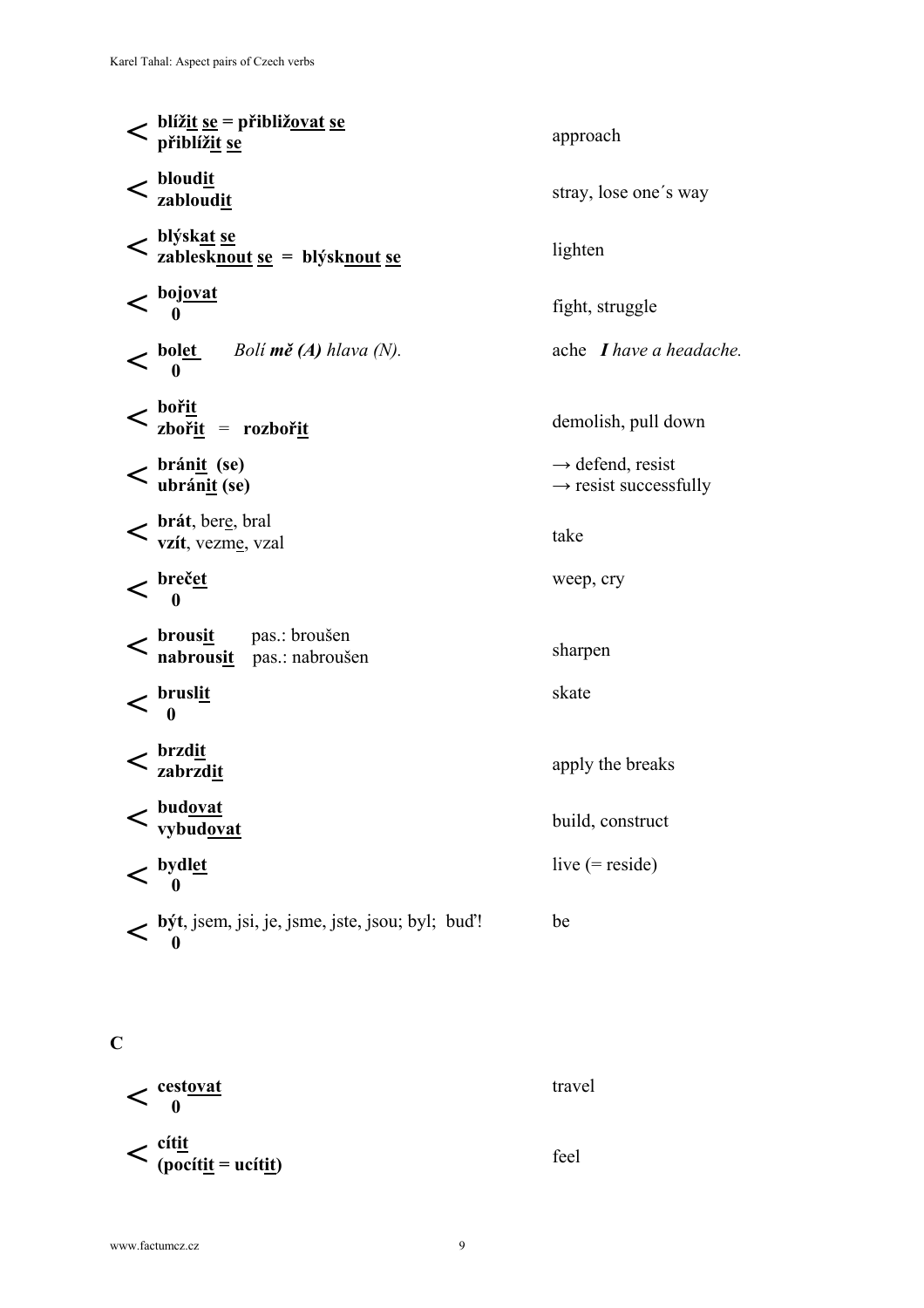| | |
|---|---|
| < **blížit se = přibližovat se**<br>**přiblížit se** | approach |
| < **bloudit**<br>**zabloudit** | stray, lose one´s way |
| < **blýskat se**<br>**zablesknout se = blýsknout se** | lighten |
| < **bojovat**<br>**0** | fight, struggle |
| < **bolet** *Bolí **mě (A)** hlava (N).*<br>**0** | ache ***I** have a headache.* |
| < **bořit**<br>**zbořit** = **rozbořit** | demolish, pull down |
| < **bránit (se)**<br>**ubránit (se)** | → defend, resist<br>→ resist successfully |
| < **brát**, bere, bral<br>**vzít**, vezme, vzal | take |
| < **brečet**<br>**0** | weep, cry |
| < **brousit** pas.: broušen<br>**nabrousit** pas.: nabroušen | sharpen |
| < **bruslit**<br>**0** | skate |
| < **brzdit**<br>**zabrzdit** | apply the breaks |
| < **budovat**<br>**vybudovat** | build, construct |
| < **bydlet**<br>**0** | live (= reside) |
| < **být**, jsem, jsi, je, jsme, jste, jsou; byl; buď!<br>**0** | be |

**C**

| | |
|---|---|
| < **cestovat**<br>**0** | travel |
| < **cítit**<br>**(pocítit = ucítit)** | feel |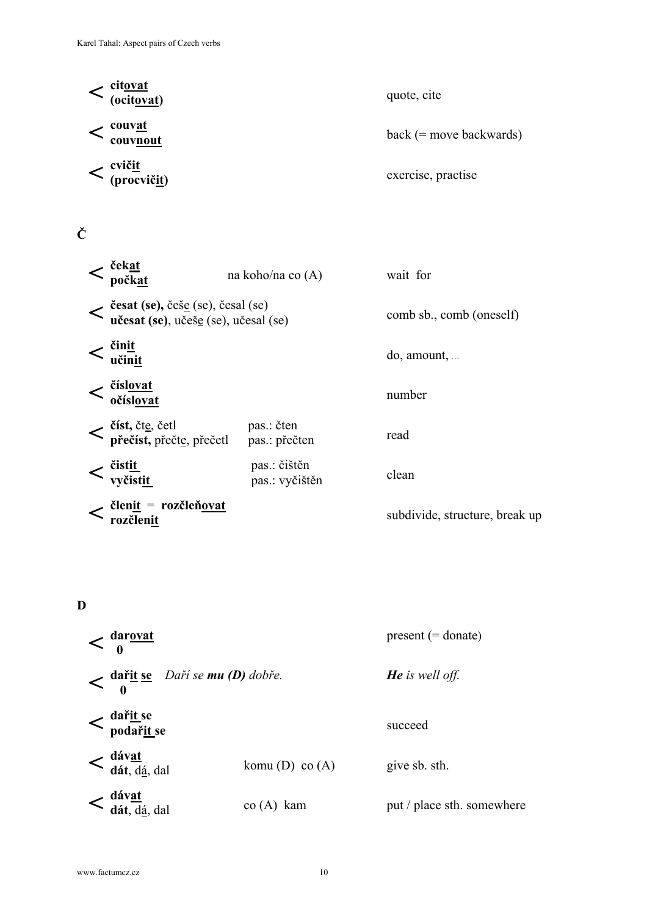| | Verb pair | | Meaning |
|---|---|---|---|
| < | **cit<u>ovat</u>**<br>**(ocit<u>ovat</u>)** | | quote, cite |
| < | **couv<u>at</u>**<br>**couv<u>nout</u>** | | back (= move backwards) |
| < | **cvič<u>it</u>**<br>**(procvič<u>it</u>)** | | exercise, practise |

## Č

| | Verb pair | | Meaning |
|---|---|---|---|
| < | **ček<u>at</u>**<br>**počk<u>at</u>** | na koho/na co (A) | wait for |
| < | **česat (se),** češ<u>e</u> (se), česal (se)<br>**učesat (se)**, učeš<u>e</u> (se), učesal (se) | | comb sb., comb (oneself) |
| < | **čin<u>it</u>**<br>**učin<u>it</u>** | | do, amount, ... |
| < | **čísl<u>ovat</u>**<br>**očísl<u>ovat</u>** | | number |
| < | **číst,** čt<u>e</u>, četl<br>**přečíst,** přečt<u>e</u>, přečetl | pas.: čten<br>pas.: přečten | read |
| < | **čist<u>it</u>**<br>**vyčist<u>it</u>** | pas.: čištěn<br>pas.: vyčištěn | clean |
| < | **člen<u>it</u>** = **rozčleň<u>ovat</u>**<br>**rozčlen<u>it</u>** | | subdivide, structure, break up |

## D

| | Verb pair | | Meaning |
|---|---|---|---|
| < | **dar<u>ovat</u>**<br>**0** | | present (= donate) |
| < | **dař<u>it</u> <u>se</u>** *Daří se **mu (D)** dobře.*<br>**0** | | ***He** is well off.* |
| < | **dař<u>it</u> se**<br>**podař<u>it</u> se** | | succeed |
| < | **dáv<u>at</u>**<br>**dát**, d<u>á</u>, dal | komu (D) co (A) | give sb. sth. |
| < | **dáv<u>at</u>**<br>**dát**, d<u>á</u>, dal | co (A) kam | put / place sth. somewhere |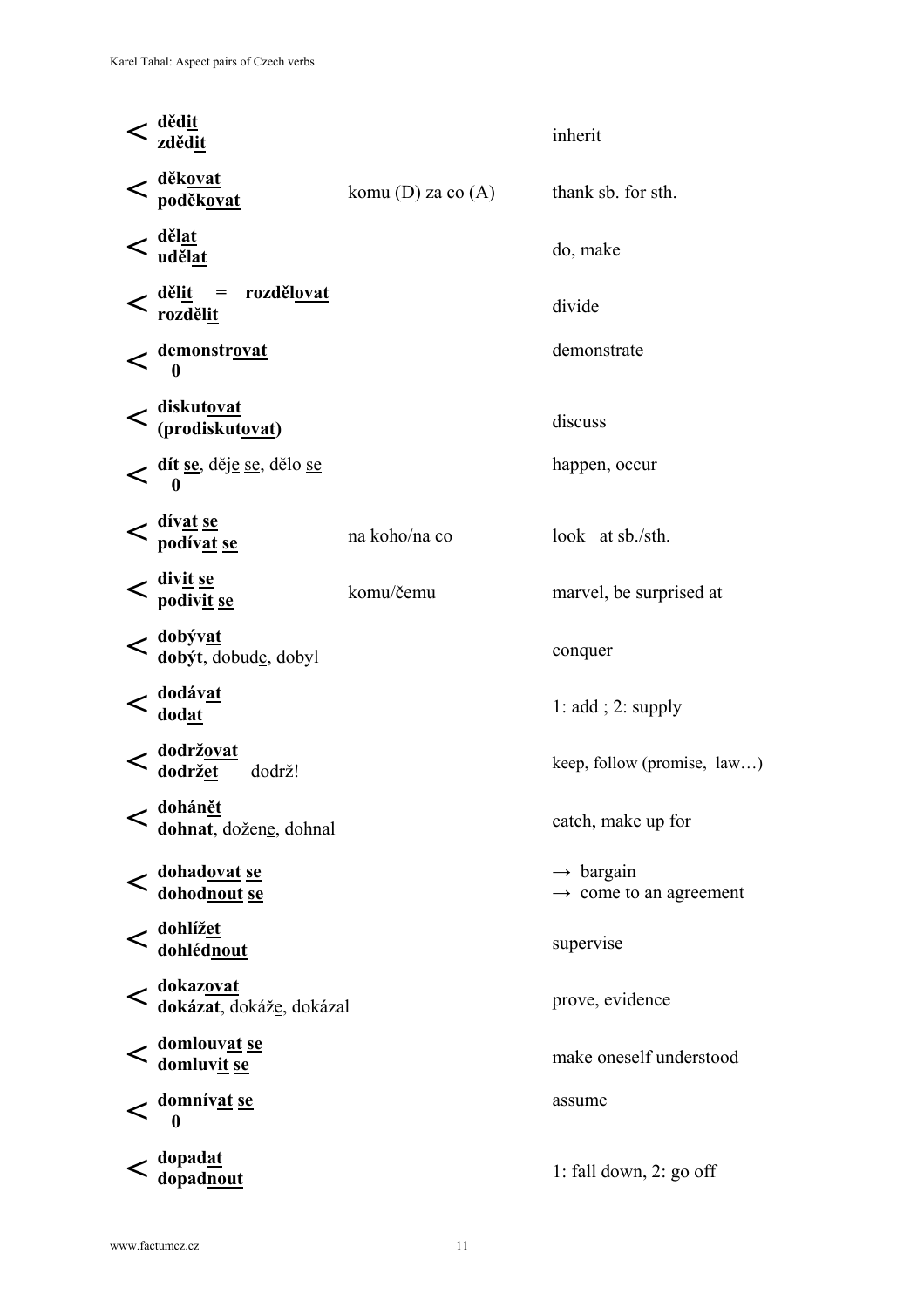| | Verb pair | Government | Meaning |
|---|---|---|---|
| < | **dědit**<br>**zdědit** | | inherit |
| < | **děkovat**<br>**poděkovat** | komu (D) za co (A) | thank sb. for sth. |
| < | **dělat**<br>**udělat** | | do, make |
| < | **dělit** = **rozdělovat**<br>**rozdělit** | | divide |
| < | **demonstrovat**<br>**0** | | demonstrate |
| < | **diskutovat**<br>**(prodiskutovat)** | | discuss |
| < | **dít se**, děje se, dělo se<br>**0** | | happen, occur |
| < | **dívat se**<br>**podívat se** | na koho/na co | look at sb./sth. |
| < | **divit se**<br>**podivit se** | komu/čemu | marvel, be surprised at |
| < | **dobývat**<br>**dobýt**, dobude, dobyl | | conquer |
| < | **dodávat**<br>**dodat** | | 1: add ; 2: supply |
| < | **dodržovat**<br>**dodržet** dodrž! | | keep, follow (promise, law…) |
| < | **dohánět**<br>**dohnat**, dožene, dohnal | | catch, make up for |
| < | **dohadovat se**<br>**dohodnout se** | | → bargain<br>→ come to an agreement |
| < | **dohlížet**<br>**dohlédnout** | | supervise |
| < | **dokazovat**<br>**dokázat**, dokáže, dokázal | | prove, evidence |
| < | **domlouvat se**<br>**domluvit se** | | make oneself understood |
| < | **domnívat se**<br>**0** | | assume |
| < | **dopadat**<br>**dopadnout** | | 1: fall down, 2: go off |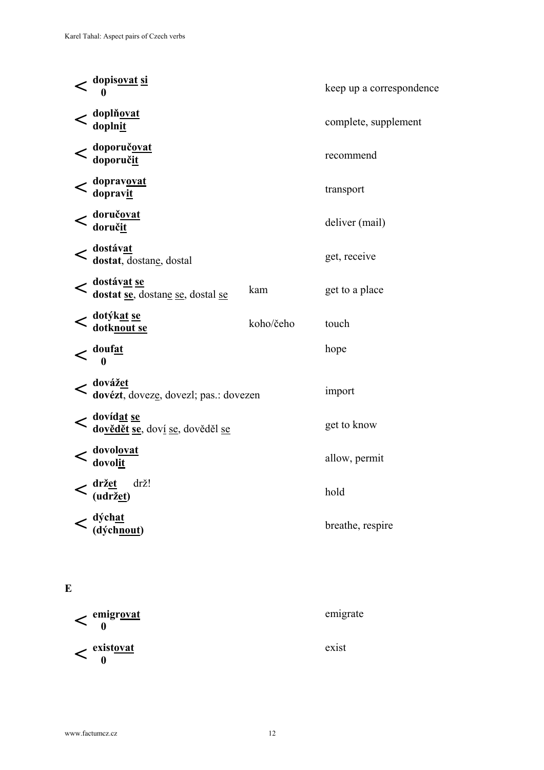| | | | |
|---|---|---|---|
| < | **dopisovat si**<br>**0** | | keep up a correspondence |
| < | **doplňovat**<br>**doplnit** | | complete, supplement |
| < | **doporučovat**<br>**doporučit** | | recommend |
| < | **dopravovat**<br>**dopravit** | | transport |
| < | **doručovat**<br>**doručit** | | deliver (mail) |
| < | **dostávat**<br>**dostat**, dostane, dostal | | get, receive |
| < | **dostávat se**<br>**dostat se**, dostane se, dostal se | kam | get to a place |
| < | **dotýkat se**<br>**dotknout se** | koho/čeho | touch |
| < | **doufat**<br>**0** | | hope |
| < | **dovážet**<br>**dovézt**, doveze, dovezl; pas.: dovezen | | import |
| < | **dovídat se**<br>**dovědět se**, doví se, dověděl se | | get to know |
| < | **dovolovat**<br>**dovolit** | | allow, permit |
| < | **držet** drž!<br>**(udržet)** | | hold |
| < | **dýchat**<br>**(dýchnout)** | | breathe, respire |

**E**

| | | | |
|---|---|---|---|
| < | **emigrovat**<br>**0** | | emigrate |
| < | **existovat**<br>**0** | | exist |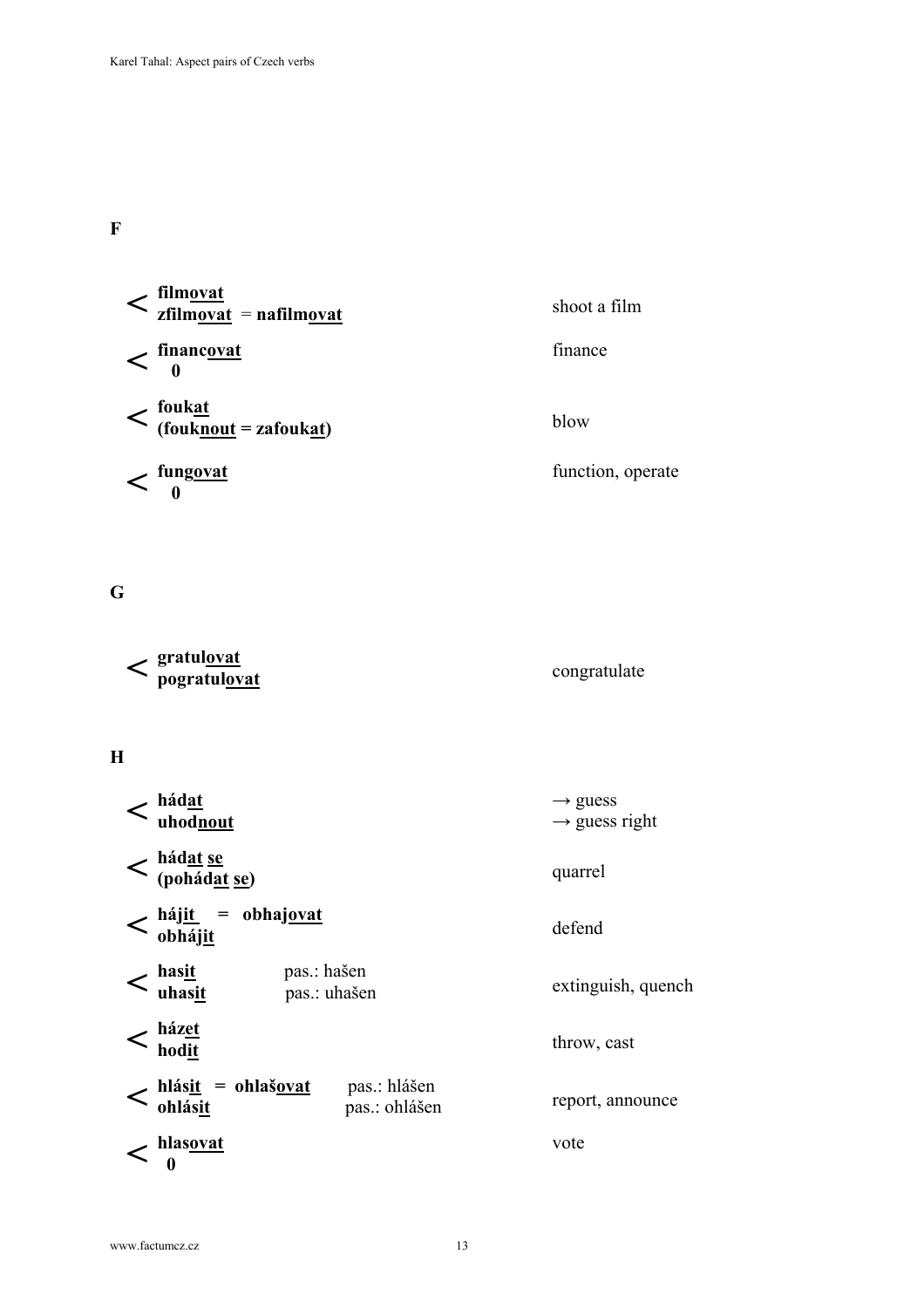## F

| | | |
|---|---|---|
| < | **film<u>ovat</u>**<br>**zfilm<u>ovat</u>** = **nafilm<u>ovat</u>** | shoot a film |
| < | **financ<u>ovat</u>**<br>**0** | finance |
| < | **fouk<u>at</u>**<br>**(fouk<u>nout</u> = zafouk<u>at</u>)** | blow |
| < | **fung<u>ovat</u>**<br>**0** | function, operate |

## G

| | | |
|---|---|---|
| < | **gratul<u>ovat</u>**<br>**pogratul<u>ovat</u>** | congratulate |

## H

| | | |
|---|---|---|
| < | **hád<u>at</u>**<br>**uhod<u>nout</u>** | → guess<br>→ guess right |
| < | **hád<u>at</u> <u>se</u>**<br>**(pohád<u>at</u> <u>se</u>)** | quarrel |
| < | **háj<u>it</u>** = **obhaj<u>ovat</u>**<br>**obháj<u>it</u>** | defend |
| < | **has<u>it</u>** pas.: hašen<br>**uhas<u>it</u>** pas.: uhašen | extinguish, quench |
| < | **ház<u>et</u>**<br>**hod<u>it</u>** | throw, cast |
| < | **hlás<u>it</u>** = **ohlaš<u>ovat</u>** pas.: hlášen<br>**ohlás<u>it</u>** pas.: ohlášen | report, announce |
| < | **hlas<u>ovat</u>**<br>**0** | vote |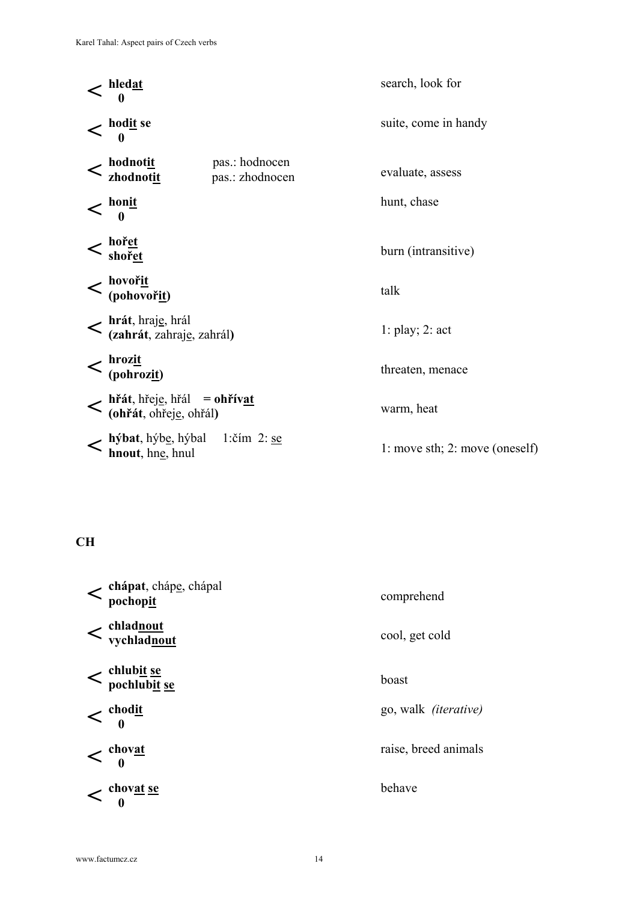| | | |
|---|---|---|
| < | **hledat**<br>**0** | search, look for |
| < | **hodit se**<br>**0** | suite, come in handy |
| < | **hodnotit** pas.: hodnocen<br>**zhodnotit** pas.: zhodnocen | evaluate, assess |
| < | **honit**<br>**0** | hunt, chase |
| < | **hořet**<br>**shořet** | burn (intransitive) |
| < | **hovořit**<br>**(pohovořit)** | talk |
| < | **hrát**, hraje, hrál<br>**(zahrát**, zahraje, zahrál**)** | 1: play; 2: act |
| < | **hrozit**<br>**(pohrozit)** | threaten, menace |
| < | **hřát**, hřeje, hřál = **ohřívat**<br>**(ohřát**, ohřeje, ohřál**)** | warm, heat |
| < | **hýbat**, hýbe, hýbal 1:čím 2: se<br>**hnout**, hne, hnul | 1: move sth; 2: move (oneself) |

## CH

| | | |
|---|---|---|
| < | **chápat**, chápe, chápal<br>**pochopit** | comprehend |
| < | **chladnout**<br>**vychladnout** | cool, get cold |
| < | **chlubit se**<br>**pochlubit se** | boast |
| < | **chodit**<br>**0** | go, walk *(iterative)* |
| < | **chovat**<br>**0** | raise, breed animals |
| < | **chovat se**<br>**0** | behave |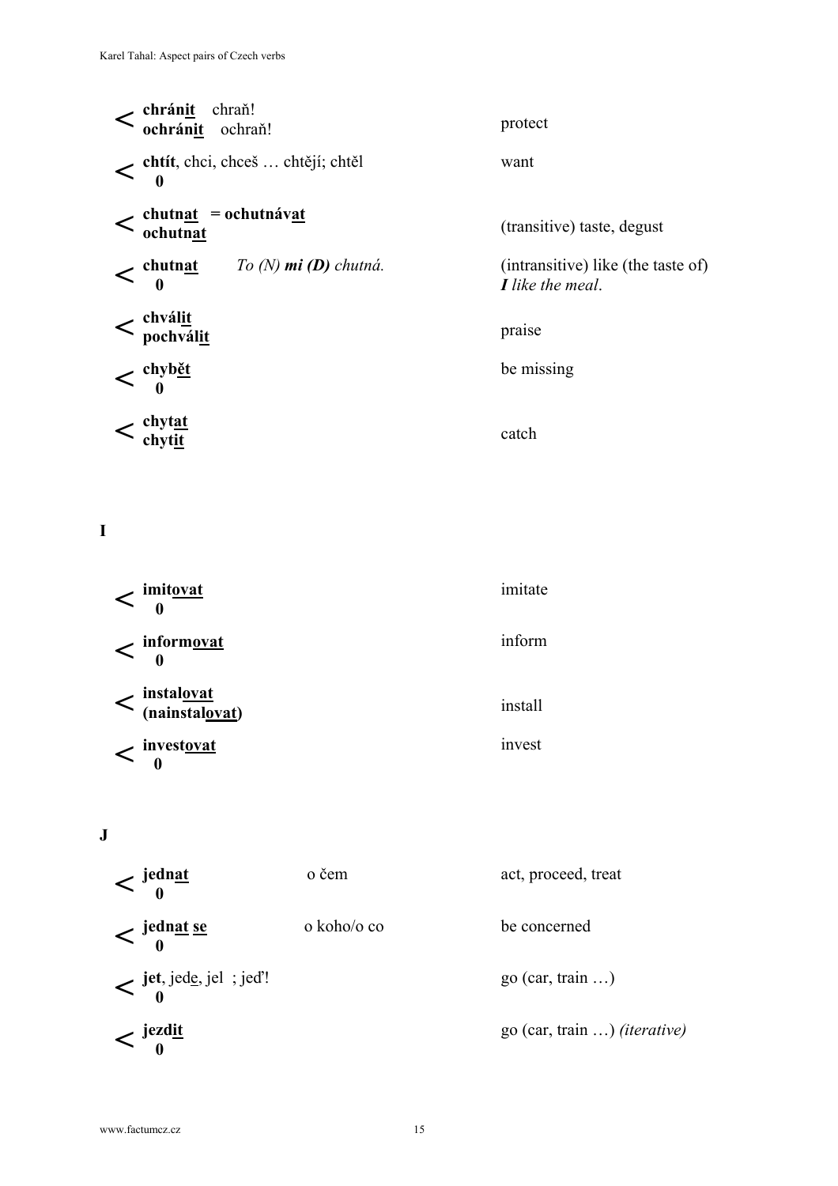| | | | |
|---|---|---|---|
| < | **chrán<u>it</u>** chraň!<br>**ochrán<u>it</u>** ochraň! | | protect |
| < | **chtít**, chci, chceš … chtějí; chtěl<br>**0** | | want |
| < | **chutn<u>at</u>** = **ochutnáv<u>at</u>**<br>**ochutn<u>at</u>** | | (transitive) taste, degust |
| < | **chutn<u>at</u>**<br>**0** | *To (N)* ***mi (D)*** *chutná.* | (intransitive) like (the taste of)<br>***I*** *like the meal*. |
| < | **chvál<u>it</u>**<br>**pochvál<u>it</u>** | | praise |
| < | **chyb<u>ět</u>**<br>**0** | | be missing |
| < | **chyt<u>at</u>**<br>**chyt<u>it</u>** | | catch |

## I

| | | | |
|---|---|---|---|
| < | **imit<u>ovat</u>**<br>**0** | | imitate |
| < | **inform<u>ovat</u>**<br>**0** | | inform |
| < | **instal<u>ovat</u>**<br>**(nainstal<u>ovat</u>)** | | install |
| < | **invest<u>ovat</u>**<br>**0** | | invest |

## J

| | | | |
|---|---|---|---|
| < | **jedn<u>at</u>**<br>**0** | o čem | act, proceed, treat |
| < | **jedn<u>at</u> <u>se</u>**<br>**0** | o koho/o co | be concerned |
| < | **jet**, jed<u>e</u>, jel ; jeď!<br>**0** | | go (car, train …) |
| < | **jezd<u>it</u>**<br>**0** | | go (car, train …) *(iterative)* |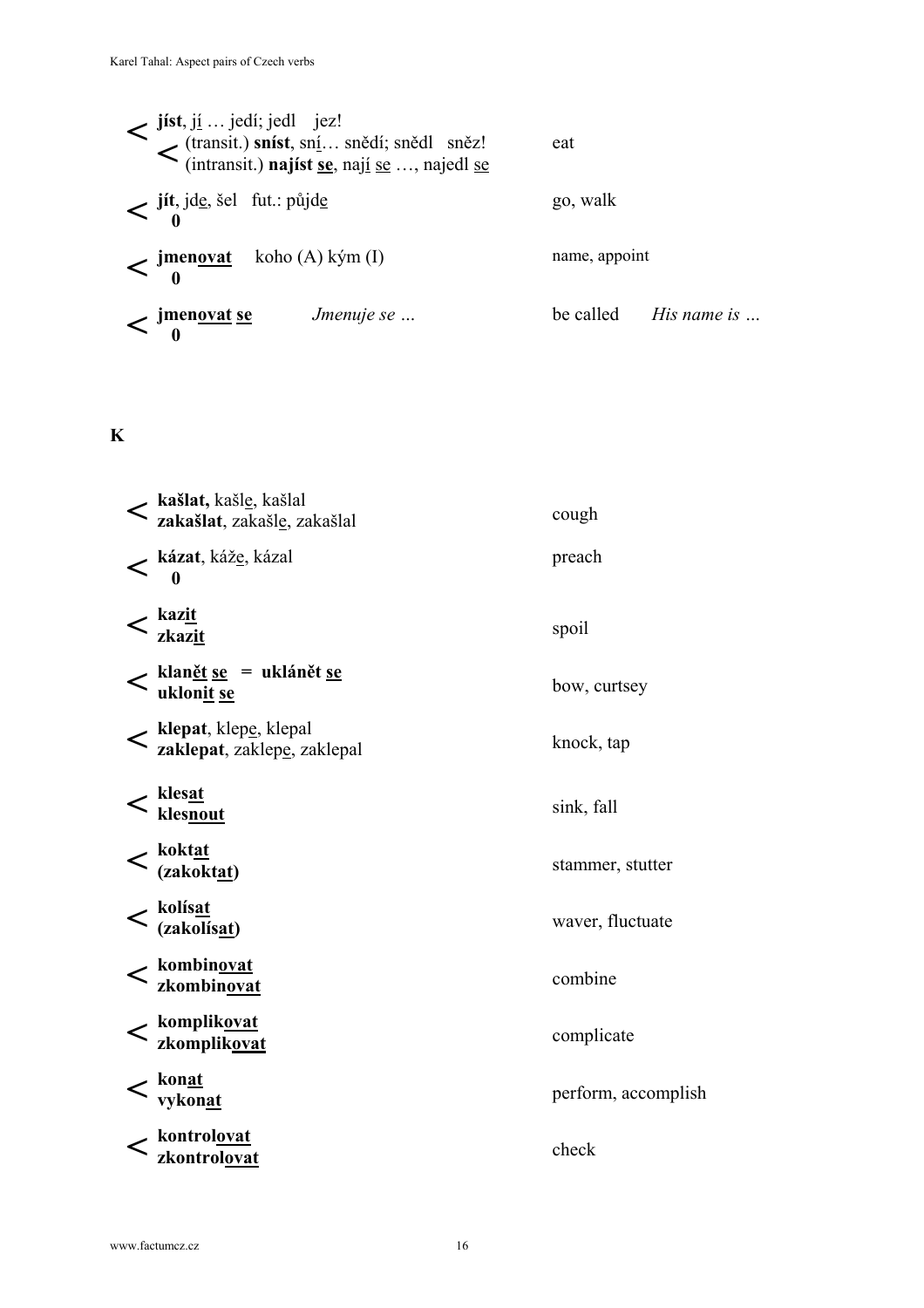| | | |
|---|---|---|
| < | **jíst**, j<u>í</u> … jedí; jedl jez!<br>< (transit.) **sníst**, sn<u>í</u>… snědí; snědl sněz!<br>< (intransit.) **najíst <u>se</u>**, naj<u>í</u> <u>se</u> …, najedl <u>se</u> | eat |
| < | **jít**, jd<u>e</u>, šel fut.: půjd<u>e</u><br>**0** | go, walk |
| < | **jmen<u>ovat</u>** koho (A) kým (I)<br>**0** | name, appoint |
| < | **jmen<u>ovat</u> <u>se</u>** *Jmenuje se …*<br>**0** | be called *His name is …* |

## K

| | | |
|---|---|---|
| < | **kašlat,** kašl<u>e</u>, kašlal<br>**zakašlat**, zakašl<u>e</u>, zakašlal | cough |
| < | **kázat**, káž<u>e</u>, kázal<br>**0** | preach |
| < | **kaz<u>it</u>**<br>**zkaz<u>it</u>** | spoil |
| < | **klan<u>ět</u> <u>se</u>** = **ukláně<u>t</u> <u>se</u>**<br>**uklon<u>it</u> <u>se</u>** | bow, curtsey |
| < | **klepat**, klep<u>e</u>, klepal<br>**zaklepat**, zaklep<u>e</u>, zaklepal | knock, tap |
| < | **kles<u>at</u>**<br>**kles<u>nout</u>** | sink, fall |
| < | **kokt<u>at</u>**<br>**(zakokt<u>at</u>)** | stammer, stutter |
| < | **kolís<u>at</u>**<br>**(zakolís<u>at</u>)** | waver, fluctuate |
| < | **kombin<u>ovat</u>**<br>**zkombin<u>ovat</u>** | combine |
| < | **kompli<u>kovat</u>**<br>**zkompli<u>kovat</u>** | complicate |
| < | **kon<u>at</u>**<br>**vykon<u>at</u>** | perform, accomplish |
| < | **kontrol<u>ovat</u>**<br>**zkontrol<u>ovat</u>** | check |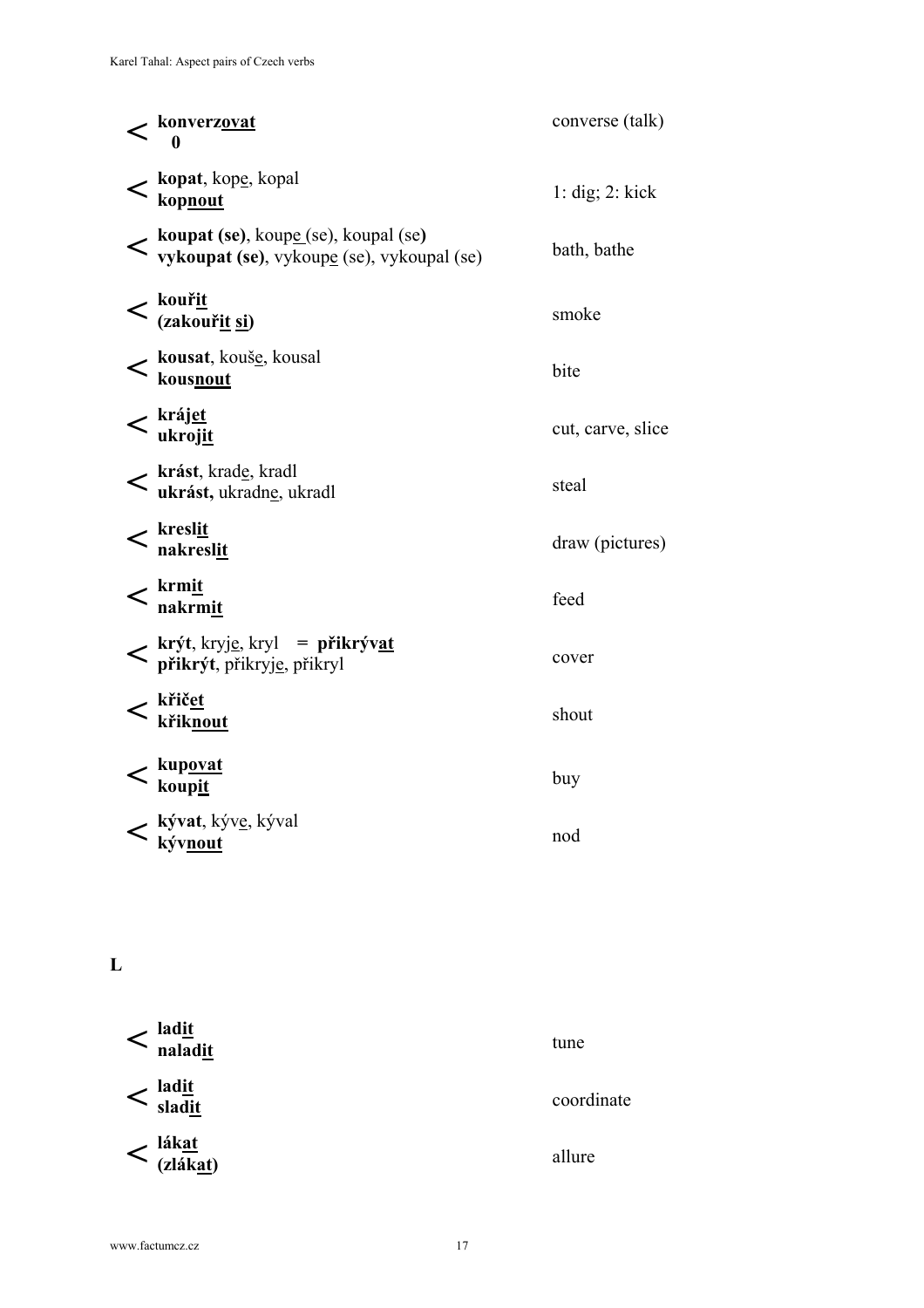| | Verb pair | Meaning |
|---|---|---|
| < | **konverz<u>ovat</u>**<br>**0** | converse (talk) |
| < | **kopat**, kop<u>e</u>, kopal<br>**kop<u>nout</u>** | 1: dig; 2: kick |
| < | **koupat (se)**, koup<u>e</u> (se), koupal (se**)**<br>**vykoupat (se)**, vykoup<u>e</u> (se), vykoupal (se) | bath, bathe |
| < | **kouř<u>it</u>**<br>**(zakouř<u>it</u> <u>si</u>)** | smoke |
| < | **kousat**, kouš<u>e</u>, kousal<br>**kous<u>nout</u>** | bite |
| < | **kráj<u>et</u>**<br>**ukroj<u>it</u>** | cut, carve, slice |
| < | **krást**, krad<u>e</u>, kradl<br>**ukrást,** ukradn<u>e</u>, ukradl | steal |
| < | **kresl<u>it</u>**<br>**nakresl<u>it</u>** | draw (pictures) |
| < | **krm<u>it</u>**<br>**nakrm<u>it</u>** | feed |
| < | **krýt**, kryj<u>e</u>, kryl **= přikrýv<u>at</u>**<br>**přikrýt**, přikryj<u>e</u>, přikryl | cover |
| < | **křič<u>et</u>**<br>**křik<u>nout</u>** | shout |
| < | **kup<u>ovat</u>**<br>**koup<u>it</u>** | buy |
| < | **kývat**, kýv<u>e</u>, kýval<br>**kýv<u>nout</u>** | nod |

**L**

| | Verb pair | Meaning |
|---|---|---|
| < | **lad<u>it</u>**<br>**nalad<u>it</u>** | tune |
| < | **lad<u>it</u>**<br>**slad<u>it</u>** | coordinate |
| < | **lák<u>at</u>**<br>**(zlák<u>at</u>)** | allure |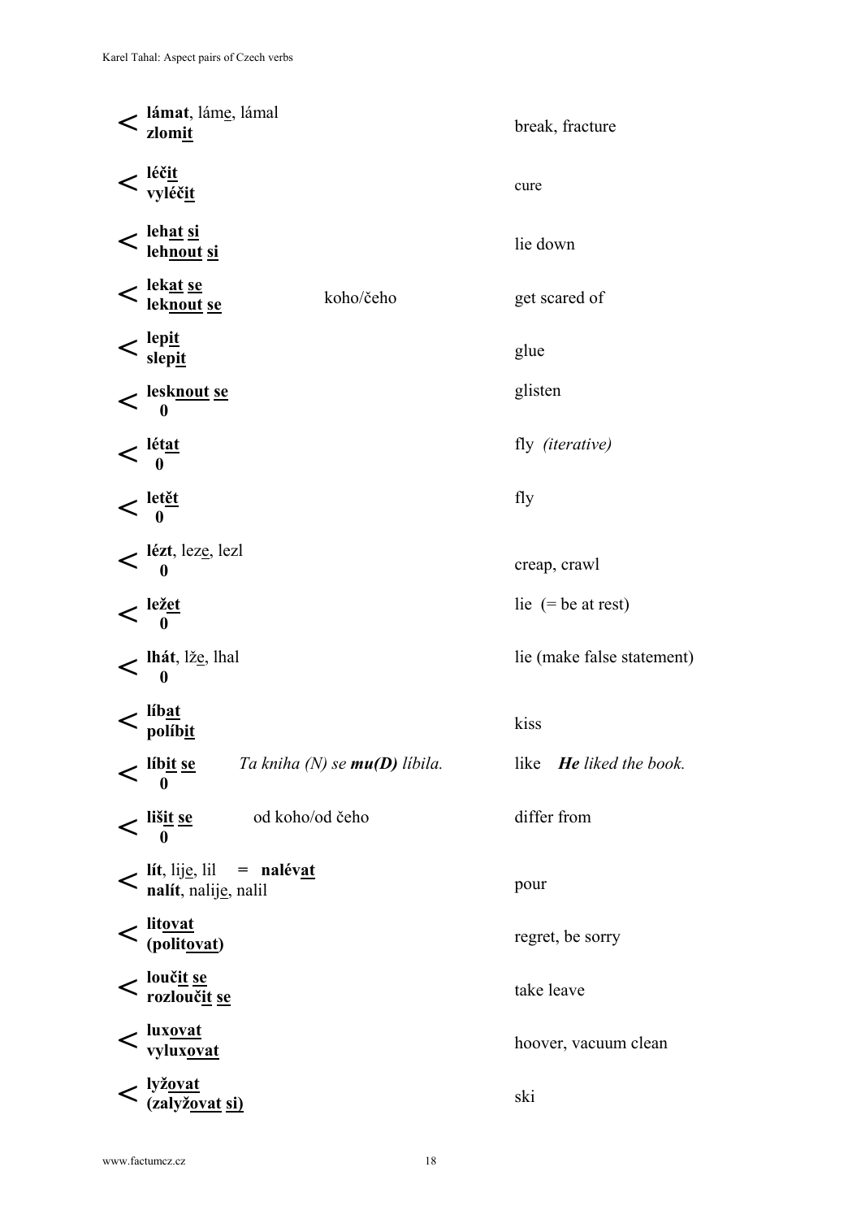| | | |
|---|---|---|
| < **lámat**, lám<u>e</u>, lámal<br>**zlom<u>it</u>** | | break, fracture |
| < **léč<u>it</u>**<br>**vyléč<u>it</u>** | | cure |
| < **leh<u>at</u> <u>si</u>**<br>**leh<u>nout</u> <u>si</u>** | | lie down |
| < **lek<u>at</u> <u>se</u>**<br>**lek<u>nout</u> <u>se</u>** | koho/čeho | get scared of |
| < **lep<u>it</u>**<br>**slep<u>it</u>** | | glue |
| < **lesk<u>nout</u> <u>se</u>**<br>**0** | | glisten |
| < **lét<u>at</u>**<br>**0** | | fly *(iterative)* |
| < **let<u>ět</u>**<br>**0** | | fly |
| < **lézt**, lez<u>e</u>, lezl<br>**0** | | creap, crawl |
| < **lež<u>et</u>**<br>**0** | | lie (= be at rest) |
| < **lhát**, lž<u>e</u>, lhal<br>**0** | | lie (make false statement) |
| < **líb<u>at</u>**<br>**políb<u>it</u>** | | kiss |
| < **líb<u>it</u> <u>se</u>**<br>**0** | *Ta kniha (N) se **mu(D)** líbila.* | like ***He** liked the book.* |
| < **liš<u>it</u> <u>se</u>**<br>**0** | od koho/od čeho | differ from |
| < **lít**, lij<u>e</u>, lil = **nalév<u>at</u>**<br>**nalít**, nalij<u>e</u>, nalil | | pour |
| < **lit<u>ovat</u>**<br>**(polit<u>ovat</u>)** | | regret, be sorry |
| < **louč<u>it</u> <u>se</u>**<br>**rozlouč<u>it</u> <u>se</u>** | | take leave |
| < **lux<u>ovat</u>**<br>**vylux<u>ovat</u>** | | hoover, vacuum clean |
| < **lyž<u>ovat</u>**<br>**(zalyž<u>ovat</u> <u>si</u>)** | | ski |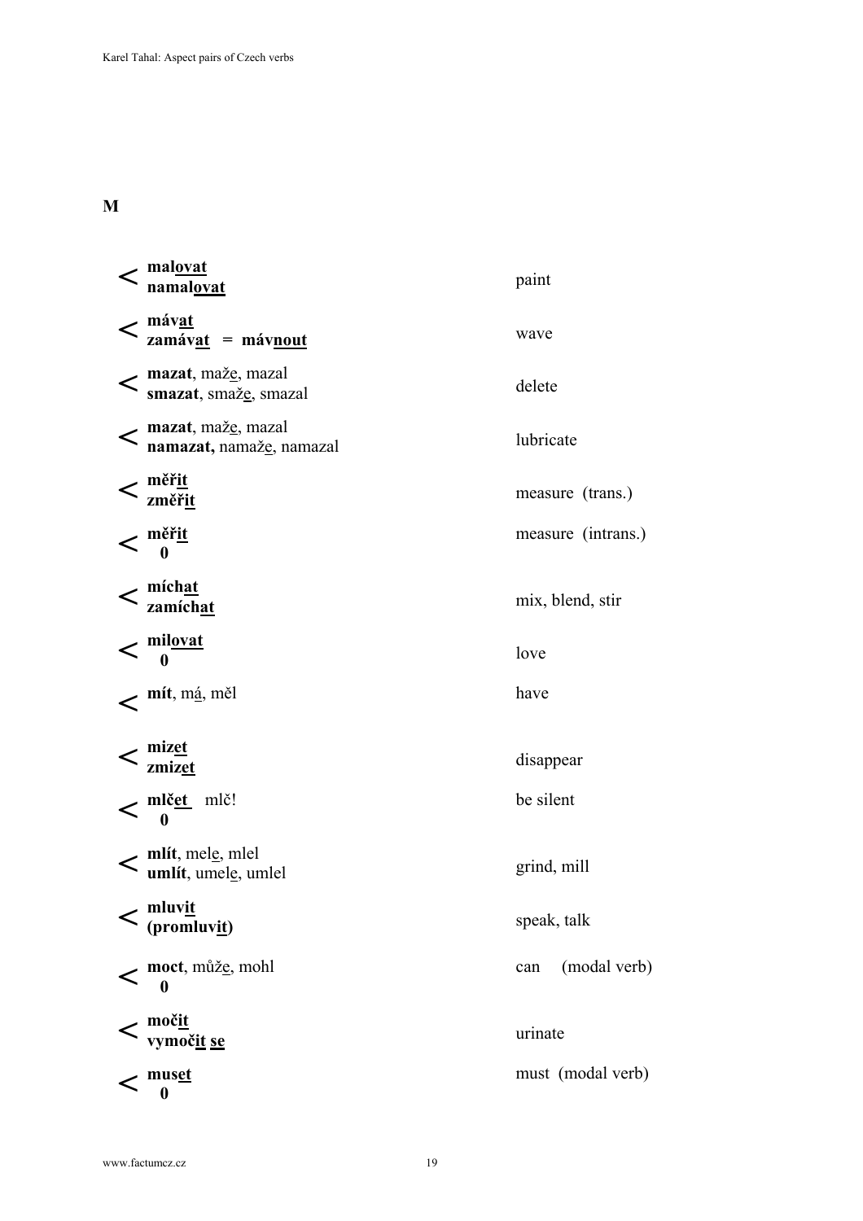## M

| | | |
|---|---|---|
| < | **mal<u>ovat</u>**<br>**namal<u>ovat</u>** | paint |
| < | **máv<u>at</u>**<br>**zamáv<u>at</u>** = **máv<u>nout</u>** | wave |
| < | **mazat**, maž<u>e</u>, mazal<br>**smazat**, smaž<u>e</u>, smazal | delete |
| < | **mazat**, maž<u>e</u>, mazal<br>**namazat,** namaž<u>e</u>, namazal | lubricate |
| < | **měř<u>it</u>**<br>**změř<u>it</u>** | measure (trans.) |
| < | **měř<u>it</u>**<br>**0** | measure (intrans.) |
| < | **mích<u>at</u>**<br>**zamích<u>at</u>** | mix, blend, stir |
| < | **mil<u>ovat</u>**<br>**0** | love |
| < | **mít**, m<u>á</u>, měl | have |
| < | **miz<u>et</u>**<br>**zmiz<u>et</u>** | disappear |
| < | **mlč<u>et</u>** mlč!<br>**0** | be silent |
| < | **mlít**, mel<u>e</u>, mlel<br>**umlít**, umel<u>e</u>, umlel | grind, mill |
| < | **mluv<u>it</u>**<br>**(promluv<u>it</u>)** | speak, talk |
| < | **moct**, můž<u>e</u>, mohl<br>**0** | can (modal verb) |
| < | **moč<u>it</u>**<br>**vymoč<u>it</u> <u>se</u>** | urinate |
| < | **mus<u>et</u>**<br>**0** | must (modal verb) |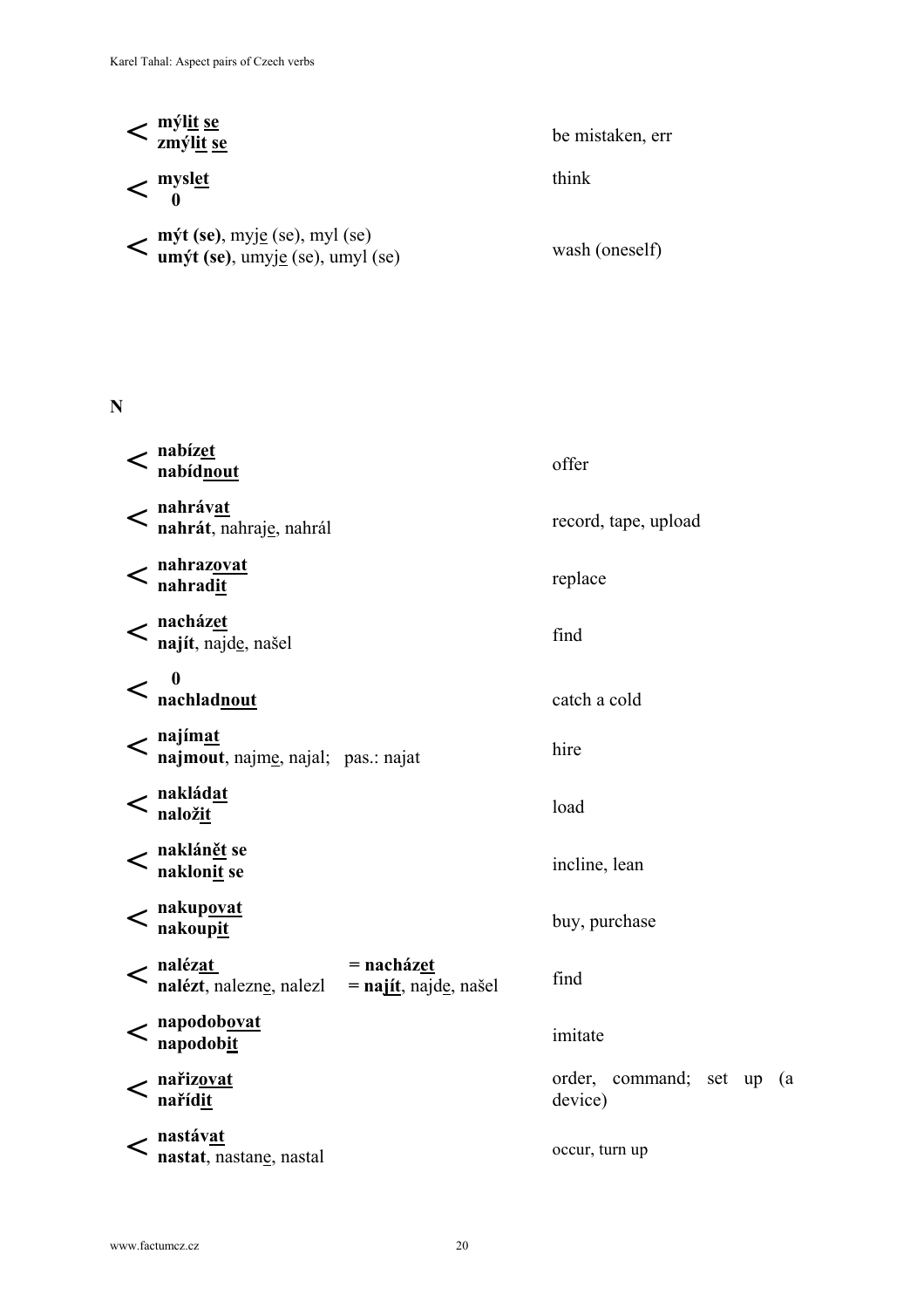| | | |
|---|---|---|
| < | **mýl<u>it</u> <u>se</u>**<br>**zmýl<u>it</u> <u>se</u>** | be mistaken, err |
| < | **mysl<u>et</u>**<br>**0** | think |
| < | **mýt (se)**, myj<u>e</u> (se), myl (se)<br>**umýt (se)**, umyj<u>e</u> (se), umyl (se) | wash (oneself) |

**N**

| | | |
|---|---|---|
| < | **nabíz<u>et</u>**<br>**nabíd<u>nout</u>** | offer |
| < | **nahráv<u>at</u>**<br>**nahrát**, nahraj<u>e</u>, nahrál | record, tape, upload |
| < | **nahraz<u>ovat</u>**<br>**nahrad<u>it</u>** | replace |
| < | **nacház<u>et</u>**<br>**najít**, najd<u>e</u>, našel | find |
| < | **0**<br>**nachlad<u>nout</u>** | catch a cold |
| < | **najím<u>at</u>**<br>**najmout**, najm<u>e</u>, najal; pas.: najat | hire |
| < | **naklád<u>at</u>**<br>**nalož<u>it</u>** | load |
| < | **naklán<u>ět</u> se**<br>**naklon<u>it</u> se** | incline, lean |
| < | **nakup<u>ovat</u>**<br>**nakoup<u>it</u>** | buy, purchase |
| < | **naléz<u>at</u>** = **nacház<u>et</u>**<br>**nalézt**, nalezn<u>e</u>, nalezl = **na<u>jí</u>t**, najd<u>e</u>, našel | find |
| < | **napodob<u>ovat</u>**<br>**napodob<u>it</u>** | imitate |
| < | **nařiz<u>ovat</u>**<br>**nařízd<u>it</u>** | order, command; set up (a device) |
| < | **nastáv<u>at</u>**<br>**nastat**, nastan<u>e</u>, nastal | occur, turn up |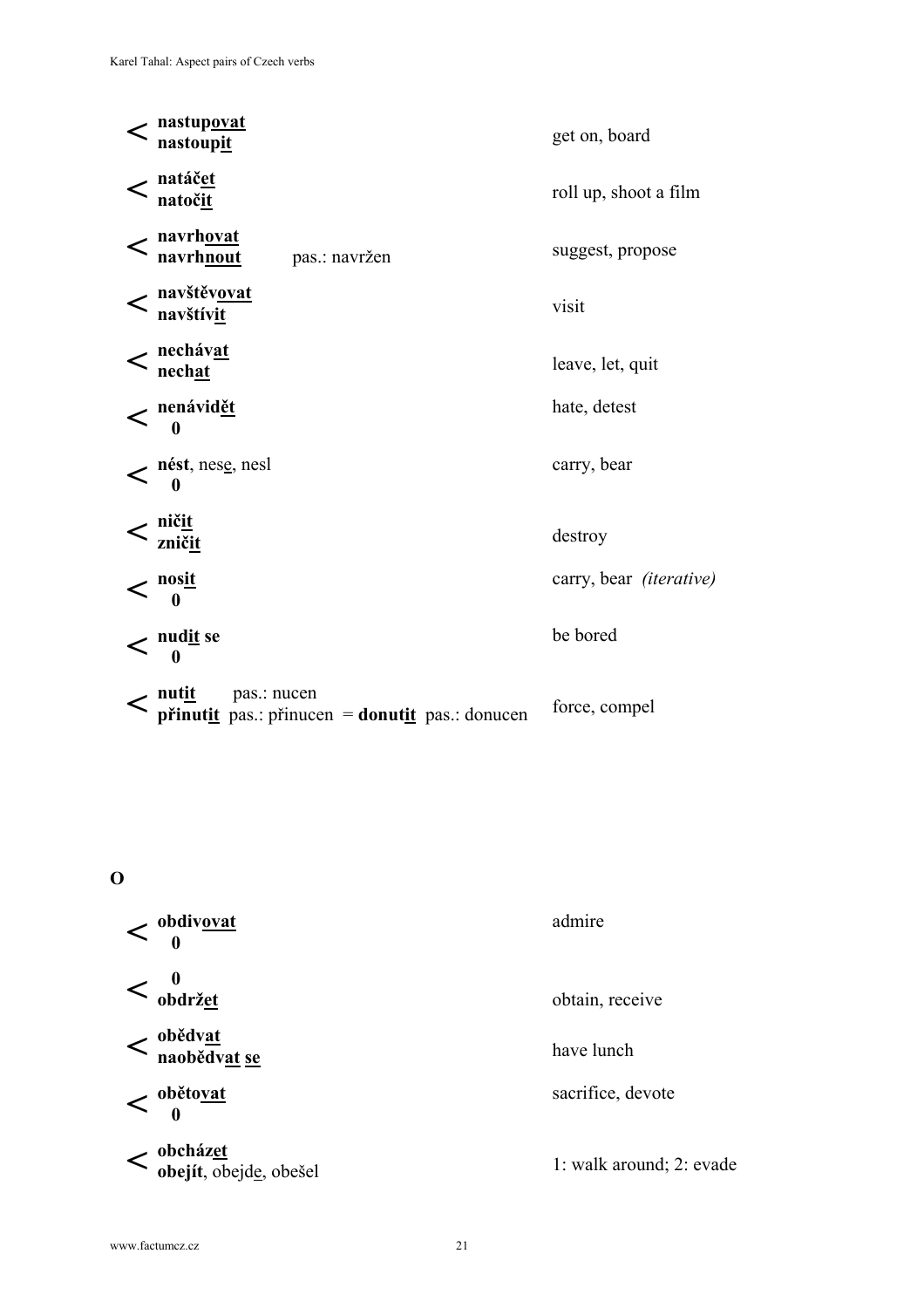< **nastupovat**
**nastoupit** — get on, board

< **natáčet**
**natočit** — roll up, shoot a film

< **navrhovat**
**navrhnout** pas.: navržen — suggest, propose

< **navštěvovat**
**navštívit** — visit

< **nechávat**
**nechat** — leave, let, quit

< **nenávidět**
**0** — hate, detest

< **nést**, nese, nesl
**0** — carry, bear

< **ničit**
**zničit** — destroy

< **nosit**
**0** — carry, bear *(iterative)*

< **nudit se**
**0** — be bored

< **nutit** pas.: nucen
**přinutit** pas.: přinucen = **donutit** pas.: donucen — force, compel

## O

< **obdivovat**
**0** — admire

< **0**
**obdržet** — obtain, receive

< **obědvat**
**naobědvat se** — have lunch

< **obětovat**
**0** — sacrifice, devote

< **obcházet**
**obejít**, obejde, obešel — 1: walk around; 2: evade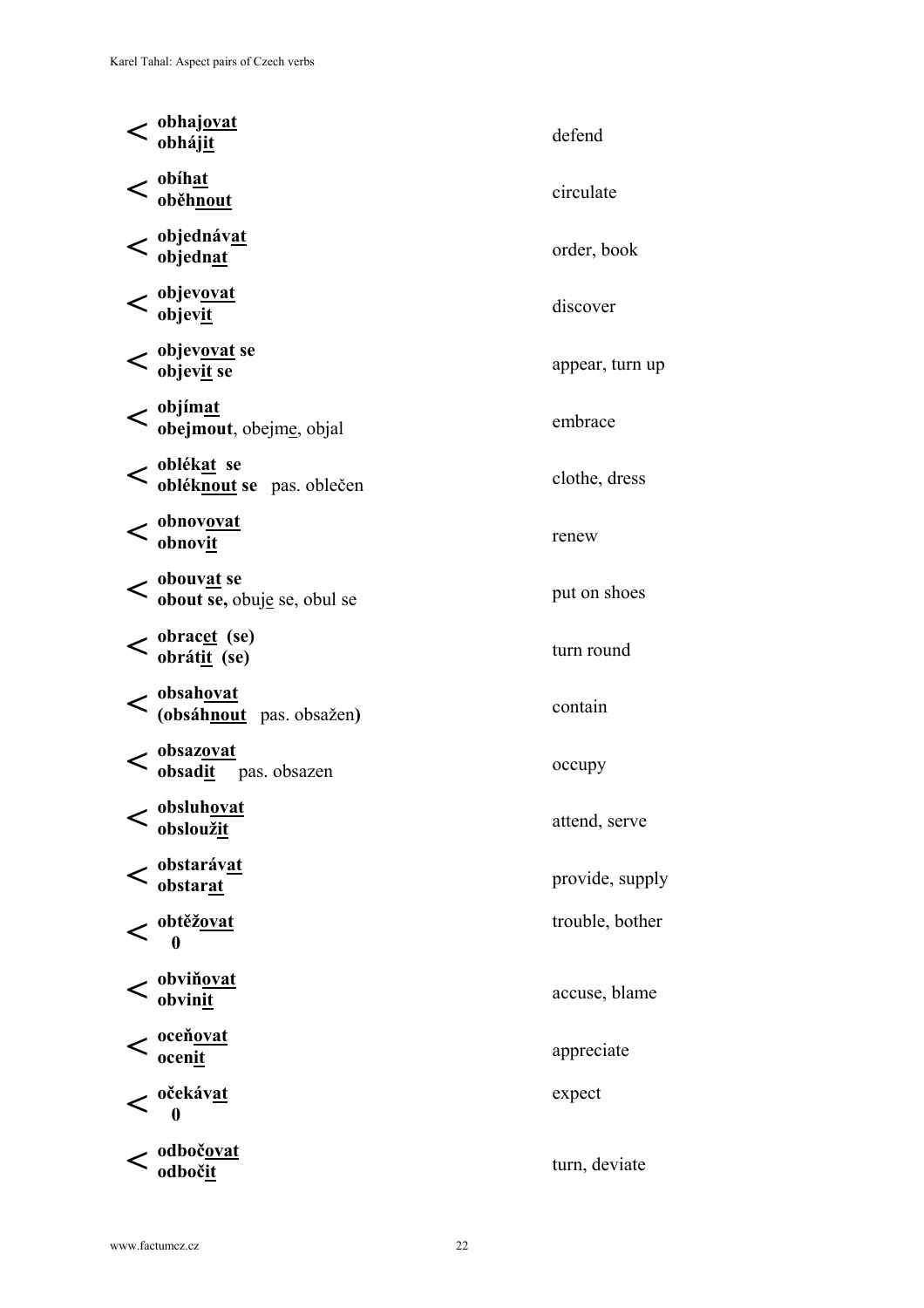| | | |
|---|---|---|
| < | **obhajovat**<br>**obhájit** | defend |
| < | **obíhat**<br>**oběhnout** | circulate |
| < | **objednávat**<br>**objednat** | order, book |
| < | **objevovat**<br>**objevit** | discover |
| < | **objevovat se**<br>**objevit se** | appear, turn up |
| < | **objímat**<br>**obejmout**, obejme, objal | embrace |
| < | **oblékat se**<br>**obléknout se** pas. oblečen | clothe, dress |
| < | **obnovovat**<br>**obnovit** | renew |
| < | **obouvat se**<br>**obout se,** obuje se, obul se | put on shoes |
| < | **obracet (se)**<br>**obrátit (se)** | turn round |
| < | **obsahovat**<br>**(obsáhnout** pas. obsažen**)** | contain |
| < | **obsazovat**<br>**obsadit** pas. obsazen | occupy |
| < | **obsluhovat**<br>**obsloužit** | attend, serve |
| < | **obstarávat**<br>**obstarat** | provide, supply |
| < | **obtěžovat**<br>**0** | trouble, bother |
| < | **obviňovat**<br>**obvinit** | accuse, blame |
| < | **oceňovat**<br>**ocenit** | appreciate |
| < | **očekávat**<br>**0** | expect |
| < | **odbočovat**<br>**odbočit** | turn, deviate |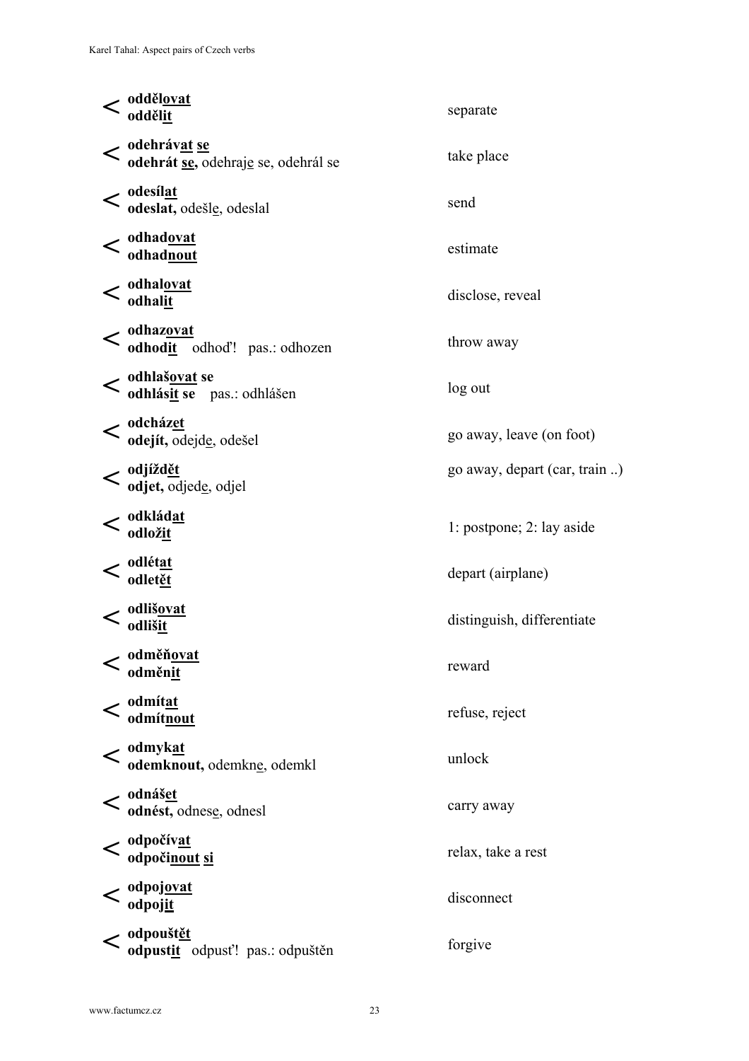| | Verb pair | English |
|---|---|---|
| < | **odděl<u>ovat</u>**<br>**odděl<u>it</u>** | separate |
| < | **odehráv<u>at</u> <u>se</u>**<br>**odehrát <u>se</u>,** odehraj<u>e</u> se, odehrál se | take place |
| < | **odesíl<u>at</u>**<br>**odeslat,** odešl<u>e</u>, odeslal | send |
| < | **odhad<u>ovat</u>**<br>**odhad<u>nout</u>** | estimate |
| < | **odhal<u>ovat</u>**<br>**odhal<u>it</u>** | disclose, reveal |
| < | **odhaz<u>ovat</u>**<br>**odhod<u>it</u>** odhoď! pas.: odhozen | throw away |
| < | **odhlaš<u>ovat</u> se**<br>**odhlás<u>it</u> se** pas.: odhlášen | log out |
| < | **odcház<u>et</u>**<br>**odejít,** odejd<u>e</u>, odešel | go away, leave (on foot) |
| < | **odjížd<u>ět</u>**<br>**odjet,** odjed<u>e</u>, odjel | go away, depart (car, train ..) |
| < | **odklád<u>at</u>**<br>**odlož<u>it</u>** | 1: postpone; 2: lay aside |
| < | **odlét<u>at</u>**<br>**odlet<u>ět</u>** | depart (airplane) |
| < | **odliš<u>ovat</u>**<br>**odliš<u>it</u>** | distinguish, differentiate |
| < | **odměň<u>ovat</u>**<br>**odměn<u>it</u>** | reward |
| < | **odmít<u>at</u>**<br>**odmít<u>nout</u>** | refuse, reject |
| < | **odmyk<u>at</u>**<br>**odemknout,** odemkn<u>e</u>, odemkl | unlock |
| < | **odnáš<u>et</u>**<br>**odnést,** odnes<u>e</u>, odnesl | carry away |
| < | **odpočív<u>at</u>**<br>**odpoči<u>nout</u> <u>si</u>** | relax, take a rest |
| < | **odpoj<u>ovat</u>**<br>**odpoj<u>it</u>** | disconnect |
| < | **odpoušt<u>ět</u>**<br>**odpust<u>it</u>** odpusť! pas.: odpuštěn | forgive |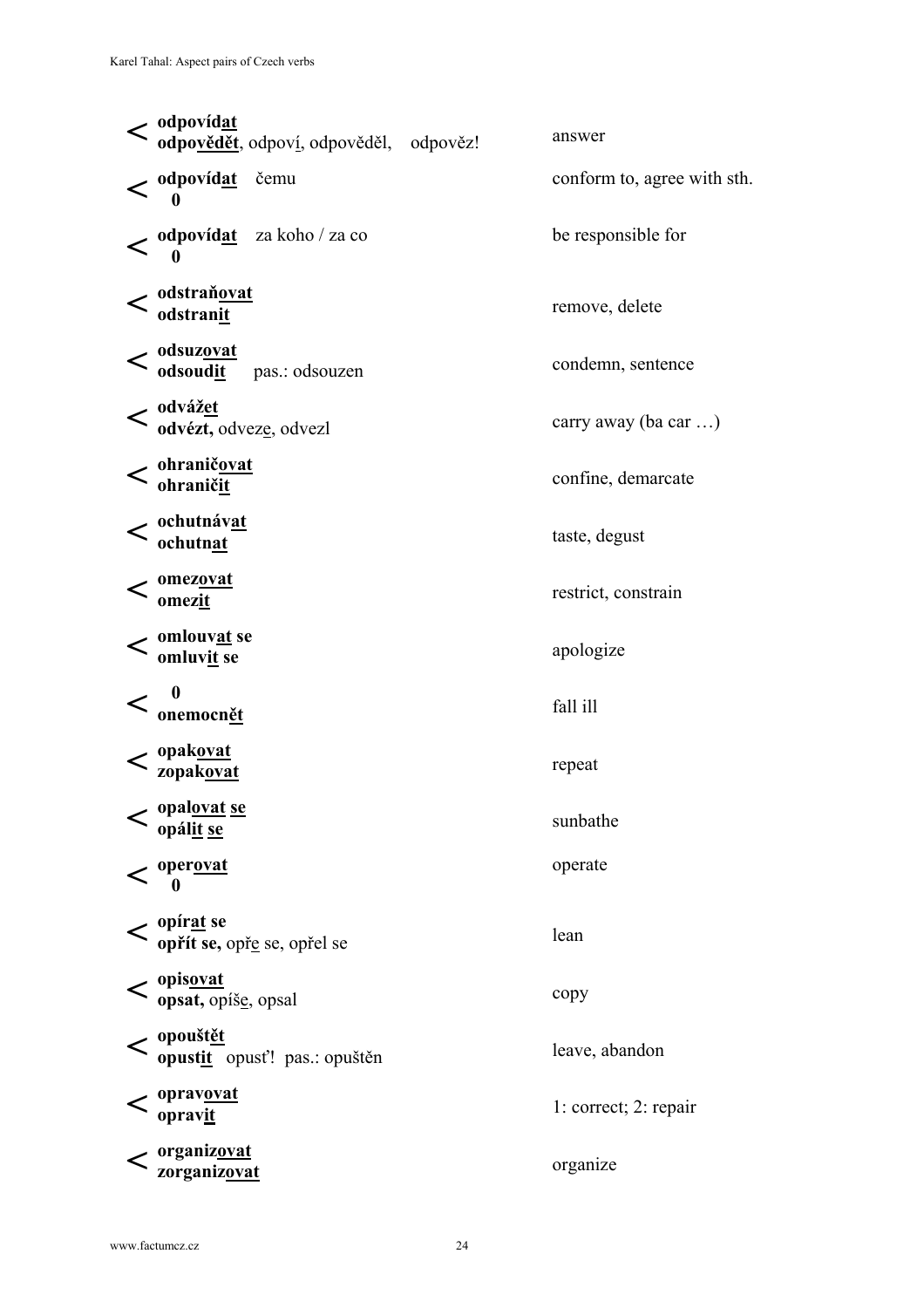| | Verb pair | Meaning |
|---|---|---|
| < | **odpovídat**<br>**odpovědět**, odpoví, odpověděl, odpověz! | answer |
| < | **odpovídat** čemu<br>**0** | conform to, agree with sth. |
| < | **odpovídat** za koho / za co<br>**0** | be responsible for |
| < | **odstraňovat**<br>**odstranit** | remove, delete |
| < | **odsuzovat**<br>**odsoudit** pas.: odsouzen | condemn, sentence |
| < | **odvážet**<br>**odvézt,** odveze, odvezl | carry away (ba car …) |
| < | **ohraničovat**<br>**ohraničit** | confine, demarcate |
| < | **ochutnávat**<br>**ochutnat** | taste, degust |
| < | **omezovat**<br>**omezit** | restrict, constrain |
| < | **omlouvat se**<br>**omluvit se** | apologize |
| < | **0**<br>**onemocnět** | fall ill |
| < | **opakovat**<br>**zopakovat** | repeat |
| < | **opalovat se**<br>**opálit se** | sunbathe |
| < | **operovat**<br>**0** | operate |
| < | **opírat se**<br>**opřít se,** opře se, opřel se | lean |
| < | **opisovat**<br>**opsat,** opíše, opsal | copy |
| < | **opouštět**<br>**opustit** opusť! pas.: opuštěn | leave, abandon |
| < | **opravovat**<br>**opravit** | 1: correct; 2: repair |
| < | **organizovat**<br>**zorganizovat** | organize |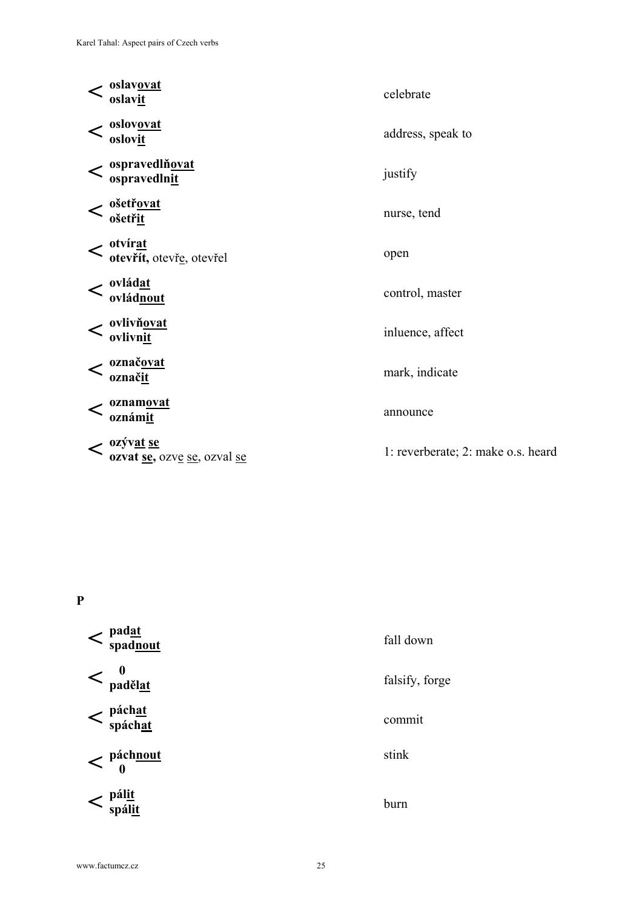| | | |
|---|---|---|
| < | **oslav<u>ovat</u>**<br>**oslav<u>it</u>** | celebrate |
| < | **oslov<u>ovat</u>**<br>**oslov<u>it</u>** | address, speak to |
| < | **ospravedlň<u>ovat</u>**<br>**ospravedln<u>it</u>** | justify |
| < | **ošetř<u>ovat</u>**<br>**ošetř<u>it</u>** | nurse, tend |
| < | **otvír<u>at</u>**<br>**otevřít,** otevř<u>e</u>, otevřel | open |
| < | **ovlád<u>at</u>**<br>**ovlád<u>nout</u>** | control, master |
| < | **ovlivň<u>ovat</u>**<br>**ovlivn<u>it</u>** | inluence, affect |
| < | **označ<u>ovat</u>**<br>**označ<u>it</u>** | mark, indicate |
| < | **oznam<u>ovat</u>**<br>**oznám<u>it</u>** | announce |
| < | **ozýv<u>at se</u>**<br>**ozvat <u>se</u>,** ozv<u>e</u> <u>se</u>, ozval <u>se</u> | 1: reverberate; 2: make o.s. heard |

**P**

| | | |
|---|---|---|
| < | **pad<u>at</u>**<br>**spad<u>nout</u>** | fall down |
| < | **0**<br>**paděl<u>at</u>** | falsify, forge |
| < | **pách<u>at</u>**<br>**spách<u>at</u>** | commit |
| < | **pách<u>nout</u>**<br>**0** | stink |
| < | **pál<u>it</u>**<br>**spál<u>it</u>** | burn |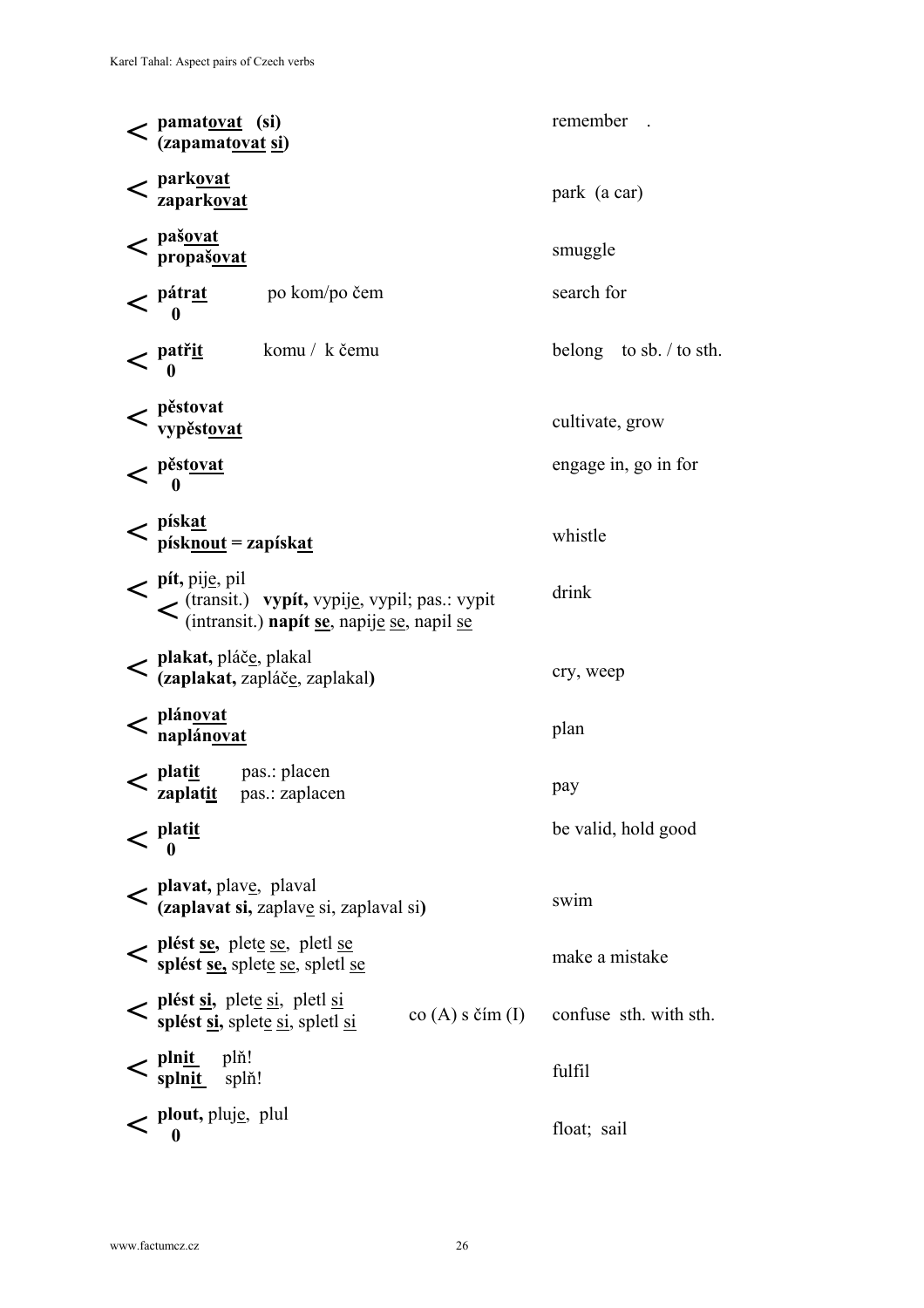| | | | |
|---|---|---|---|
| < | **pamatovat (si)**<br>**(zapamatovat si)** | | remember . |
| < | **parkovat**<br>**zaparkovat** | | park (a car) |
| < | **pašovat**<br>**propašovat** | | smuggle |
| < | **pátrat**<br>**0** | po kom/po čem | search for |
| < | **patřit**<br>**0** | komu / k čemu | belong to sb. / to sth. |
| < | **pěstovat**<br>**vypěstovat** | | cultivate, grow |
| < | **pěstovat**<br>**0** | | engage in, go in for |
| < | **pískat**<br>**písknout = zapískat** | | whistle |
| < | **pít,** pije, pil<br>< (transit.) **vypít,** vypije, vypil; pas.: vypit<br>(intransit.) **napít se**, napije se, napil se | | drink |
| < | **plakat,** pláče, plakal<br>**(zaplakat,** zapláče, zaplakal**)** | | cry, weep |
| < | **plánovat**<br>**naplánovat** | | plan |
| < | **platit** pas.: placen<br>**zaplatit** pas.: zaplacen | | pay |
| < | **platit**<br>**0** | | be valid, hold good |
| < | **plavat,** plave, plaval<br>**(zaplavat si,** zaplave si, zaplaval si**)** | | swim |
| < | **plést se,** plete se, pletl se<br>**splést se,** splete se, spletl se | | make a mistake |
| < | **plést si,** plete si, pletl si<br>**splést si,** splete si, spletl si | co (A) s čím (I) | confuse sth. with sth. |
| < | **plnit** plň!<br>**splnit** splň! | | fulfil |
| < | **plout,** pluje, plul<br>**0** | | float; sail |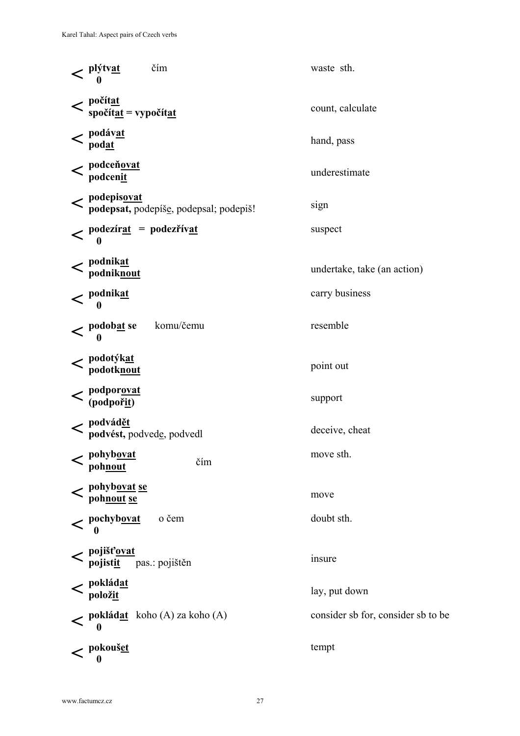| | Verb | Construction | English |
|---|---|---|---|
| < | **plýtv<u>at</u>**<br>**0** | čím | waste sth. |
| < | **počít<u>at</u>**<br>**spočít<u>at</u> = vypočít<u>at</u>** | | count, calculate |
| < | **podáv<u>at</u>**<br>**pod<u>at</u>** | | hand, pass |
| < | **podceň<u>ovat</u>**<br>**podcen<u>it</u>** | | underestimate |
| < | **podepis<u>ovat</u>**<br>**podepsat,** podepíš<u>e</u>, podepsal; podepiš! | | sign |
| < | **podezír<u>at</u> = podezřív<u>at</u>**<br>**0** | | suspect |
| < | **podnik<u>at</u>**<br>**podnik<u>nout</u>** | | undertake, take (an action) |
| < | **podnik<u>at</u>**<br>**0** | | carry business |
| < | **podob<u>at</u> se**<br>**0** | komu/čemu | resemble |
| < | **podotýk<u>at</u>**<br>**podotk<u>nout</u>** | | point out |
| < | **podpor<u>ovat</u>**<br>**(podpoř<u>it</u>)** | | support |
| < | **podvád<u>ět</u>**<br>**podvést,** podved<u>e</u>, podvedl | | deceive, cheat |
| < | **pohyb<u>ovat</u>**<br>**poh<u>nout</u>** | čím | move sth. |
| < | **pohyb<u>ovat</u> <u>se</u>**<br>**poh<u>nout</u> <u>se</u>** | | move |
| < | **pochyb<u>ovat</u>**<br>**0** | o čem | doubt sth. |
| < | **pojišť<u>ovat</u>**<br>**pojist<u>it</u>** pas.: pojištěn | | insure |
| < | **poklád<u>at</u>**<br>**polož<u>it</u>** | | lay, put down |
| < | **poklád<u>at</u>**<br>**0** | koho (A) za koho (A) | consider sb for, consider sb to be |
| < | **pokouš<u>et</u>**<br>**0** | | tempt |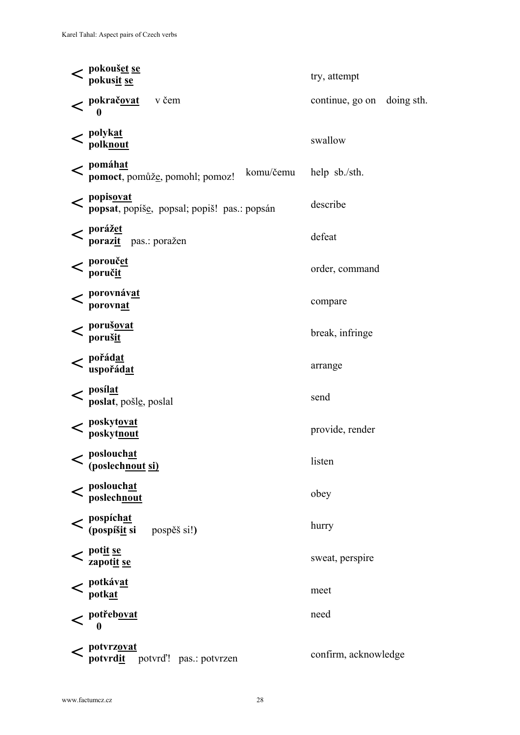| | Verb | | Meaning |
|---|---|---|---|
| < | **pokoušet se**<br>**pokusit se** | | try, attempt |
| < | **pokračovat**<br>**0** | v čem | continue, go on doing sth. |
| < | **polykat**<br>**polknout** | | swallow |
| < | **pomáhat**<br>**pomoct**, pomůže, pomohl; pomoz! | komu/čemu | help sb./sth. |
| < | **popisovat**<br>**popsat**, popíše, popsal; popiš! pas.: popsán | | describe |
| < | **porážet**<br>**porazit** pas.: poražen | | defeat |
| < | **poroučet**<br>**poručit** | | order, command |
| < | **porovnávat**<br>**porovnat** | | compare |
| < | **porušovat**<br>**porušit** | | break, infringe |
| < | **pořádat**<br>**uspořádat** | | arrange |
| < | **posílat**<br>**poslat**, pošle, poslal | | send |
| < | **poskytovat**<br>**poskytnout** | | provide, render |
| < | **poslouchat**<br>**(poslechnout si)** | | listen |
| < | **poslouchat**<br>**poslechnout** | | obey |
| < | **pospíchat**<br>**(pospíšit si** pospěš si!**)** | | hurry |
| < | **potit se**<br>**zapotit se** | | sweat, perspire |
| < | **potkávat**<br>**potkat** | | meet |
| < | **potřebovat**<br>**0** | | need |
| < | **potvrzovat**<br>**potvrdit** potvrď! pas.: potvrzen | | confirm, acknowledge |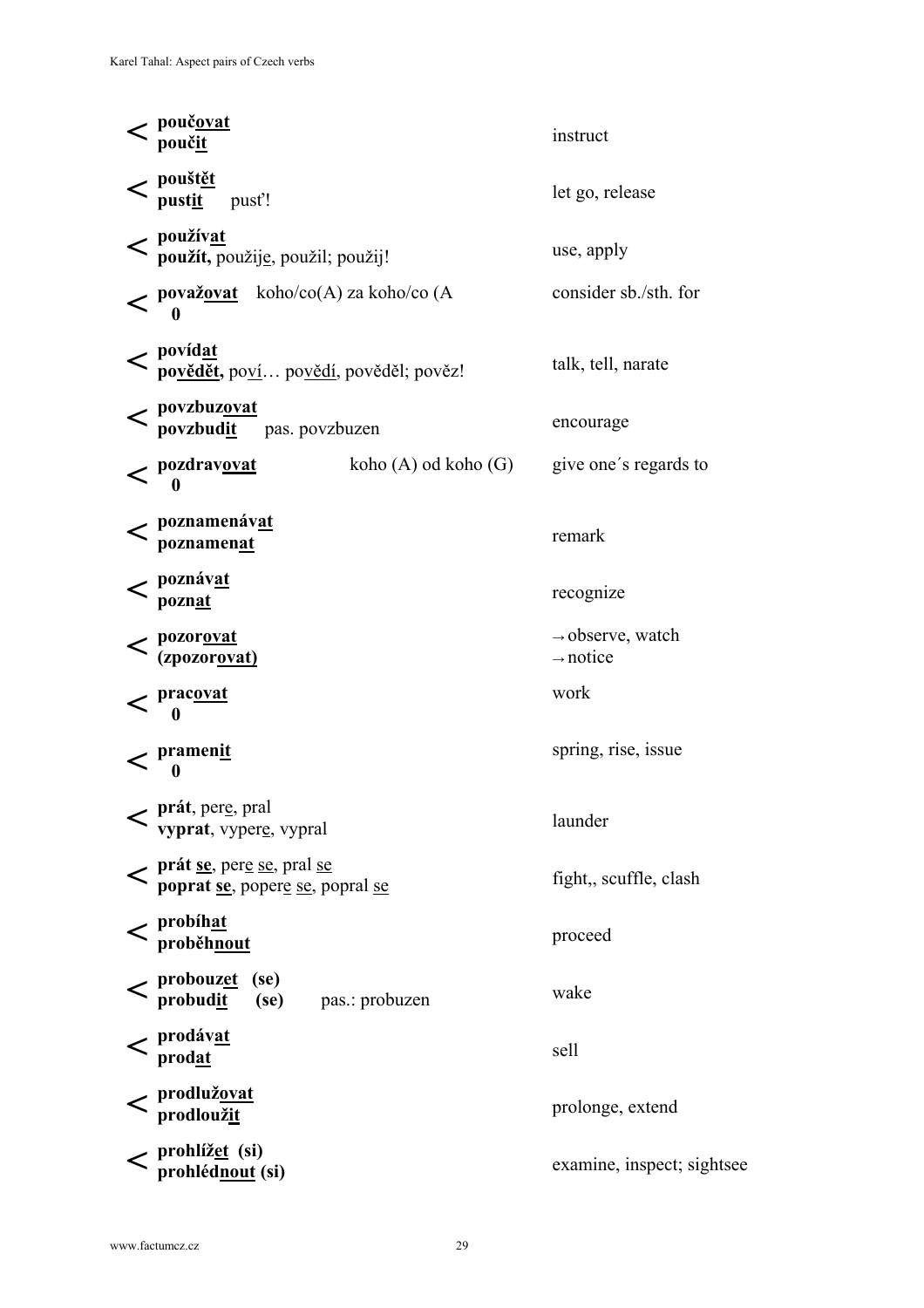| | | |
|---|---|---|
| < | **poučovat**<br>**poučit** | instruct |
| < | **pouštět**<br>**pustit** pusť! | let go, release |
| < | **používat**<br>**použít,** použije, použil; použij! | use, apply |
| < | **považovat** koho/co(A) za koho/co (A<br>**0** | consider sb./sth. for |
| < | **povídat**<br>**povědět,** poví… povědí, pověděl; pověz! | talk, tell, narate |
| < | **povzbuzovat**<br>**povzbudit** pas. povzbuzen | encourage |
| < | **pozdravovat** koho (A) od koho (G)<br>**0** | give one´s regards to |
| < | **poznamenávat**<br>**poznamenat** | remark |
| < | **poznávat**<br>**poznat** | recognize |
| < | **pozorovat**<br>**(zpozorovat)** | → observe, watch<br>→ notice |
| < | **pracovat**<br>**0** | work |
| < | **pramenit**<br>**0** | spring, rise, issue |
| < | **prát**, pere, pral<br>**vyprat**, vypere, vypral | launder |
| < | **prát se**, pere se, pral se<br>**poprat se**, popere se, popral se | fight,, scuffle, clash |
| < | **probíhat**<br>**proběhnout** | proceed |
| < | **probouzet (se)**<br>**probudit (se)** pas.: probuzen | wake |
| < | **prodávat**<br>**prodat** | sell |
| < | **prodlužovat**<br>**prodloužit** | prolonge, extend |
| < | **prohlížet (si)**<br>**prohlédnout (si)** | examine, inspect; sightsee |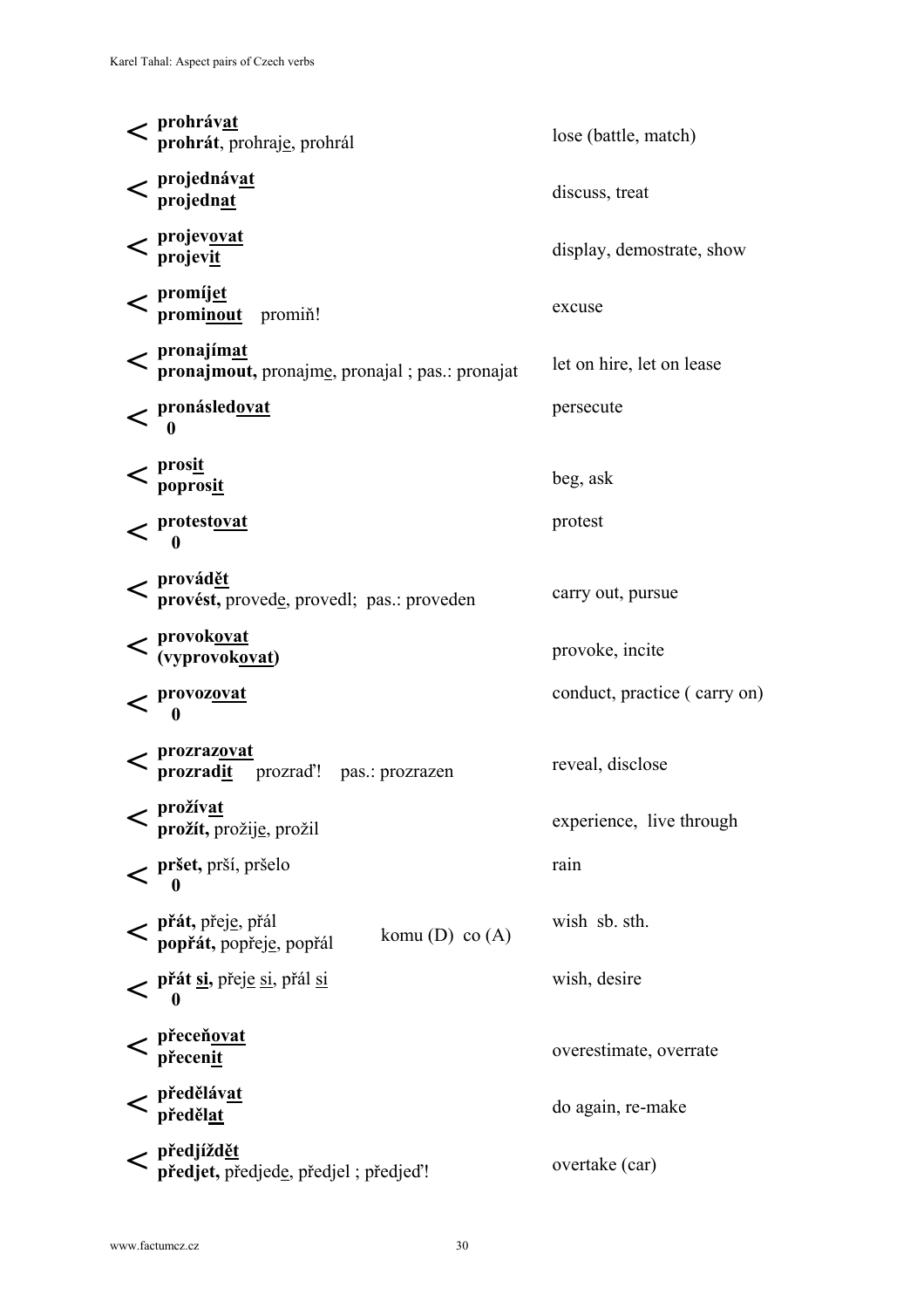| | | | |
|---|---|---|---|
| < | **prohráv<u>at</u>**<br>**prohrát**, prohraj<u>e</u>, prohrál | | lose (battle, match) |
| < | **projednáv<u>at</u>**<br>**projedn<u>at</u>** | | discuss, treat |
| < | **projev<u>ovat</u>**<br>**projev<u>it</u>** | | display, demostrate, show |
| < | **promíj<u>et</u>**<br>**promi<u>nout</u>** promiň! | | excuse |
| < | **pronajím<u>at</u>**<br>**pronajmout,** pronajm<u>e</u>, pronajal ; pas.: pronajat | | let on hire, let on lease |
| < | **pronásled<u>ovat</u>**<br>**0** | | persecute |
| < | **pros<u>it</u>**<br>**popros<u>it</u>** | | beg, ask |
| < | **protest<u>ovat</u>**<br>**0** | | protest |
| < | **provád<u>ět</u>**<br>**provést,** proved<u>e</u>, provedl; pas.: proveden | | carry out, pursue |
| < | **provok<u>ovat</u>**<br>**(vyprovok<u>ovat</u>)** | | provoke, incite |
| < | **provoz<u>ovat</u>**<br>**0** | | conduct, practice ( carry on) |
| < | **prozraz<u>ovat</u>**<br>**prozrad<u>it</u>** prozraď! pas.: prozrazen | | reveal, disclose |
| < | **prožív<u>at</u>**<br>**prožít,** prožij<u>e</u>, prožil | | experience, live through |
| < | **pršet,** prší, pršelo<br>**0** | | rain |
| < | **přát,** přej<u>e</u>, přál<br>**popřát,** popřej<u>e</u>, popřál | komu (D) co (A) | wish sb. sth. |
| < | **přát <u>si</u>,** přej<u>e</u> <u>si</u>, přál <u>si</u><br>**0** | | wish, desire |
| < | **přeceň<u>ovat</u>**<br>**přecen<u>it</u>** | | overestimate, overrate |
| < | **předěláv<u>at</u>**<br>**předěl<u>at</u>** | | do again, re-make |
| < | **předjížd<u>ět</u>**<br>**předjet,** předjed<u>e</u>, předjel ; předjeď! | | overtake (car) |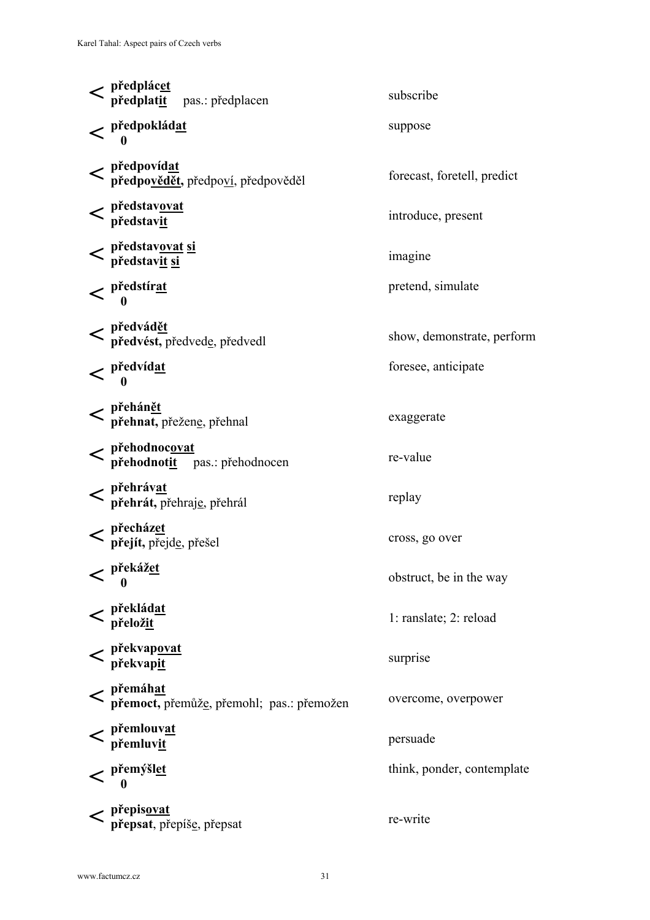| | | |
|---|---|---|
| < | **předplácet**<br>**předplatit** pas.: předplacen | subscribe |
| < | **předpokládat**<br>**0** | suppose |
| < | **předpovídat**<br>**předpovědět,** předpoví, předpověděl | forecast, foretell, predict |
| < | **představovat**<br>**představit** | introduce, present |
| < | **představovat si**<br>**představit si** | imagine |
| < | **předstírat**<br>**0** | pretend, simulate |
| < | **předvádět**<br>**předvést,** předvede, předvedl | show, demonstrate, perform |
| < | **předvídat**<br>**0** | foresee, anticipate |
| < | **přehánět**<br>**přehnat,** přežene, přehnal | exaggerate |
| < | **přehodnocovat**<br>**přehodnotit** pas.: přehodnocen | re-value |
| < | **přehrávat**<br>**přehrát,** přehraje, přehrál | replay |
| < | **přecházet**<br>**přejít,** přejde, přešel | cross, go over |
| < | **překážet**<br>**0** | obstruct, be in the way |
| < | **překládat**<br>**přeložit** | 1: ranslate; 2: reload |
| < | **překvapovat**<br>**překvapit** | surprise |
| < | **přemáhat**<br>**přemoct,** přemůže, přemohl; pas.: přemožen | overcome, overpower |
| < | **přemlouvat**<br>**přemluvit** | persuade |
| < | **přemýšlet**<br>**0** | think, ponder, contemplate |
| < | **přepisovat**<br>**přepsat**, přepíše, přepsat | re-write |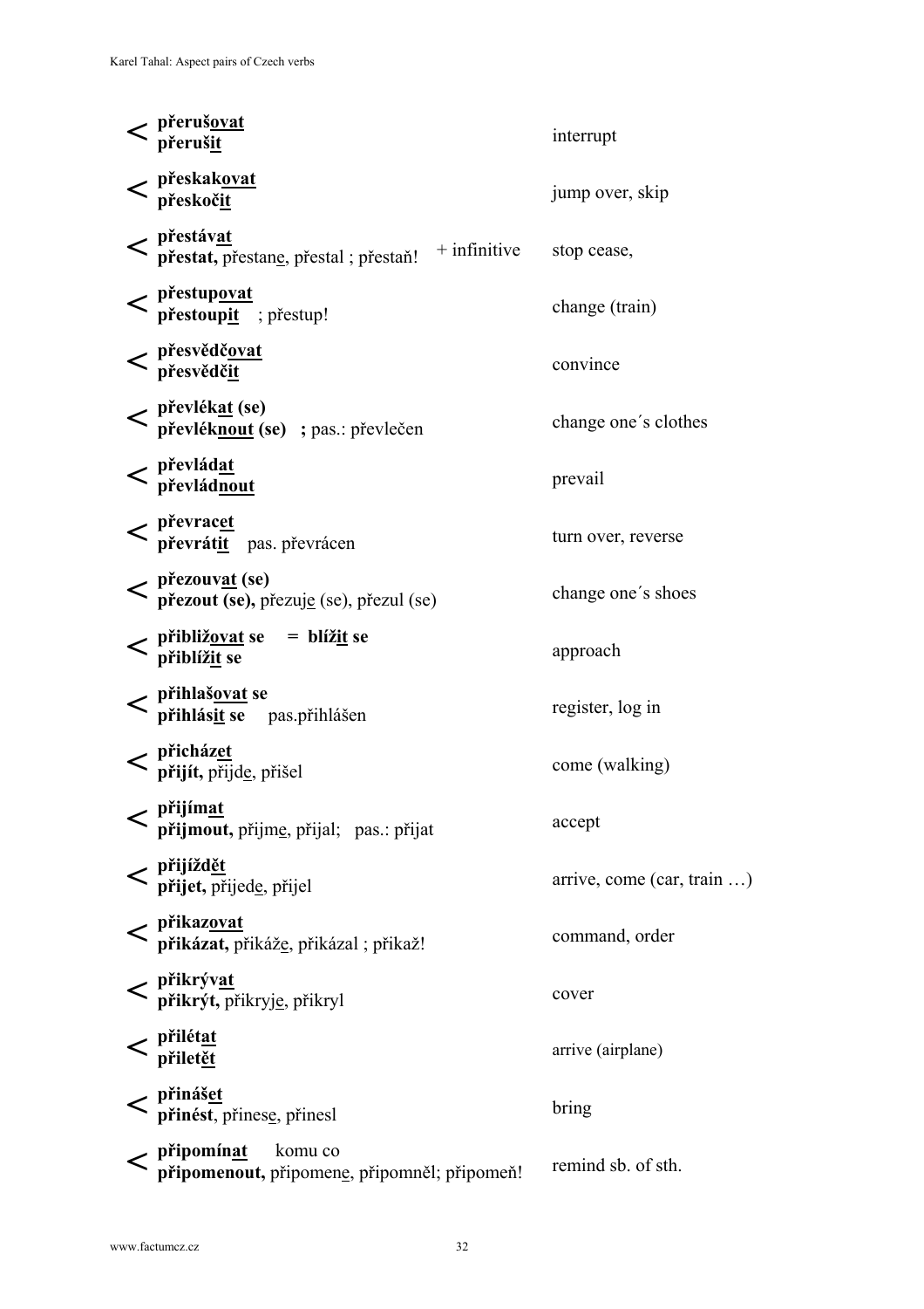| | Verb pair | | Meaning |
|---|---|---|---|
| < | **přerušovat**<br>**přerušit** | | interrupt |
| < | **přeskakovat**<br>**přeskočit** | | jump over, skip |
| < | **přestávat**<br>**přestat,** přestane, přestal ; přestaň! | + infinitive | stop cease, |
| < | **přestupovat**<br>**přestoupit** ; přestup! | | change (train) |
| < | **přesvědčovat**<br>**přesvědčit** | | convince |
| < | **převlékat (se)**<br>**převléknout (se) ;** pas.: převlečen | | change one´s clothes |
| < | **převládat**<br>**převládnout** | | prevail |
| < | **převracet**<br>**převrátit** pas. převrácen | | turn over, reverse |
| < | **přezouvat (se)**<br>**přezout (se),** přezuje (se), přezul (se) | | change one´s shoes |
| < | **přibližovat se** = **blížit se**<br>**přiblížit se** | | approach |
| < | **přihlašovat se**<br>**přihlásit se** pas.přihlášen | | register, log in |
| < | **přicházet**<br>**přijít,** přijde, přišel | | come (walking) |
| < | **přijímat**<br>**přijmout,** přijme, přijal; pas.: přijat | | accept |
| < | **přijíždět**<br>**přijet,** přijede, přijel | | arrive, come (car, train …) |
| < | **přikazovat**<br>**přikázat,** přikáže, přikázal ; přikaž! | | command, order |
| < | **přikrývat**<br>**přikrýt,** přikryje, přikryl | | cover |
| < | **přilétat**<br>**přiletět** | | arrive (airplane) |
| < | **přinášet**<br>**přinést**, přinese, přinesl | | bring |
| < | **připomínat** komu co<br>**připomenout,** připomene, připomněl; připomeň! | | remind sb. of sth. |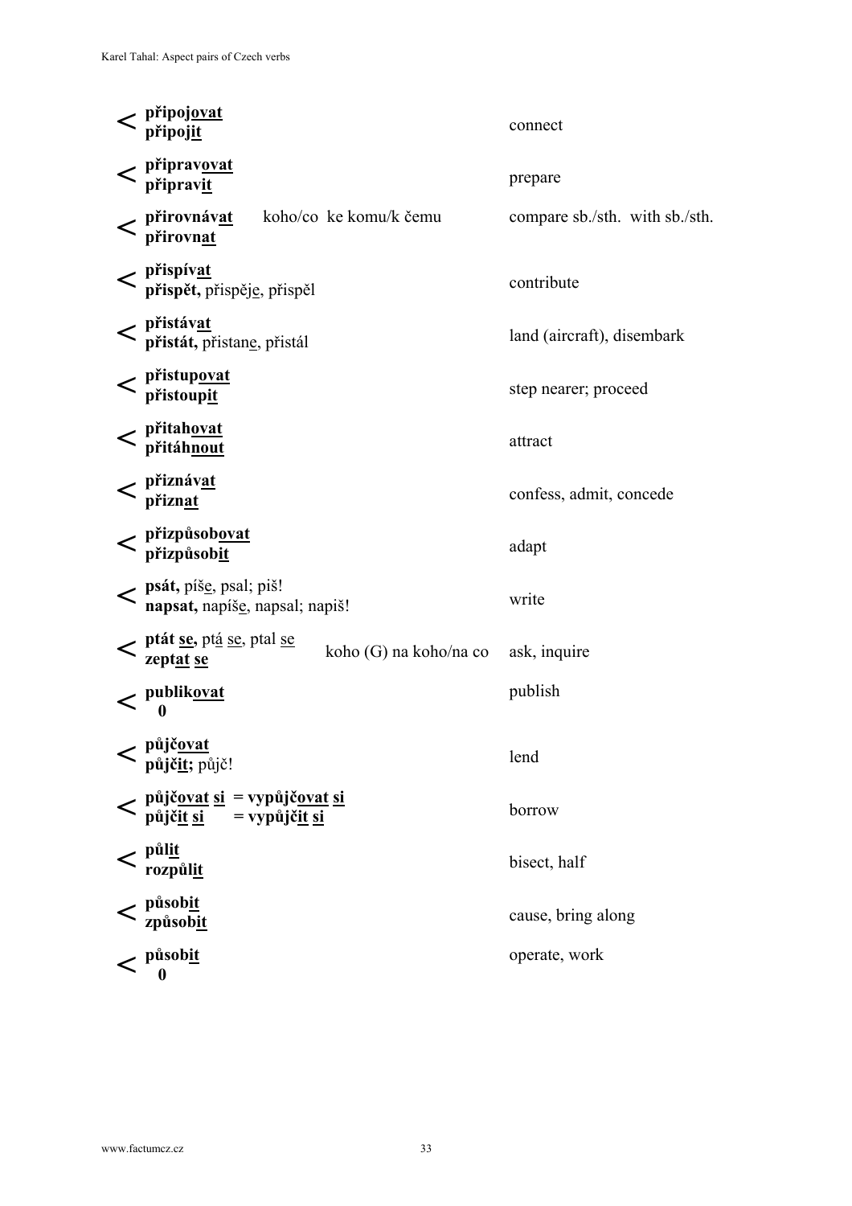| | Verb pair | Government | English |
|---|---|---|---|
| < | **připoj<u>ovat</u>**<br>**připoj<u>it</u>** | | connect |
| < | **připrav<u>ovat</u>**<br>**připrav<u>it</u>** | | prepare |
| < | **přirovnáv<u>at</u>**<br>**přirovn<u>at</u>** | koho/co ke komu/k čemu | compare sb./sth. with sb./sth. |
| < | **přispív<u>at</u>**<br>**přispět,** přispěj<u>e</u>, přispěl | | contribute |
| < | **přistáv<u>at</u>**<br>**přistát,** přistan<u>e</u>, přistál | | land (aircraft), disembark |
| < | **přistup<u>ovat</u>**<br>**přistoup<u>it</u>** | | step nearer; proceed |
| < | **přitah<u>ovat</u>**<br>**přitáh<u>nout</u>** | | attract |
| < | **přiznáv<u>at</u>**<br>**přizn<u>at</u>** | | confess, admit, concede |
| < | **přizpůsob<u>ovat</u>**<br>**přizpůsob<u>it</u>** | | adapt |
| < | **psát,** píš<u>e</u>, psal; piš!<br>**napsat,** napíš<u>e</u>, napsal; napiš! | | write |
| < | **ptát <u>se</u>,** pt<u>á</u> <u>se</u>, ptal <u>se</u><br>**zept<u>at</u> <u>se</u>** | koho (G) na koho/na co | ask, inquire |
| < | **publik<u>ovat</u>**<br>**0** | | publish |
| < | **půjč<u>ovat</u>**<br>**půjč<u>it</u>;** půjč! | | lend |
| < | **půjč<u>ovat</u> <u>si</u> = vypůjč<u>ovat</u> <u>si</u>**<br>**půjč<u>it</u> <u>si</u> = vypůjč<u>it</u> <u>si</u>** | | borrow |
| < | **půl<u>it</u>**<br>**rozpůl<u>it</u>** | | bisect, half |
| < | **působ<u>it</u>**<br>**způsob<u>it</u>** | | cause, bring along |
| < | **působ<u>it</u>**<br>**0** | | operate, work |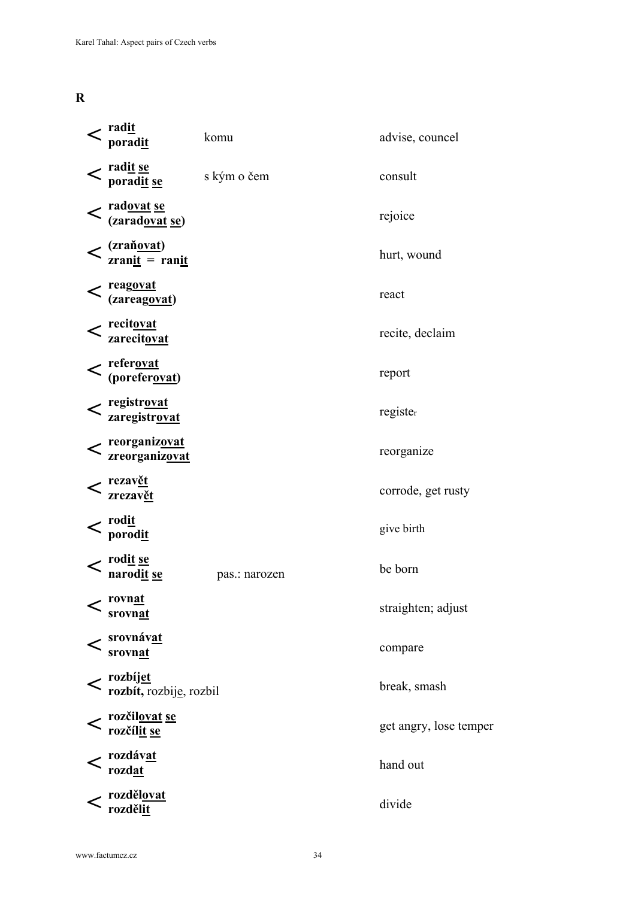**R**

| | | | |
|---|---|---|---|
| < | **radit**<br>**poradit** | komu | advise, councel |
| < | **radit se**<br>**poradit se** | s kým o čem | consult |
| < | **radovat se**<br>**(zaradovat se)** | | rejoice |
| < | **(zraňovat)**<br>**zranit = ranit** | | hurt, wound |
| < | **reagovat**<br>**(zareagovat)** | | react |
| < | **recitovat**<br>**zarecitovat** | | recite, declaim |
| < | **referovat**<br>**(poreferovat)** | | report |
| < | **registrovat**<br>**zaregistrovat** | | register |
| < | **reorganizovat**<br>**zreorganizovat** | | reorganize |
| < | **rezavět**<br>**zrezavět** | | corrode, get rusty |
| < | **rodit**<br>**porodit** | | give birth |
| < | **rodit se**<br>**narodit se** | pas.: narozen | be born |
| < | **rovnat**<br>**srovnat** | | straighten; adjust |
| < | **srovnávat**<br>**srovnat** | | compare |
| < | **rozbíjet**<br>**rozbít,** rozbije, rozbil | | break, smash |
| < | **rozčilovat se**<br>**rozčílit se** | | get angry, lose temper |
| < | **rozdávat**<br>**rozdat** | | hand out |
| < | **rozdělovat**<br>**rozdělit** | | divide |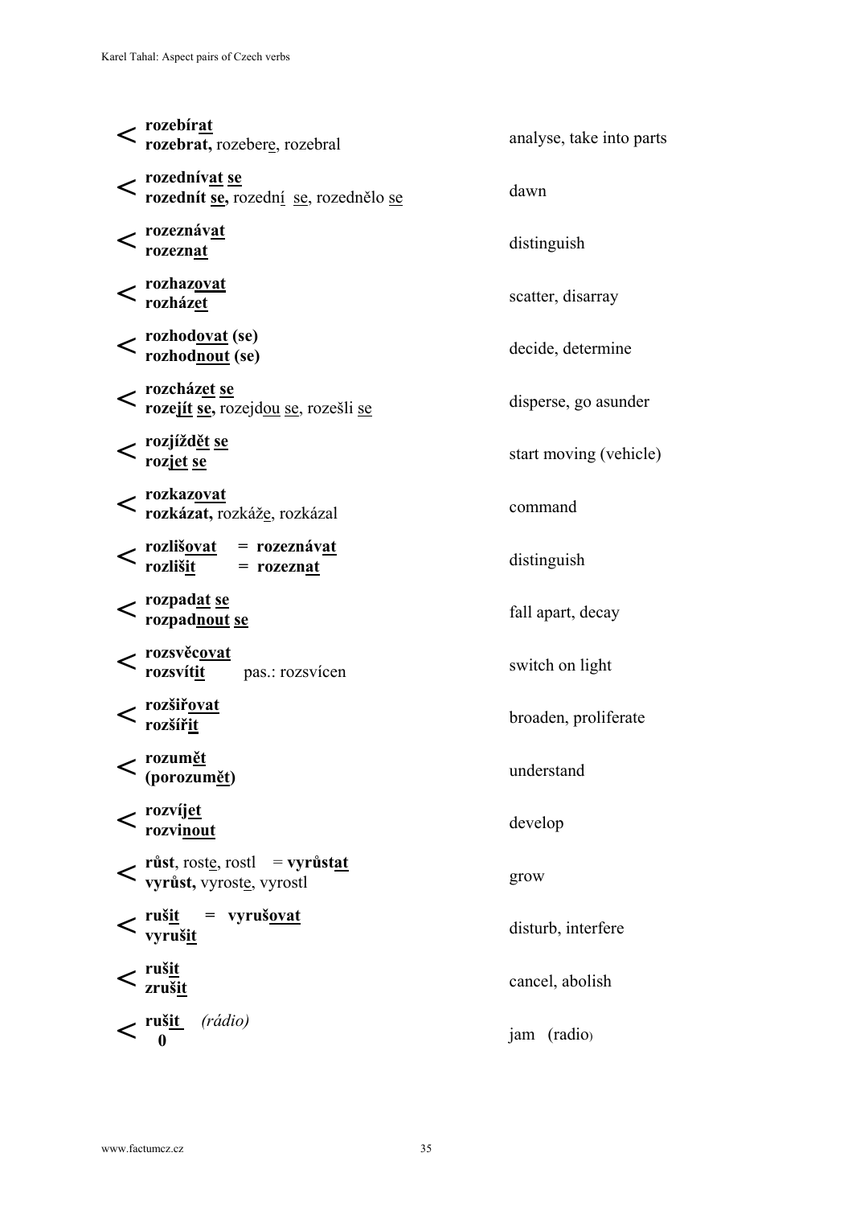| | | |
|---|---|---|
| < | **rozebírat**<br>**rozebrat,** rozebere, rozebral | analyse, take into parts |
| < | **rozednívat se**<br>**rozednít se,** rozední se, rozednělo se | dawn |
| < | **rozeznávat**<br>**rozeznat** | distinguish |
| < | **rozhazovat**<br>**rozházet** | scatter, disarray |
| < | **rozhodovat (se)**<br>**rozhodnout (se)** | decide, determine |
| < | **rozcházet se**<br>**rozejít se,** rozejdou se, rozešli se | disperse, go asunder |
| < | **rozjíždět se**<br>**rozjet se** | start moving (vehicle) |
| < | **rozkazovat**<br>**rozkázat,** rozkáže, rozkázal | command |
| < | **rozlišovat** = **rozeznávat**<br>**rozlišit** = **rozeznat** | distinguish |
| < | **rozpadat se**<br>**rozpadnout se** | fall apart, decay |
| < | **rozsvěcovat**<br>**rozsvítit** pas.: rozsvícen | switch on light |
| < | **rozšiřovat**<br>**rozšířit** | broaden, proliferate |
| < | **rozumět**<br>**(porozumět)** | understand |
| < | **rozvíjet**<br>**rozvinout** | develop |
| < | **růst**, roste, rostl = **vyrůstat**<br>**vyrůst,** vyroste, vyrostl | grow |
| < | **rušit** = **vyrušovat**<br>**vyrušit** | disturb, interfere |
| < | **rušit**<br>**zrušit** | cancel, abolish |
| < | **rušit** *(rádio)*<br>**0** | jam (radio) |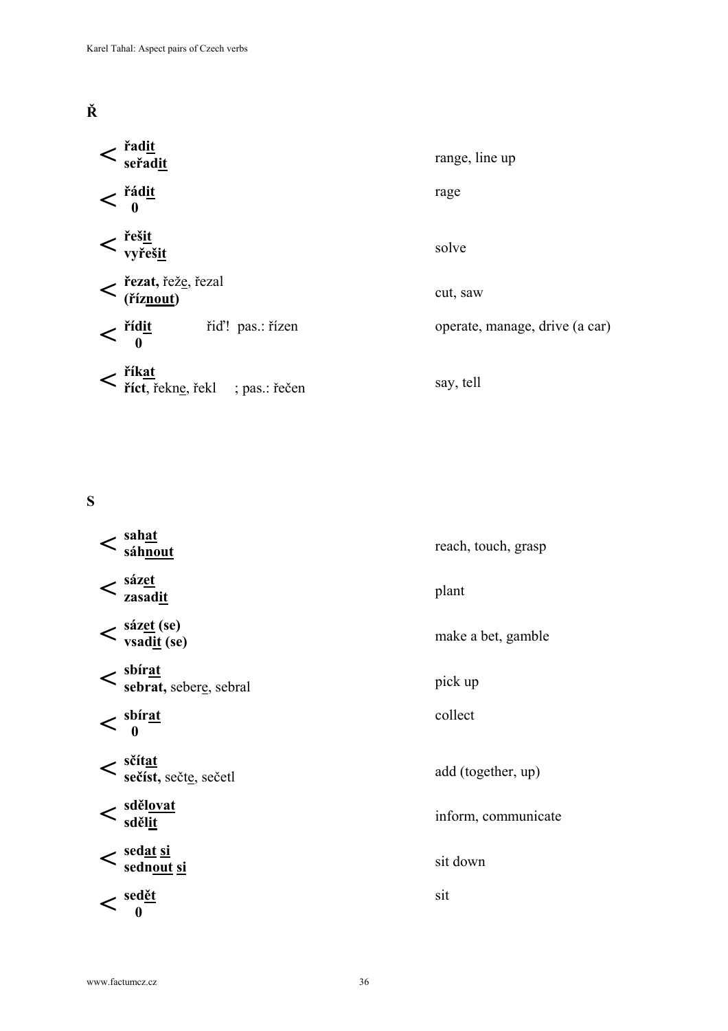## Ř

| | | |
|---|---|---|
| < | **řad<u>it</u>**<br>**seřad<u>it</u>** | range, line up |
| < | **řád<u>it</u>**<br>**0** | rage |
| < | **řeš<u>it</u>**<br>**vyřeš<u>it</u>** | solve |
| < | **řezat,** řež<u>e</u>, řezal<br>**(říz<u>nout</u>)** | cut, saw |
| < | **říd<u>it</u>** řiď! pas.: řízen<br>**0** | operate, manage, drive (a car) |
| < | **řík<u>at</u>**<br>**říct**, řekn<u>e</u>, řekl ; pas.: řečen | say, tell |

## S

| | | |
|---|---|---|
| < | **sah<u>at</u>**<br>**sáh<u>nout</u>** | reach, touch, grasp |
| < | **sáz<u>et</u>**<br>**zasad<u>it</u>** | plant |
| < | **sáz<u>et</u> (se)**<br>**vsad<u>it</u> (se)** | make a bet, gamble |
| < | **sbír<u>at</u>**<br>**sebrat,** seber<u>e</u>, sebral | pick up |
| < | **sbír<u>at</u>**<br>**0** | collect |
| < | **sčít<u>at</u>**<br>**sečíst,** sečt<u>e</u>, sečetl | add (together, up) |
| < | **sděl<u>ovat</u>**<br>**sděl<u>it</u>** | inform, communicate |
| < | **sed<u>at</u> <u>si</u>**<br>**sed<u>nout</u> <u>si</u>** | sit down |
| < | **sed<u>ět</u>**<br>**0** | sit |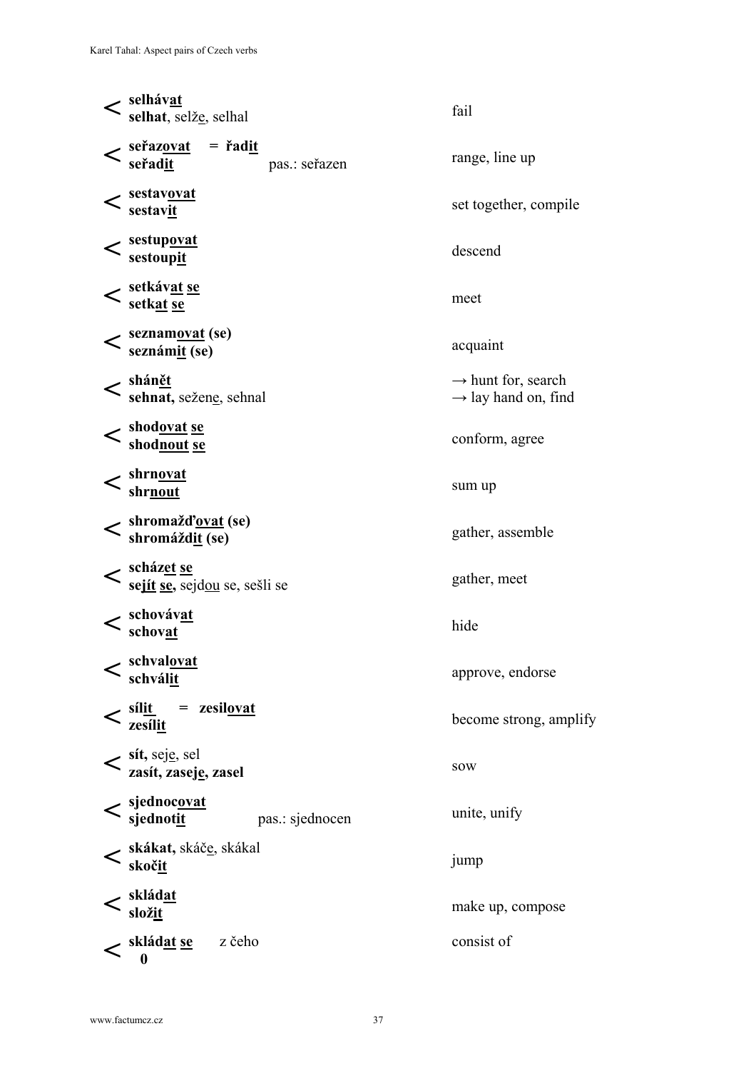| | | | |
|---|---|---|---|
| < | **selháv<u>at</u>**<br>**selhat**, selž<u>e</u>, selhal | | fail |
| < | **seřaz<u>ovat</u>** = **řad<u>it</u>**<br>**seřad<u>it</u>** | pas.: seřazen | range, line up |
| < | **sestav<u>ovat</u>**<br>**sestav<u>it</u>** | | set together, compile |
| < | **sestup<u>ovat</u>**<br>**sestoup<u>it</u>** | | descend |
| < | **setkáv<u>at</u> <u>se</u>**<br>**setk<u>at</u> <u>se</u>** | | meet |
| < | **seznam<u>ovat</u> (se)**<br>**seznám<u>it</u> (se)** | | acquaint |
| < | **shán<u>ět</u>**<br>**sehnat,** sežen<u>e</u>, sehnal | | → hunt for, search<br>→ lay hand on, find |
| < | **shod<u>ovat</u> <u>se</u>**<br>**shod<u>nout</u> <u>se</u>** | | conform, agree |
| < | **shrn<u>ovat</u>**<br>**shr<u>nout</u>** | | sum up |
| < | **shromažď<u>ovat</u> (se)**<br>**shromážd<u>it</u> (se)** | | gather, assemble |
| < | **schház<u>et</u> <u>se</u>**<br>**se<u>jít</u> <u>se</u>,** sejd<u>ou</u> se, sešli se | | gather, meet |
| < | **schováv<u>at</u>**<br>**schov<u>at</u>** | | hide |
| < | **schval<u>ovat</u>**<br>**schvál<u>it</u>** | | approve, endorse |
| < | **síl<u>it</u>** = **zesil<u>ovat</u>**<br>**zesíl<u>it</u>** | | become strong, amplify |
| < | **sít,** sej<u>e</u>, sel<br>**zasít, zasej<u>e</u>, zasel** | | sow |
| < | **sjednoc<u>ovat</u>**<br>**sjednot<u>it</u>** | pas.: sjednocen | unite, unify |
| < | **skákat,** skáč<u>e</u>, skákal<br>**skoč<u>it</u>** | | jump |
| < | **sklád<u>at</u>**<br>**slož<u>it</u>** | | make up, compose |
| < | **sklád<u>at</u> <u>se</u>** z čeho<br>**0** | | consist of |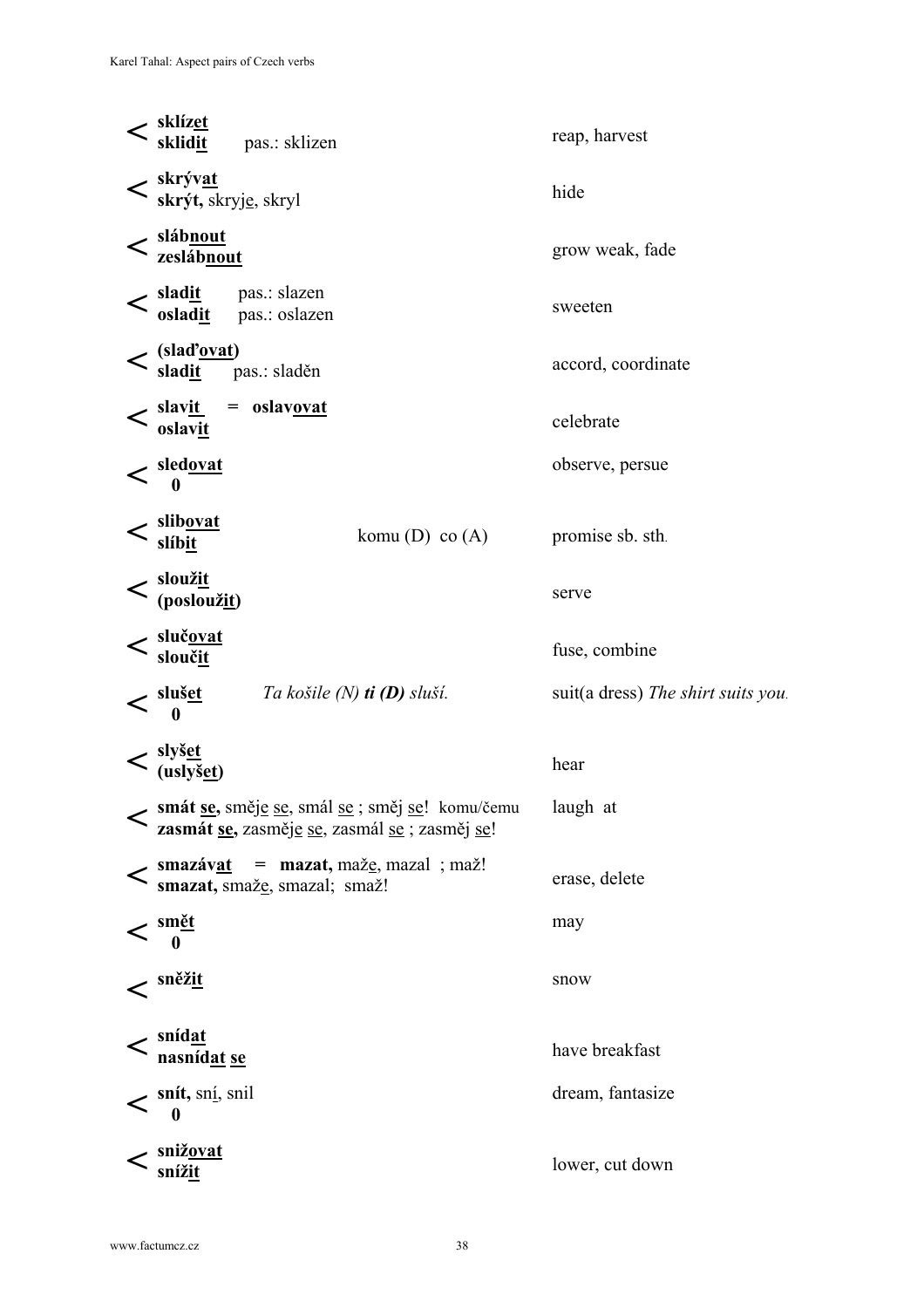| | Verb pair | Notes | English |
|---|---|---|---|
| < | **sklízet**<br>**sklidit** pas.: sklizen | | reap, harvest |
| < | **skrývat**<br>**skrýt,** skryje, skryl | | hide |
| < | **slábnout**<br>**zeslábnout** | | grow weak, fade |
| < | **sladit** pas.: slazen<br>**osladit** pas.: oslazen | | sweeten |
| < | **(slaďovat)**<br>**sladit** pas.: sladěn | | accord, coordinate |
| < | **slavit** = **oslavovat**<br>**oslavit** | | celebrate |
| < | **sledovat**<br>**0** | | observe, persue |
| < | **slibovat**<br>**slíbit** | komu (D) co (A) | promise sb. sth. |
| < | **sloužit**<br>**(posloužit)** | | serve |
| < | **slučovat**<br>**sloučit** | | fuse, combine |
| < | **slušet**<br>**0** | *Ta košile (N)* ***ti (D)*** *sluší.* | suit(a dress) *The shirt suits you.* |
| < | **slyšet**<br>**(uslyšet)** | | hear |
| < | **smát se,** směje se, smál se ; směj se!<br>**zasmát se,** zasměje se, zasmál se ; zasměj se! | komu/čemu | laugh at |
| < | **smazávat** = **mazat,** maže, mazal ; maž!<br>**smazat,** smaže, smazal; smaž! | | erase, delete |
| < | **smět**<br>**0** | | may |
| < | **sněžit** | | snow |
| < | **snídat**<br>**nasnídat se** | | have breakfast |
| < | **snít,** sní, snil<br>**0** | | dream, fantasize |
| < | **snižovat**<br>**snížit** | | lower, cut down |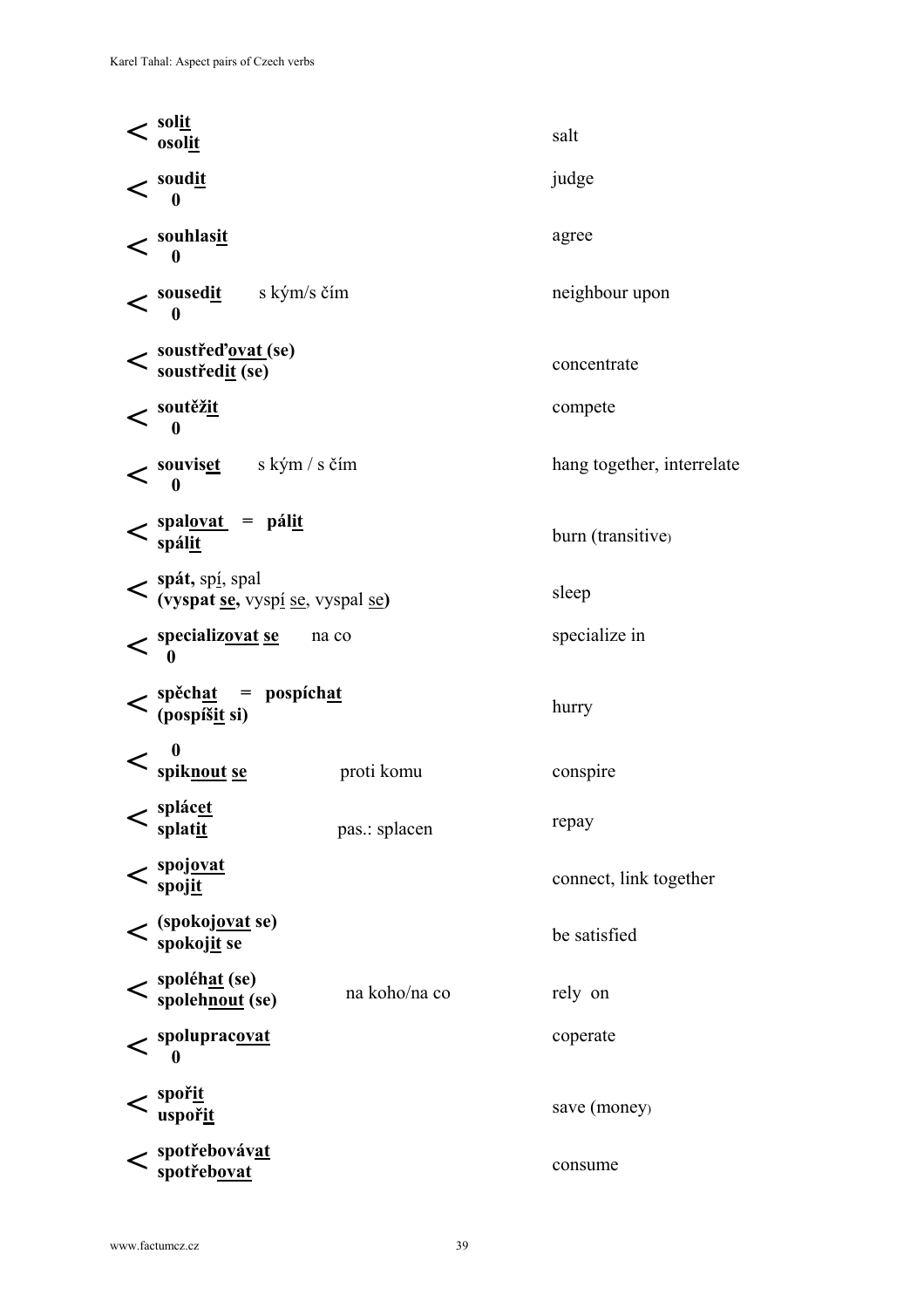| | | | |
|---|---|---|---|
| < | **solit**<br>**osolit** | | salt |
| < | **soudit**<br>**0** | | judge |
| < | **souhlasit**<br>**0** | | agree |
| < | **sousedit**<br>**0** | s kým/s čím | neighbour upon |
| < | **soustřeďovat (se)**<br>**soustředit (se)** | | concentrate |
| < | **soutěžit**<br>**0** | | compete |
| < | **souviset**<br>**0** | s kým / s čím | hang together, interrelate |
| < | **spalovat = pálit**<br>**spálit** | | burn (transitive) |
| < | **spát,** spí, spal<br>**(vyspat se,** vyspí se, vyspal se**)** | | sleep |
| < | **specializovat se**<br>**0** | na co | specialize in |
| < | **spěchat = pospíchat**<br>**(pospíšit si)** | | hurry |
| < | **0**<br>**spiknout se** | proti komu | conspire |
| < | **splácet**<br>**splatit** | pas.: splacen | repay |
| < | **spojovat**<br>**spojit** | | connect, link together |
| < | **(spokojovat se)**<br>**spokojit se** | | be satisfied |
| < | **spoléhat (se)**<br>**spolehnout (se)** | na koho/na co | rely on |
| < | **spolupracovat**<br>**0** | | coperate |
| < | **spořit**<br>**uspořit** | | save (money) |
| < | **spotřebovávat**<br>**spotřebovat** | | consume |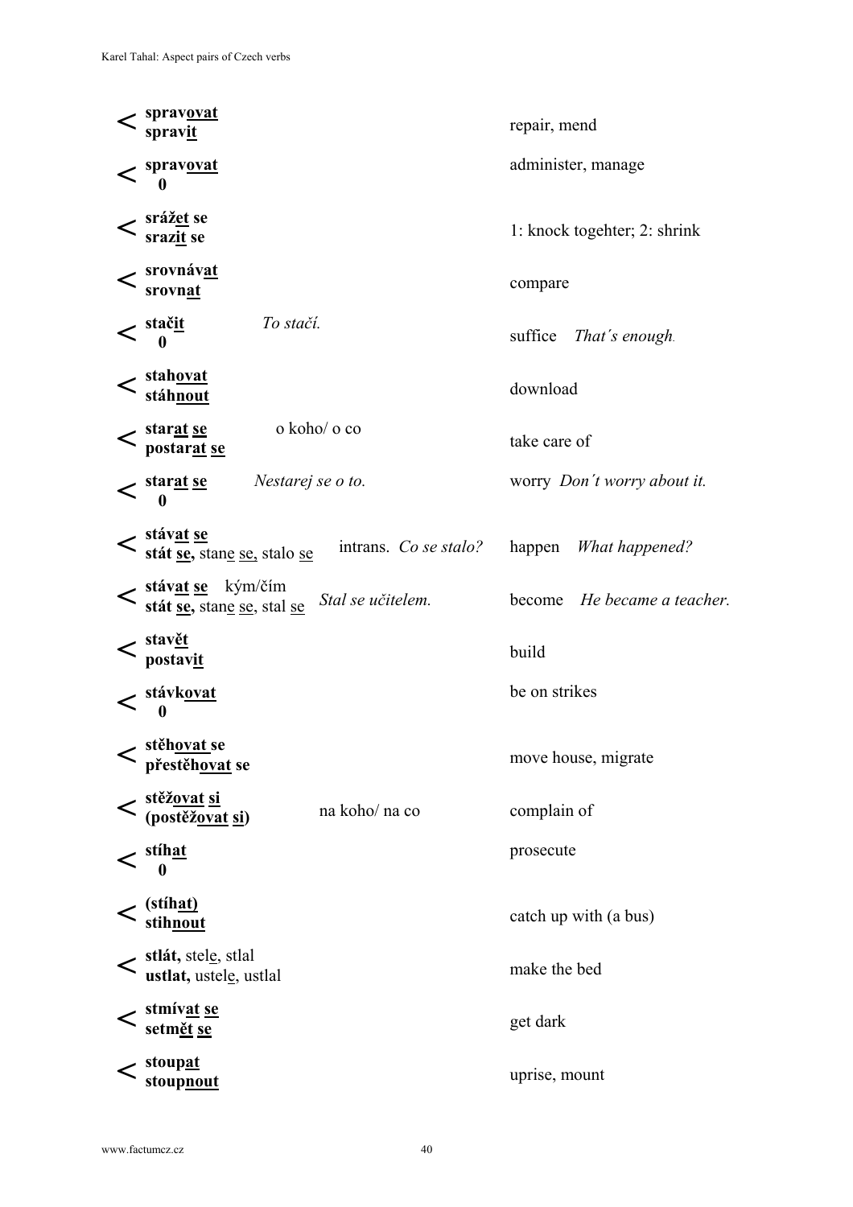| | | | |
|---|---|---|---|
| < | **spravovat**<br>**spravit** | | repair, mend |
| < | **spravovat**<br>**0** | | administer, manage |
| < | **srážet se**<br>**srazit se** | | 1: knock togehter; 2: shrink |
| < | **srovnávat**<br>**srovnat** | | compare |
| < | **stačit**<br>**0** | *To stačí.* | suffice *That´s enough.* |
| < | **stahovat**<br>**stáhnout** | | download |
| < | **starat se**<br>**postarat se** | o koho/ o co | take care of |
| < | **starat se**<br>**0** | *Nestarej se o to.* | worry *Don´t worry about it.* |
| < | **stávat se**<br>**stát se,** stane se, stalo se | intrans. *Co se stalo?* | happen *What happened?* |
| < | **stávat se** kým/čím<br>**stát se,** stane se, stal se | *Stal se učitelem.* | become *He became a teacher.* |
| < | **stavět**<br>**postavit** | | build |
| < | **stávkovat**<br>**0** | | be on strikes |
| < | **stěhovat se**<br>**přestěhovat se** | | move house, migrate |
| < | **stěžovat si**<br>**(postěžovat si)** | na koho/ na co | complain of |
| < | **stíhat**<br>**0** | | prosecute |
| < | **(stíhat)**<br>**stihnout** | | catch up with (a bus) |
| < | **stlát,** stele, stlal<br>**ustlat,** ustele, ustlal | | make the bed |
| < | **stmívat se**<br>**setmět se** | | get dark |
| < | **stoupat**<br>**stoupnout** | | uprise, mount |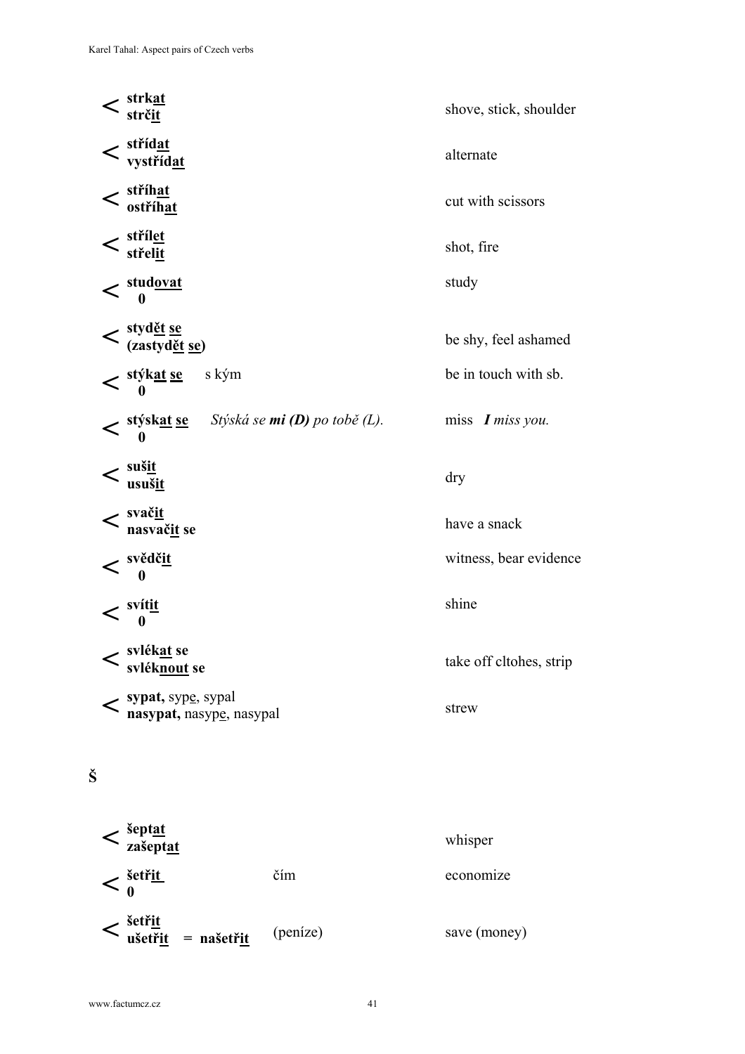| | | |
|---|---|---|
| < **strk<u>at</u>**<br>**strč<u>it</u>** | | shove, stick, shoulder |
| < **stříd<u>at</u>**<br>**vystříd<u>at</u>** | | alternate |
| < **stříh<u>at</u>**<br>**ostříh<u>at</u>** | | cut with scissors |
| < **stříl<u>et</u>**<br>**střel<u>it</u>** | | shot, fire |
| < **stud<u>ovat</u>**<br>**0** | | study |
| < **styd<u>ět</u> <u>se</u>**<br>**(zastyd<u>ět</u> <u>se</u>)** | | be shy, feel ashamed |
| < **stýk<u>at</u> <u>se</u>**<br>**0** | s kým | be in touch with sb. |
| < **stýsk<u>at</u> <u>se</u>**<br>**0** | *Stýská se **mi (D)** po tobě (L).* | miss ***I** miss you.* |
| < **suš<u>it</u>**<br>**usuš<u>it</u>** | | dry |
| < **svač<u>it</u>**<br>**nasvač<u>it</u> se** | | have a snack |
| < **svědč<u>it</u>**<br>**0** | | witness, bear evidence |
| < **svít<u>it</u>**<br>**0** | | shine |
| < **svlék<u>at</u> se**<br>**svlék<u>nout</u> se** | | take off cltohes, strip |
| < **sypat,** syp<u>e</u>, sypal<br>**nasypat,** nasyp<u>e</u>, nasypal | | strew |

**Š**

| | | |
|---|---|---|
| < **šept<u>at</u>**<br>**zašept<u>at</u>** | | whisper |
| < **šetř<u>it</u>**<br>**0** | čím | economize |
| < **šetř<u>it</u>**<br>**ušetř<u>it</u> = našetř<u>it</u>** | (peníze) | save (money) |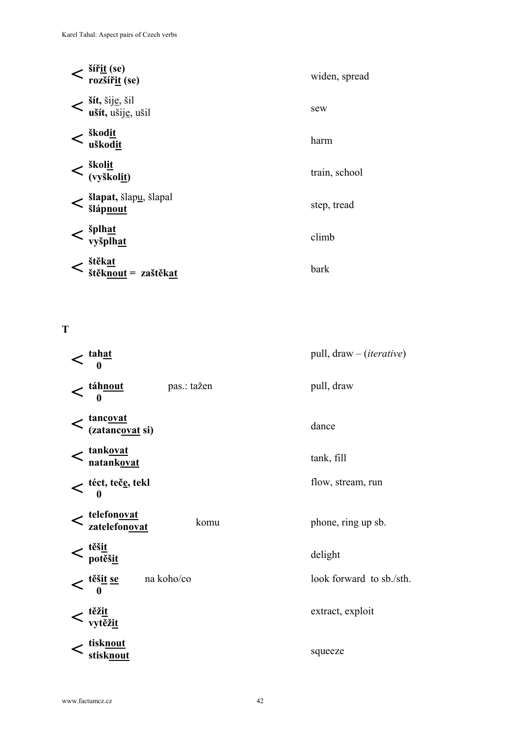| | | |
|---|---|---|
| < **šíř<u>it</u> (se)**<br>**rozšíř<u>it</u> (se)** | | widen, spread |
| < **šít,** šij<u>e</u>, šil<br>**ušít,** ušij<u>e</u>, ušil | | sew |
| < **škod<u>it</u>**<br>**uškod<u>it</u>** | | harm |
| < **škol<u>it</u>**<br>**(vyškol<u>it</u>)** | | train, school |
| < **šlapat,** šlap<u>u</u>, šlapal<br>**šláp<u>nout</u>** | | step, tread |
| < **šplh<u>at</u>**<br>**vyšplh<u>at</u>** | | climb |
| < **štěk<u>at</u>**<br>**štěk<u>nout</u> = zaštěk<u>at</u>** | | bark |

**T**

| | | |
|---|---|---|
| < **tah<u>at</u>**<br>**0** | | pull, draw – (*iterative*) |
| < **táh<u>nout</u>**<br>**0** | pas.: tažen | pull, draw |
| < **tanc<u>ovat</u>**<br>**(zatanc<u>ovat</u> si)** | | dance |
| < **tank<u>ovat</u>**<br>**natank<u>ovat</u>** | | tank, fill |
| < **téct, teč<u>e</u>, tekl**<br>**0** | | flow, stream, run |
| < **telefon<u>ovat</u>**<br>**zatelefon<u>ovat</u>** | komu | phone, ring up sb. |
| < **těš<u>it</u>**<br>**potěš<u>it</u>** | | delight |
| < **těš<u>it</u> <u>se</u>**<br>**0** | na koho/co | look forward to sb./sth. |
| < **těž<u>it</u>**<br>**vytěž<u>it</u>** | | extract, exploit |
| < **tisk<u>nout</u>**<br>**stisk<u>nout</u>** | | squeeze |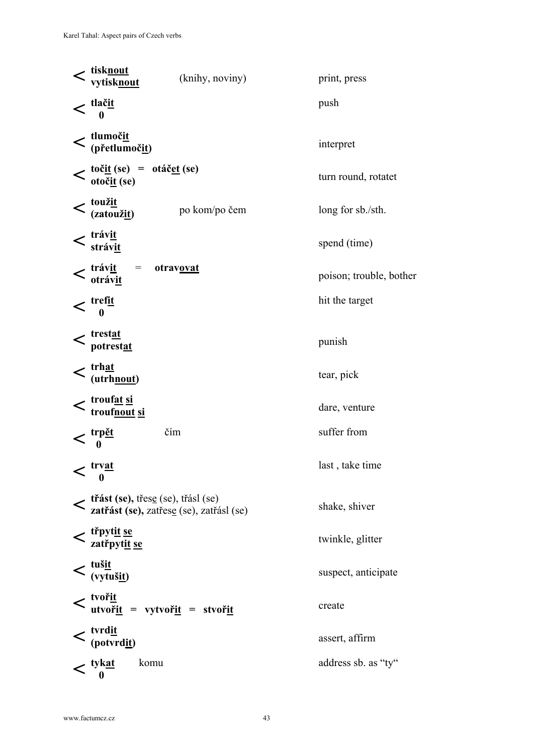| | | | |
|---|---|---|---|
| < | **tisk<u>nout</u>**<br>**vytisk<u>nout</u>** | (knihy, noviny) | print, press |
| < | **tlač<u>it</u>**<br>**0** | | push |
| < | **tlumoč<u>it</u>**<br>**(přetlumoč<u>it</u>)** | | interpret |
| < | **toč<u>it</u> (se)** = **otáč<u>et</u> (se)**<br>**otoč<u>it</u> (se)** | | turn round, rotatet |
| < | **touž<u>it</u>**<br>**(zatouž<u>it</u>)** | po kom/po čem | long for sb./sth. |
| < | **tráv<u>it</u>**<br>**stráv<u>it</u>** | | spend (time) |
| < | **tráv<u>it</u>** = **otrav<u>ovat</u>**<br>**otráv<u>it</u>** | | poison; trouble, bother |
| < | **tref<u>it</u>**<br>**0** | | hit the target |
| < | **trest<u>at</u>**<br>**potrest<u>at</u>** | | punish |
| < | **trh<u>at</u>**<br>**(utrh<u>nout</u>)** | | tear, pick |
| < | **trouf<u>at</u> <u>si</u>**<br>**trouf<u>nout</u> <u>si</u>** | | dare, venture |
| < | **trp<u>ět</u>**<br>**0** | čím | suffer from |
| < | **trv<u>at</u>**<br>**0** | | last , take time |
| < | **třást (se),** třes<u>e</u> (se), třásl (se)<br>**zatřást (se),** zatřes<u>e</u> (se), zatřásl (se) | | shake, shiver |
| < | **třpyt<u>it</u> <u>se</u>**<br>**zatřpyt<u>it</u> <u>se</u>** | | twinkle, glitter |
| < | **tuš<u>it</u>**<br>**(vytuš<u>it</u>)** | | suspect, anticipate |
| < | **tvoř<u>it</u>**<br>**utvoř<u>it</u>** = **vytvoř<u>it</u>** = **stvoř<u>it</u>** | | create |
| < | **tvrd<u>it</u>**<br>**(potvrd<u>it</u>)** | | assert, affirm |
| < | **tyk<u>at</u>**<br>**0** | komu | address sb. as “ty“ |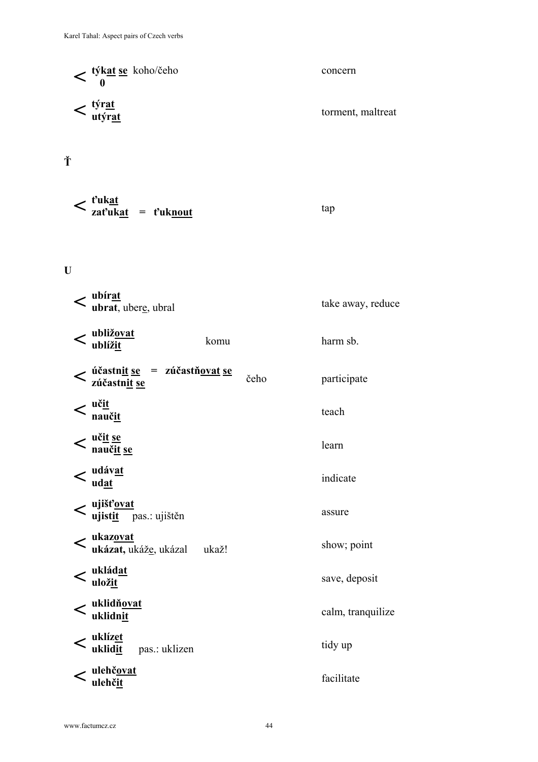| | | | |
|---|---|---|---|
| < | **týk<u>at</u> <u>se</u>** koho/čeho<br>**0** | | concern |
| < | **týr<u>at</u>**<br>**utýr<u>at</u>** | | torment, maltreat |

## Ť

| | | | |
|---|---|---|---|
| < | **ťuk<u>at</u>**<br>**zaťuk<u>at</u> = ťuk<u>nout</u>** | | tap |

## U

| | | | |
|---|---|---|---|
| < | **ubír<u>at</u>**<br>**ubrat**, uber<u>e</u>, ubral | | take away, reduce |
| < | **ublíž<u>ovat</u>**<br>**ublíž<u>it</u>** | komu | harm sb. |
| < | **účastn<u>it</u> <u>se</u> = zúčastň<u>ovat</u> <u>se</u>**<br>**zúčastn<u>it</u> <u>se</u>** | čeho | participate |
| < | **uč<u>it</u>**<br>**nauč<u>it</u>** | | teach |
| < | **uč<u>it</u> <u>se</u>**<br>**nauč<u>it</u> <u>se</u>** | | learn |
| < | **udáv<u>at</u>**<br>**ud<u>at</u>** | | indicate |
| < | **ujišť<u>ovat</u>**<br>**ujist<u>it</u>** pas.: ujištěn | | assure |
| < | **ukaz<u>ovat</u>**<br>**ukázat,** ukáž<u>e</u>, ukázal ukaž! | | show; point |
| < | **uklád<u>at</u>**<br>**ulož<u>it</u>** | | save, deposit |
| < | **uklidň<u>ovat</u>**<br>**uklidn<u>it</u>** | | calm, tranquilize |
| < | **uklíz<u>et</u>**<br>**uklid<u>it</u>** pas.: uklizen | | tidy up |
| < | **ulehč<u>ovat</u>**<br>**ulehč<u>it</u>** | | facilitate |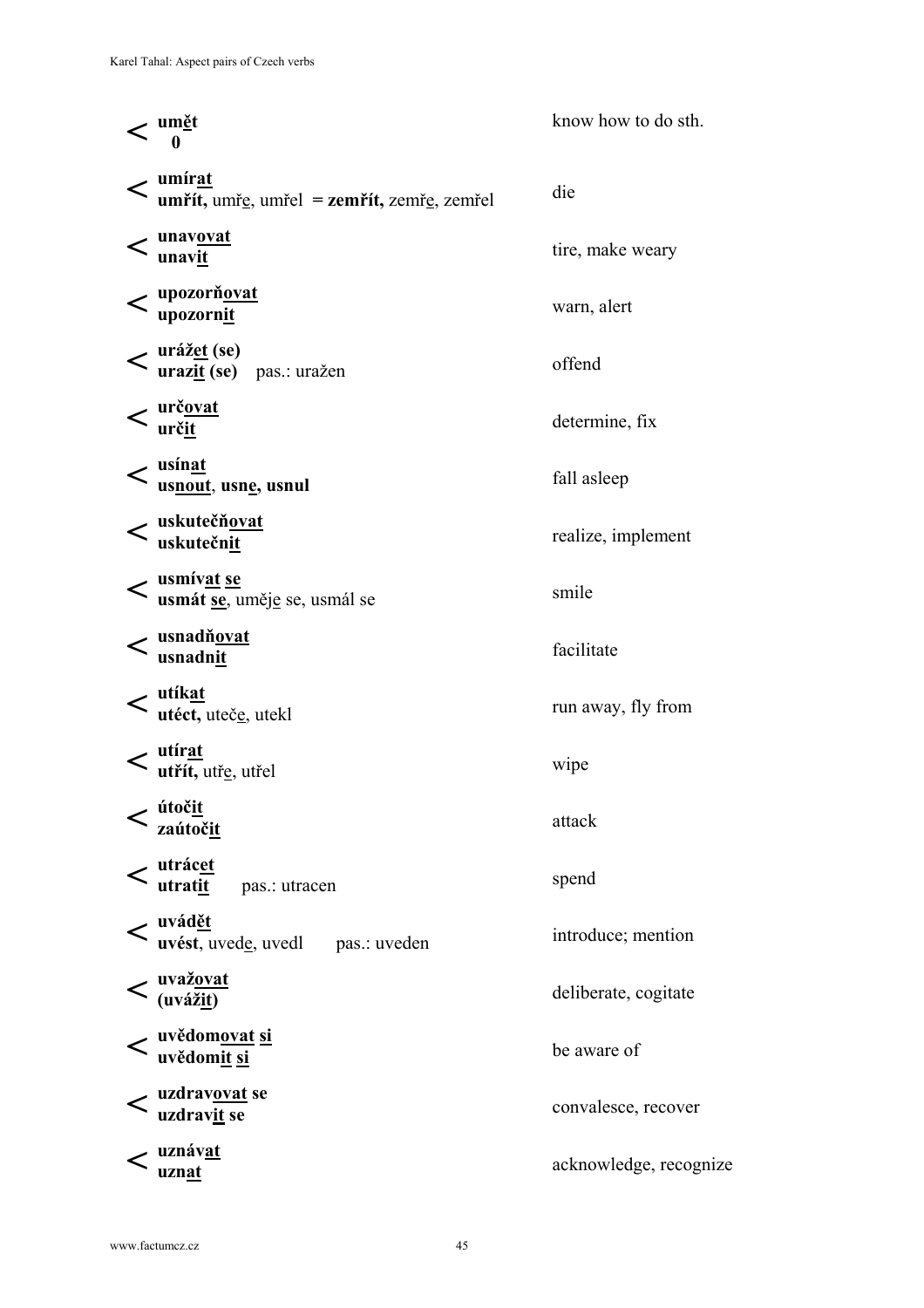| | | |
|---|---|---|
| < | **umět**<br>**0** | know how to do sth. |
| < | **umírat**<br>**umřít,** umře, umřel **= zemřít,** zemře, zemřel | die |
| < | **unavovat**<br>**unavit** | tire, make weary |
| < | **upozorňovat**<br>**upozornit** | warn, alert |
| < | **urážet (se)**<br>**urazit (se)** pas.: uražen | offend |
| < | **určovat**<br>**určit** | determine, fix |
| < | **usínat**<br>**usnout**, **usne, usnul** | fall asleep |
| < | **uskutečňovat**<br>**uskutečnit** | realize, implement |
| < | **usmívat se**<br>**usmát se**, uměje se, usmál se | smile |
| < | **usnadňovat**<br>**usnadnit** | facilitate |
| < | **utíkat**<br>**utéct,** uteče, utekl | run away, fly from |
| < | **utírat**<br>**utřít,** utře, utřel | wipe |
| < | **útočit**<br>**zaútočit** | attack |
| < | **utrácet**<br>**utratit** pas.: utracen | spend |
| < | **uvádět**<br>**uvést**, uvede, uvedl pas.: uveden | introduce; mention |
| < | **uvažovat**<br>**(uvážit)** | deliberate, cogitate |
| < | **uvědomovat si**<br>**uvědomit si** | be aware of |
| < | **uzdravovat se**<br>**uzdravit se** | convalesce, recover |
| < | **uznávat**<br>**uznat** | acknowledge, recognize |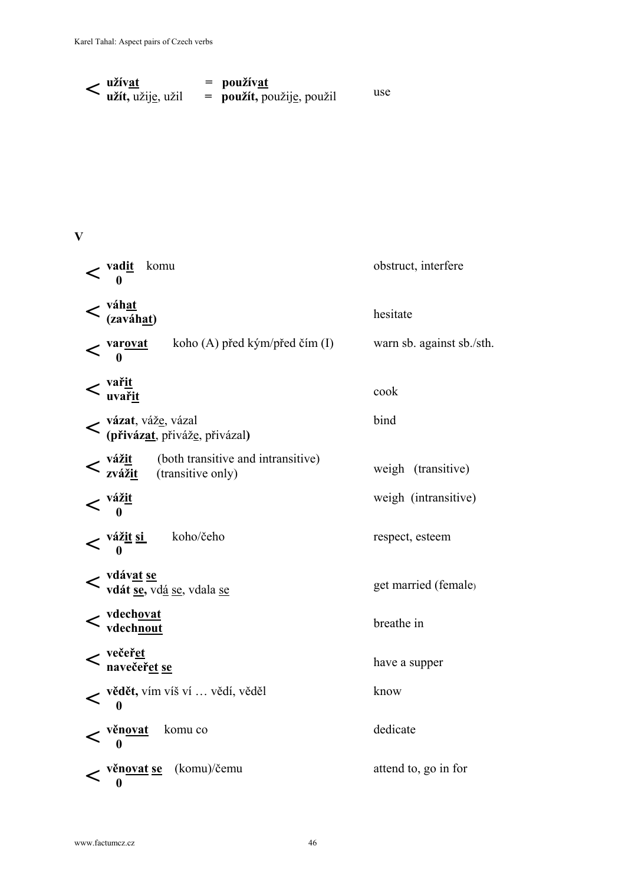| | | |
|---|---|---|
| < | **užívat** = **používat**<br>**užít,** užije, užil = **použít,** použije, použil | use |

**V**

| | | |
|---|---|---|
| < | **vadit** komu<br>**0** | obstruct, interfere |
| < | **váhat**<br>**(zaváhat)** | hesitate |
| < | **varovat** koho (A) před kým/před čím (I)<br>**0** | warn sb. against sb./sth. |
| < | **vařit**<br>**uvařit** | cook |
| < | **vázat**, váže, vázal<br>**(přivázat**, přiváže, přivázal**)** | bind |
| < | **vážit** (both transitive and intransitive)<br>**zvážit** (transitive only) | weigh (transitive) |
| < | **vážit**<br>**0** | weigh (intransitive) |
| < | **vážit si** koho/čeho<br>**0** | respect, esteem |
| < | **vdávat se**<br>**vdát se,** vdá se, vdala se | get married (female) |
| < | **vdechovat**<br>**vdechnout** | breathe in |
| < | **večeřet**<br>**navečeřet se** | have a supper |
| < | **vědět,** vím víš ví … vědí, věděl<br>**0** | know |
| < | **věnovat** komu co<br>**0** | dedicate |
| < | **věnovat se** (komu)/čemu<br>**0** | attend to, go in for |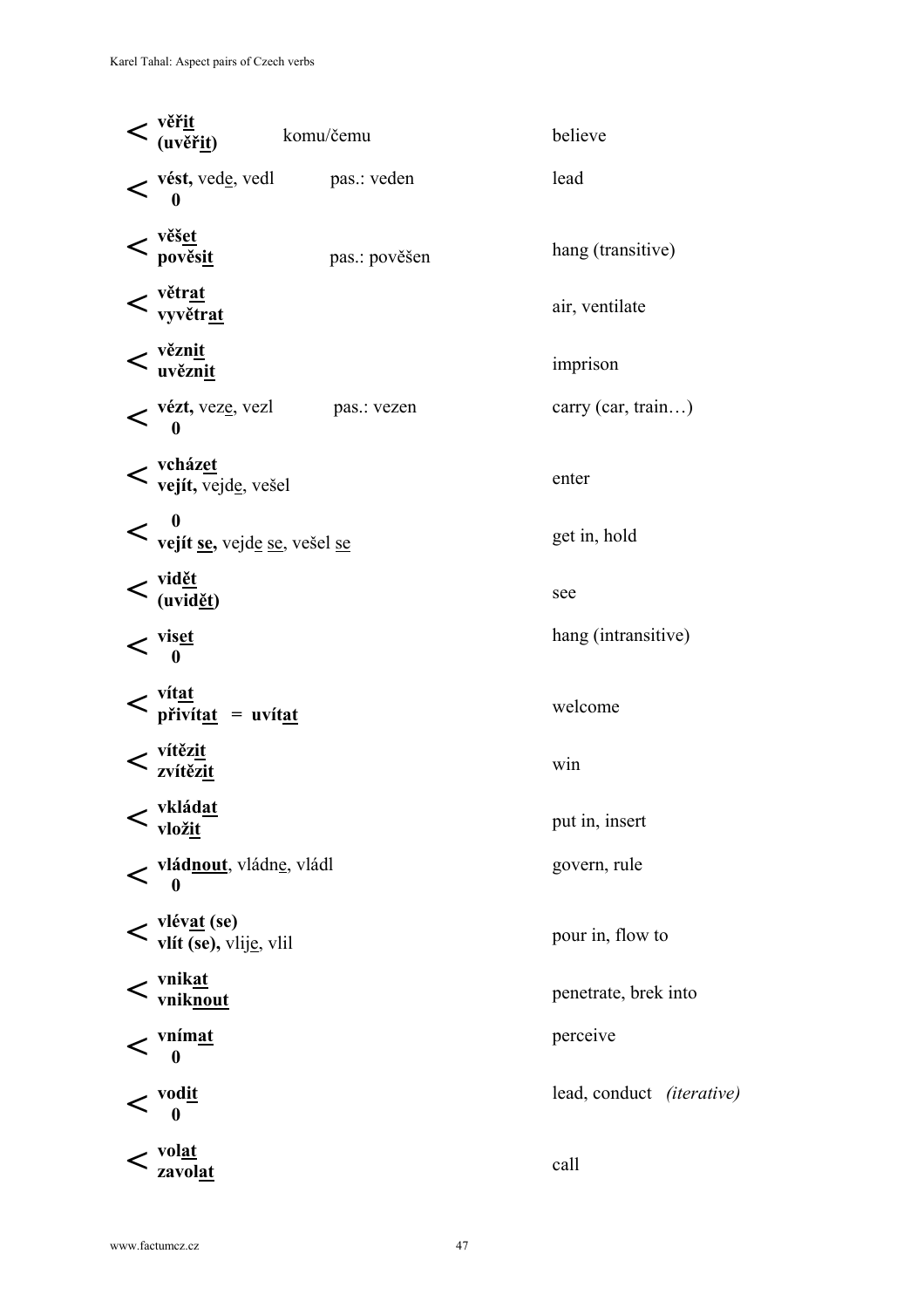| | Verb | | Meaning |
|---|---|---|---|
| < | **věřit**<br>**(uvěřit)** | komu/čemu | believe |
| < | **vést,** vede, vedl<br>**0** | pas.: veden | lead |
| < | **věšet**<br>**pověsit** | pas.: pověšen | hang (transitive) |
| < | **větrat**<br>**vyvětrat** | | air, ventilate |
| < | **věznit**<br>**uvěznit** | | imprison |
| < | **vézt,** veze, vezl<br>**0** | pas.: vezen | carry (car, train…) |
| < | **vcházet**<br>**vejít,** vejde, vešel | | enter |
| < | **0**<br>**vejít se,** vejde se, vešel se | | get in, hold |
| < | **vidět**<br>**(uvidět)** | | see |
| < | **viset**<br>**0** | | hang (intransitive) |
| < | **vítat**<br>**přivítat = uvítat** | | welcome |
| < | **vítězit**<br>**zvítězit** | | win |
| < | **vkládat**<br>**vložit** | | put in, insert |
| < | **vládnout**, vládne, vládl<br>**0** | | govern, rule |
| < | **vlévat (se)**<br>**vlít (se),** vlije, vlil | | pour in, flow to |
| < | **vnikat**<br>**vniknout** | | penetrate, brek into |
| < | **vnímat**<br>**0** | | perceive |
| < | **vodit**<br>**0** | | lead, conduct *(iterative)* |
| < | **volat**<br>**zavolat** | | call |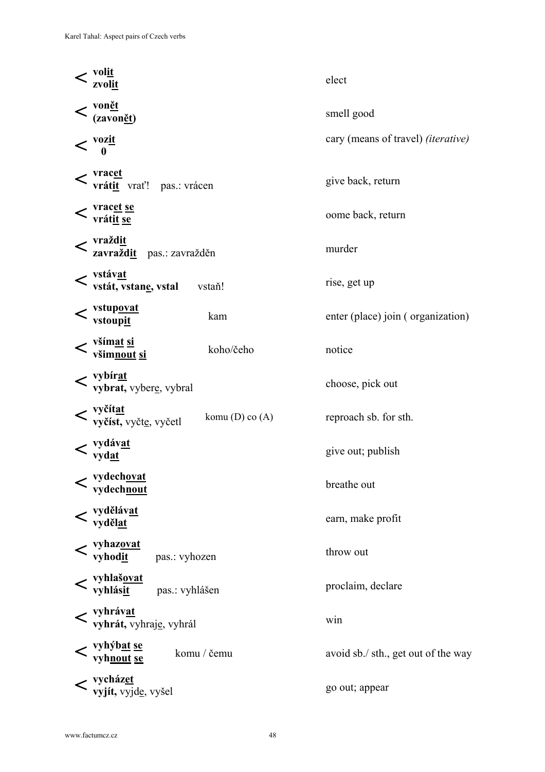| | Verb pair | Notes | Meaning |
|---|---|---|---|
| < | **volit**<br>**zvolit** | | elect |
| < | **vonět**<br>**(zavonět)** | | smell good |
| < | **vozit**<br>**0** | | cary (means of travel) *(iterative)* |
| < | **vracet**<br>**vrátit** vrať! pas.: vrácen | | give back, return |
| < | **vracet se**<br>**vrátit se** | | oome back, return |
| < | **vraždit**<br>**zavraždit** pas.: zavražděn | | murder |
| < | **vstávat**<br>**vstát, vstane, vstal** vstaň! | | rise, get up |
| < | **vstupovat**<br>**vstoupit** | kam | enter (place) join ( organization) |
| < | **všímat si**<br>**všimnout si** | koho/čeho | notice |
| < | **vybírat**<br>**vybrat,** vybere, vybral | | choose, pick out |
| < | **vyčítat**<br>**vyčíst,** vyčte, vyčetl | komu (D) co (A) | reproach sb. for sth. |
| < | **vydávat**<br>**vydat** | | give out; publish |
| < | **vydechovat**<br>**vydechnout** | | breathe out |
| < | **vydělávat**<br>**vydělat** | | earn, make profit |
| < | **vyhazovat**<br>**vyhodit** pas.: vyhozen | | throw out |
| < | **vyhlašovat**<br>**vyhlásit** pas.: vyhlášen | | proclaim, declare |
| < | **vyhrávat**<br>**vyhrát,** vyhraje, vyhrál | | win |
| < | **vyhýbat se**<br>**vyhnout se** | komu / čemu | avoid sb./ sth., get out of the way |
| < | **vycházet**<br>**vyjít,** vyjde, vyšel | | go out; appear |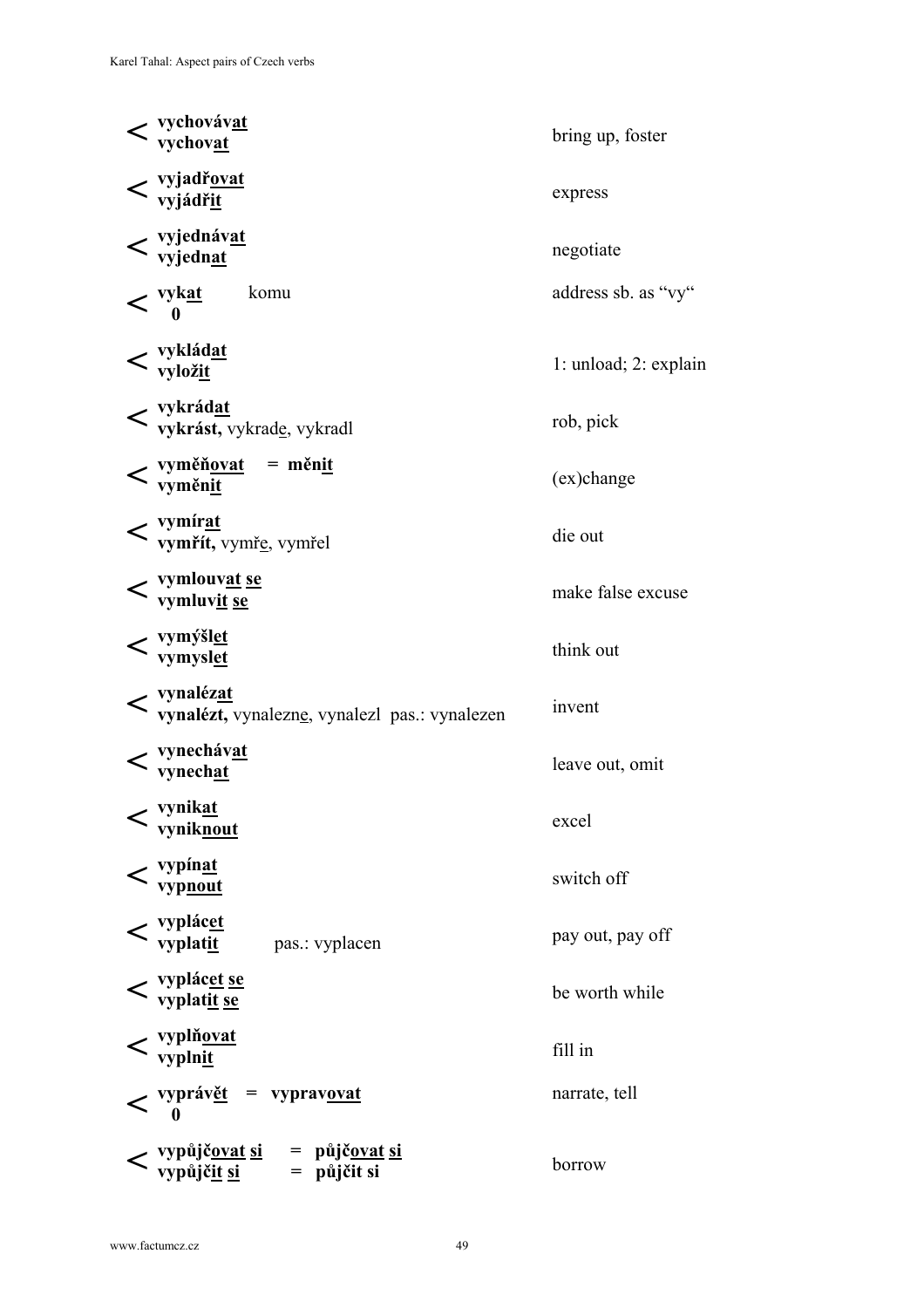| | | |
|---|---|---|
| < | **vychovávat**<br>**vychovat** | bring up, foster |
| < | **vyjadřovat**<br>**vyjádřit** | express |
| < | **vyjednávat**<br>**vyjednat** | negotiate |
| < | **vykat** komu<br>**0** | address sb. as "vy" |
| < | **vykládat**<br>**vyložit** | 1: unload; 2: explain |
| < | **vykrádat**<br>**vykrást,** vykrade, vykradl | rob, pick |
| < | **vyměňovat** = **měnit**<br>**vyměnit** | (ex)change |
| < | **vymírat**<br>**vymřít,** vymře, vymřel | die out |
| < | **vymlouvat se**<br>**vymluvit se** | make false excuse |
| < | **vymýšlet**<br>**vymyslet** | think out |
| < | **vynalézat**<br>**vynalézt,** vynalezne, vynalezl pas.: vynalezen | invent |
| < | **vynechávat**<br>**vynechat** | leave out, omit |
| < | **vynikat**<br>**vyniknout** | excel |
| < | **vypínat**<br>**vypnout** | switch off |
| < | **vyplácet**<br>**vyplatit** pas.: vyplacen | pay out, pay off |
| < | **vyplácet se**<br>**vyplatit se** | be worth while |
| < | **vyplňovat**<br>**vyplnit** | fill in |
| < | **vyprávět** = **vypravovat**<br>**0** | narrate, tell |
| < | **vypůjčovat si** = **půjčovat si**<br>**vypůjčit si** = **půjčit si** | borrow |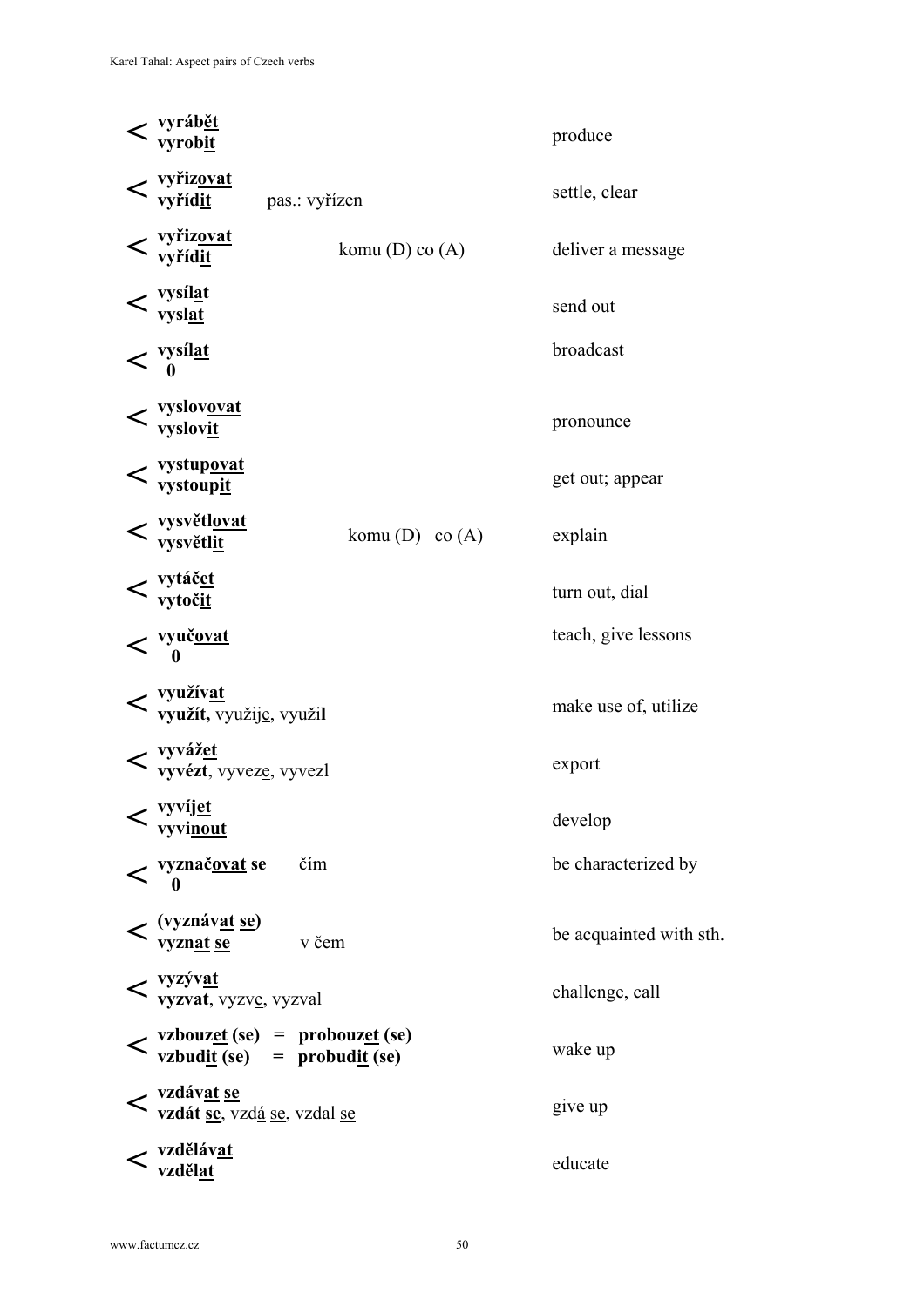| | Verb pair | Notes | English |
|---|---|---|---|
| < | **vyrábět**<br>**vyrobit** | | produce |
| < | **vyřizovat**<br>**vyřídit** | pas.: vyřízen | settle, clear |
| < | **vyřizovat**<br>**vyřídit** | komu (D) co (A) | deliver a message |
| < | **vysílat**<br>**vyslat** | | send out |
| < | **vysílat**<br>**0** | | broadcast |
| < | **vyslovovat**<br>**vyslovit** | | pronounce |
| < | **vystupovat**<br>**vystoupit** | | get out; appear |
| < | **vysvětlovat**<br>**vysvětlit** | komu (D) co (A) | explain |
| < | **vytáčet**<br>**vytočit** | | turn out, dial |
| < | **vyučovat**<br>**0** | | teach, give lessons |
| < | **využívat**<br>**využít,** využije, využil | | make use of, utilize |
| < | **vyvážet**<br>**vyvézt**, vyveze, vyvezl | | export |
| < | **vyvíjet**<br>**vyvinout** | | develop |
| < | **vyznačovat se**<br>**0** | čím | be characterized by |
| < | **(vyznávat se)**<br>**vyznat se** | v čem | be acquainted with sth. |
| < | **vyzývat**<br>**vyzvat**, vyzve, vyzval | | challenge, call |
| < | **vzbouzet (se)** = **probouzet (se)**<br>**vzbudit (se)** = **probudit (se)** | | wake up |
| < | **vzdávat se**<br>**vzdát se**, vzdá se, vzdal se | | give up |
| < | **vzdělávat**<br>**vzdělat** | | educate |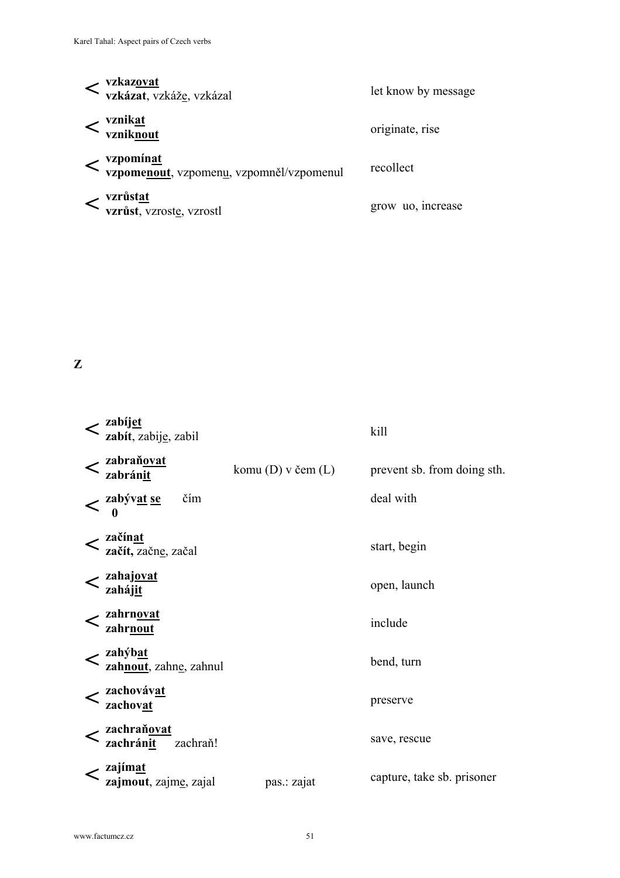| | | | |
|---|---|---|---|
| < | **vzkaz<u>ovat</u>**<br>**vzkázat**, vzkáž<u>e</u>, vzkázal | | let know by message |
| < | **vznik<u>at</u>**<br>**vznik<u>nout</u>** | | originate, rise |
| < | **vzpomín<u>at</u>**<br>**vzpome<u>nout</u>**, vzpomen<u>u</u>, vzpomněl/vzpomenul | | recollect |
| < | **vzrůst<u>at</u>**<br>**vzrůst**, vzrost<u>e</u>, vzrostl | | grow uo, increase |

**Z**

| | | | |
|---|---|---|---|
| < | **zabíj<u>et</u>**<br>**zabít**, zabij<u>e</u>, zabil | | kill |
| < | **zabraň<u>ovat</u>**<br>**zabrán<u>it</u>** | komu (D) v čem (L) | prevent sb. from doing sth. |
| < | **zabýv<u>at</u> <u>se</u>** čím<br>**0** | | deal with |
| < | **začín<u>at</u>**<br>**začít,** začn<u>e</u>, začal | | start, begin |
| < | **zahaj<u>ovat</u>**<br>**zaháj<u>it</u>** | | open, launch |
| < | **zahrn<u>ovat</u>**<br>**zahr<u>nout</u>** | | include |
| < | **zahýb<u>at</u>**<br>**zah<u>nout</u>**, zahn<u>e</u>, zahnul | | bend, turn |
| < | **zachováv<u>at</u>**<br>**zachov<u>at</u>** | | preserve |
| < | **zachraň<u>ovat</u>**<br>**zachrán<u>it</u>** zachraň! | | save, rescue |
| < | **zajím<u>at</u>**<br>**zajmout**, zajm<u>e</u>, zajal | pas.: zajat | capture, take sb. prisoner |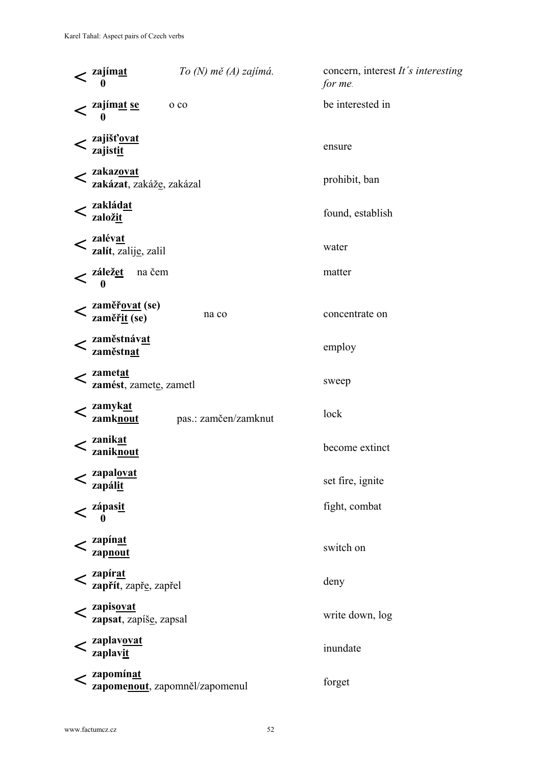| | | | |
|---|---|---|---|
| < | **zajímat**<br>**0** | *To (N) mě (A) zajímá.* | concern, interest *It´s interesting for me.* |
| < | **zajímat se**<br>**0** | o co | be interested in |
| < | **zajišťovat**<br>**zajistit** | | ensure |
| < | **zakazovat**<br>**zakázat**, zakáže, zakázal | | prohibit, ban |
| < | **zakládat**<br>**založit** | | found, establish |
| < | **zalévat**<br>**zalít**, zalije, zalil | | water |
| < | **záležet**<br>**0** | na čem | matter |
| < | **zaměřovat (se)**<br>**zaměřit (se)** | na co | concentrate on |
| < | **zaměstnávat**<br>**zaměstnat** | | employ |
| < | **zametat**<br>**zamést**, zamete, zametl | | sweep |
| < | **zamykat**<br>**zamknout** | pas.: zamčen/zamknut | lock |
| < | **zanikat**<br>**zaniknout** | | become extinct |
| < | **zapalovat**<br>**zapálit** | | set fire, ignite |
| < | **zápasit**<br>**0** | | fight, combat |
| < | **zapínat**<br>**zapnout** | | switch on |
| < | **zapírat**<br>**zapřít**, zapře, zapřel | | deny |
| < | **zapisovat**<br>**zapsat**, zapíše, zapsal | | write down, log |
| < | **zaplavovat**<br>**zaplavit** | | inundate |
| < | **zapomínat**<br>**zapomenout**, zapomněl/zapomenul | | forget |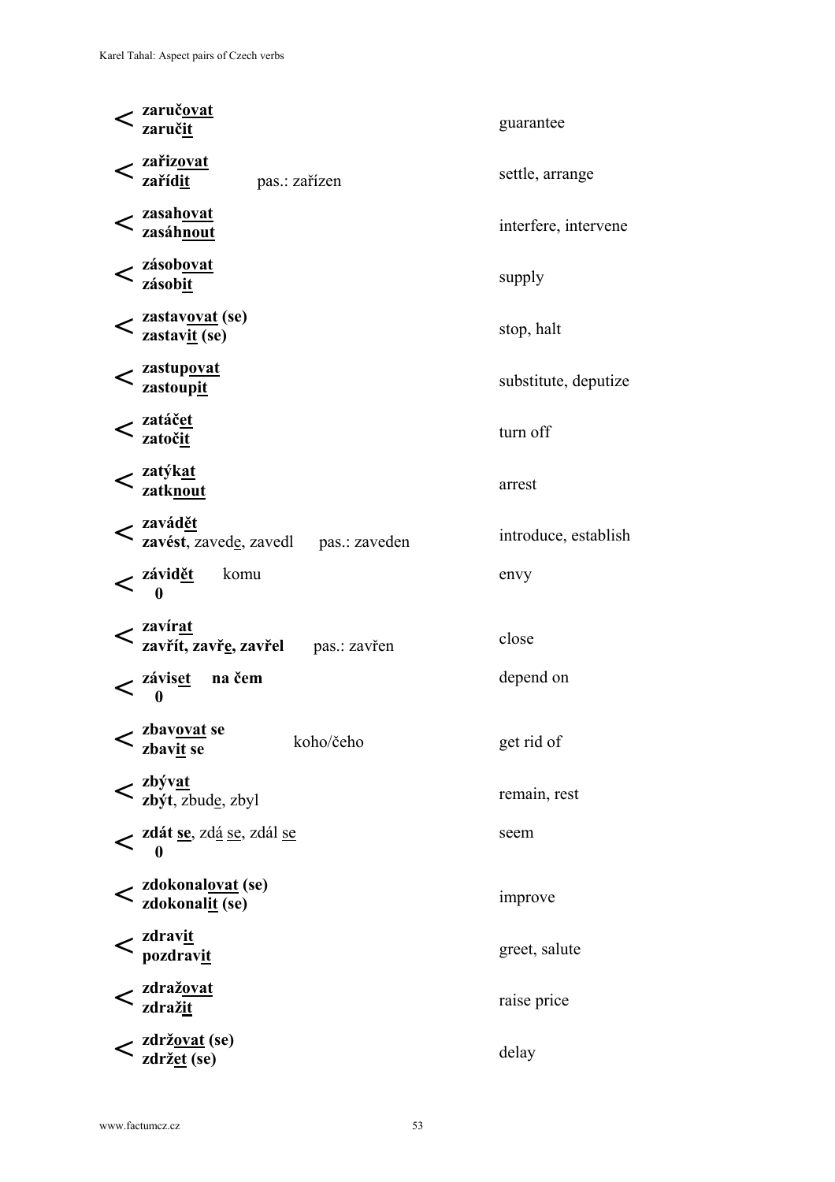| | | | |
|---|---|---|---|
| < | **zaruč<u>ovat</u>**<br>**zaruč<u>it</u>** | | guarantee |
| < | **zařiz<u>ovat</u>**<br>**zařízd<u>it</u>** | pas.: zařízen | settle, arrange |
| < | **zasah<u>ovat</u>**<br>**zasáh<u>nout</u>** | | interfere, intervene |
| < | **zásob<u>ovat</u>**<br>**zásob<u>it</u>** | | supply |
| < | **zastav<u>ovat</u> (se)**<br>**zastav<u>it</u> (se)** | | stop, halt |
| < | **zastup<u>ovat</u>**<br>**zastoup<u>it</u>** | | substitute, deputize |
| < | **zatáč<u>et</u>**<br>**zatoč<u>it</u>** | | turn off |
| < | **zatýk<u>at</u>**<br>**zatk<u>nout</u>** | | arrest |
| < | **zavád<u>ět</u>**<br>**zavést**, zaved<u>e</u>, zavedl | pas.: zaveden | introduce, establish |
| < | **závid<u>ět</u>**<br>**0** | komu | envy |
| < | **zavír<u>at</u>**<br>**zavřít, zavř<u>e</u>, zavřel** | pas.: zavřen | close |
| < | **závis<u>et</u>**<br>**0** | **na čem** | depend on |
| < | **zbav<u>ovat</u> se**<br>**zbav<u>it</u> se** | koho/čeho | get rid of |
| < | **zbýv<u>at</u>**<br>**zbýt**, zbud<u>e</u>, zbyl | | remain, rest |
| < | **zdát <u>se</u>**, zd<u>á</u> <u>se</u>, zdál <u>se</u><br>**0** | | seem |
| < | **zdokonal<u>ovat</u> (se)**<br>**zdokonal<u>it</u> (se)** | | improve |
| < | **zdrav<u>it</u>**<br>**pozdrav<u>it</u>** | | greet, salute |
| < | **zdraž<u>ovat</u>**<br>**zdraž<u>it</u>** | | raise price |
| < | **zdrž<u>ovat</u> (se)**<br>**zdrž<u>et</u> (se)** | | delay |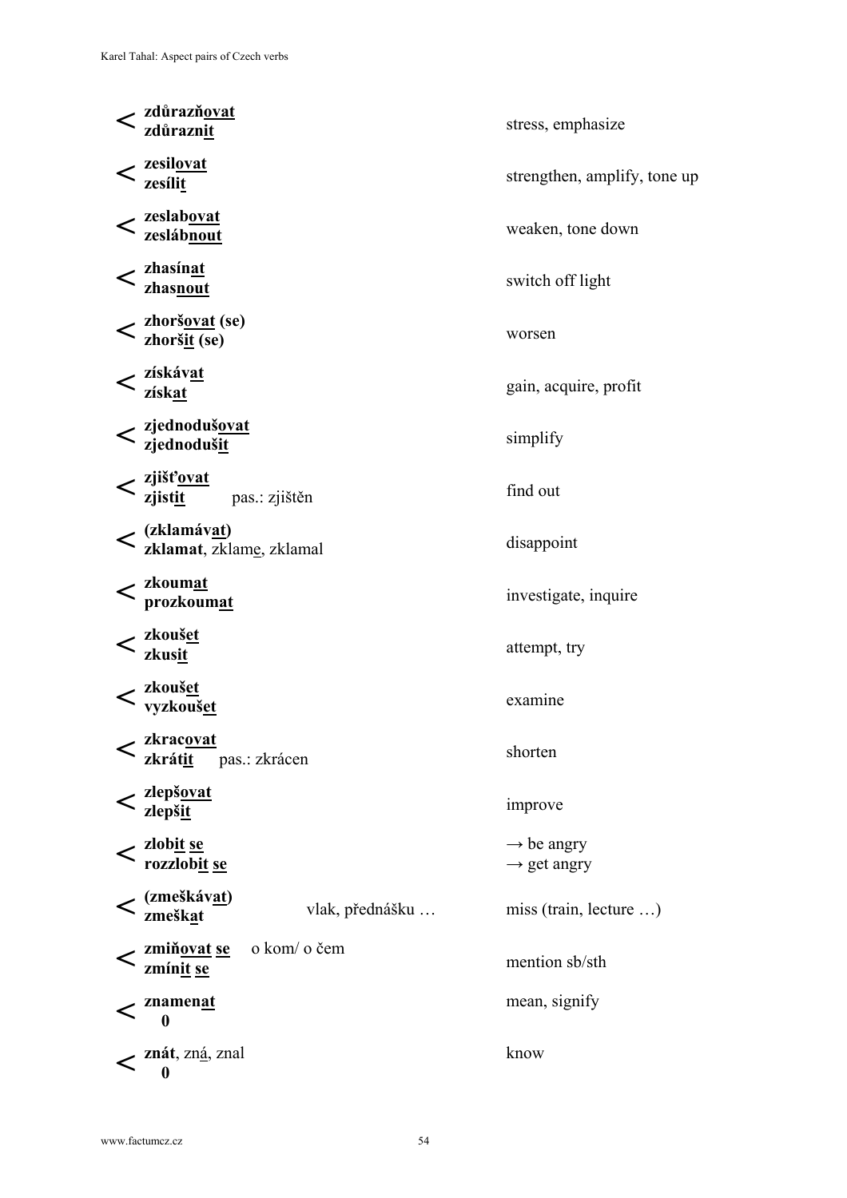| | | | |
|---|---|---|---|
| < | **zdůrazň<u>ovat</u>**<br>**zdůrazn<u>it</u>** | | stress, emphasize |
| < | **zesil<u>ovat</u>**<br>**zesíli<u>t</u>** | | strengthen, amplify, tone up |
| < | **zeslab<u>ovat</u>**<br>**zesláb<u>nout</u>** | | weaken, tone down |
| < | **zhasín<u>at</u>**<br>**zhas<u>nout</u>** | | switch off light |
| < | **zhorš<u>ovat</u> (se)**<br>**zhorš<u>it</u> (se)** | | worsen |
| < | **získáv<u>at</u>**<br>**získ<u>at</u>** | | gain, acquire, profit |
| < | **zjednoduš<u>ovat</u>**<br>**zjednoduš<u>it</u>** | | simplify |
| < | **zjišť<u>ovat</u>**<br>**zjist<u>it</u>** pas.: zjištěn | | find out |
| < | **(zklamáv<u>at</u>)**<br>**zklamat**, zklam<u>e</u>, zklamal | | disappoint |
| < | **zkoum<u>at</u>**<br>**prozkoum<u>at</u>** | | investigate, inquire |
| < | **zkouš<u>et</u>**<br>**zkus<u>it</u>** | | attempt, try |
| < | **zkouš<u>et</u>**<br>**vyzkouš<u>et</u>** | | examine |
| < | **zkrac<u>ovat</u>**<br>**zkrát<u>it</u>** pas.: zkrácen | | shorten |
| < | **zlepš<u>ovat</u>**<br>**zlepš<u>it</u>** | | improve |
| < | **zlob<u>it</u> <u>se</u>**<br>**rozzlob<u>it</u> <u>se</u>** | | → be angry<br>→ get angry |
| < | **(zmeškáv<u>at</u>)**<br>**zmešk<u>at</u>** | vlak, přednášku … | miss (train, lecture …) |
| < | **zmiň<u>ovat</u> <u>se</u>** o kom/ o čem<br>**zmín<u>it</u> <u>se</u>** | | mention sb/sth |
| < | **znamen<u>at</u>**<br>**0** | | mean, signify |
| < | **znát**, zn<u>á</u>, znal<br>**0** | | know |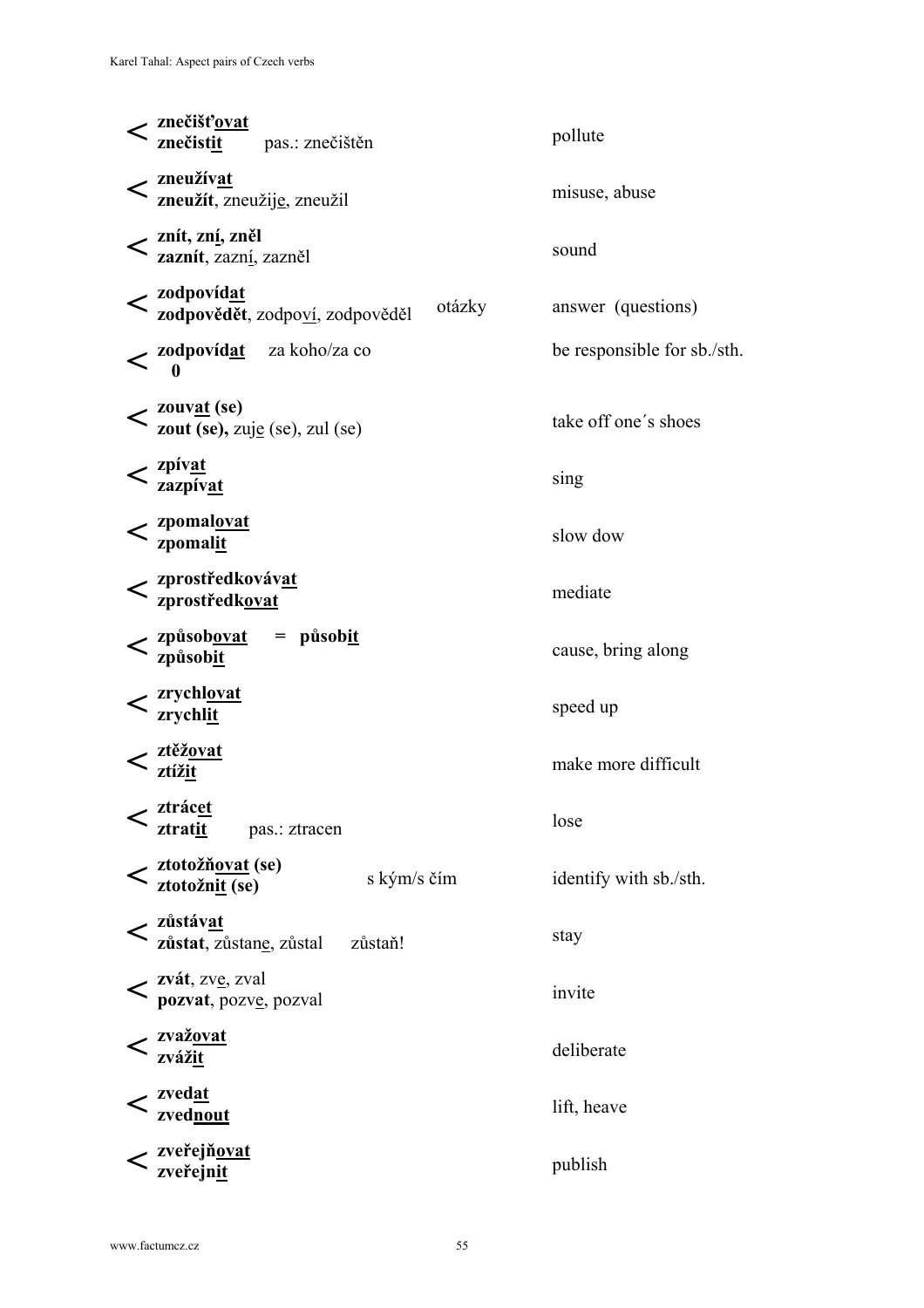| | Verb | Note | English |
|---|---|---|---|
| < | **znečišťovat**<br>**znečistit** pas.: znečištěn | | pollute |
| < | **zneužívat**<br>**zneužít**, zneužije, zneužil | | misuse, abuse |
| < | **znít, zní, zněl**<br>**zaznít**, zazní, zazněl | | sound |
| < | **zodpovídat**<br>**zodpovědět**, zodpoví, zodpověděl | otázky | answer (questions) |
| < | **zodpovídat** za koho/za co<br>**0** | | be responsible for sb./sth. |
| < | **zouvat (se)**<br>**zout (se),** zuje (se), zul (se) | | take off one´s shoes |
| < | **zpívat**<br>**zazpívat** | | sing |
| < | **zpomalovat**<br>**zpomalit** | | slow dow |
| < | **zprostředkovávat**<br>**zprostředkovat** | | mediate |
| < | **způsobovat** = **působit**<br>**způsobit** | | cause, bring along |
| < | **zrychlovat**<br>**zrychlit** | | speed up |
| < | **ztěžovat**<br>**ztížit** | | make more difficult |
| < | **ztrácet**<br>**ztratit** pas.: ztracen | | lose |
| < | **ztotožňovat (se)**<br>**ztotožnit (se)** | s kým/s čím | identify with sb./sth. |
| < | **zůstávat**<br>**zůstat**, zůstane, zůstal zůstaň! | | stay |
| < | **zvát**, zve, zval<br>**pozvat**, pozve, pozval | | invite |
| < | **zvažovat**<br>**zvážit** | | deliberate |
| < | **zvedat**<br>**zvednout** | | lift, heave |
| < | **zveřejňovat**<br>**zveřejnit** | | publish |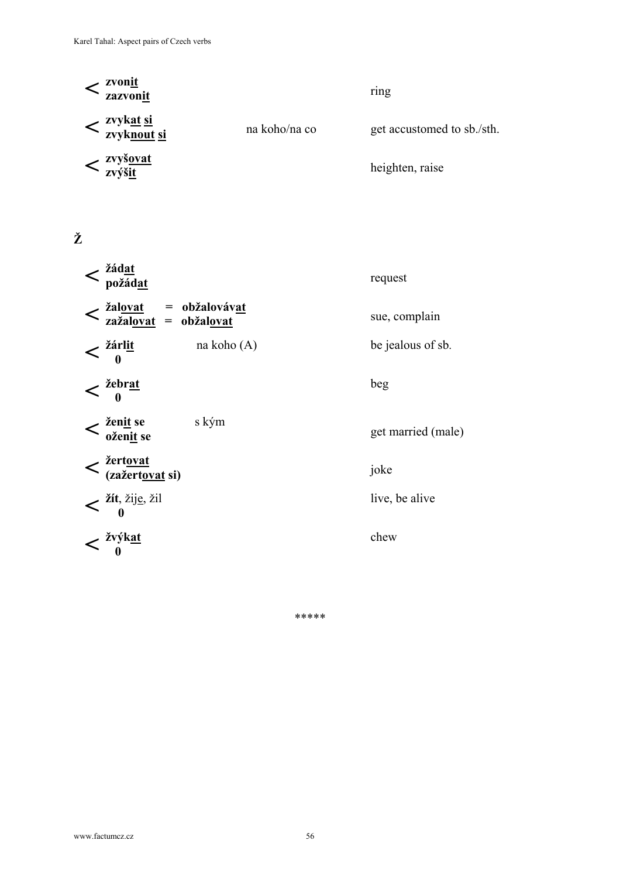| | | |
|---|---|---|
| < **zvonit**<br>**zazvonit** | | ring |
| < **zvykat si**<br>**zvyknout si** | na koho/na co | get accustomed to sb./sth. |
| < **zvyšovat**<br>**zvýšit** | | heighten, raise |

## Ž

| | | |
|---|---|---|
| < **žádat**<br>**požádat** | | request |
| < **žalovat** = **obžalovávat**<br>**zažalovat** = **obžalovat** | | sue, complain |
| < **žárlit**<br>**0** | na koho (A) | be jealous of sb. |
| < **žebrat**<br>**0** | | beg |
| < **ženit se**<br>**oženit se** | s kým | get married (male) |
| < **žertovat**<br>**(zažertovat si)** | | joke |
| < **žít**, žije, žil<br>**0** | | live, be alive |
| < **žvýkat**<br>**0** | | chew |

*****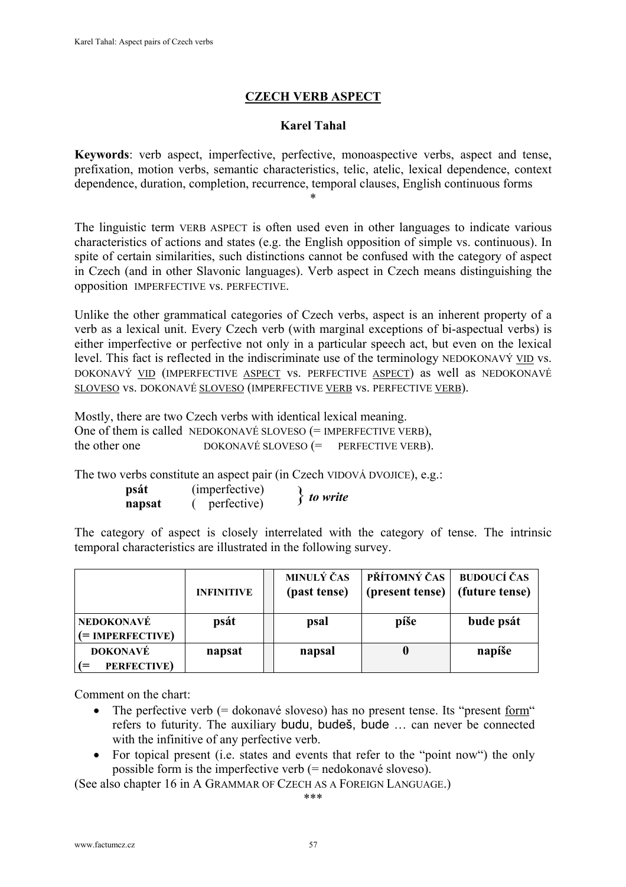## CZECH VERB ASPECT

**Karel Tahal**

**Keywords**: verb aspect, imperfective, perfective, monoaspective verbs, aspect and tense, prefixation, motion verbs, semantic characteristics, telic, atelic, lexical dependence, context dependence, duration, completion, recurrence, temporal clauses, English continuous forms

*

The linguistic term VERB ASPECT is often used even in other languages to indicate various characteristics of actions and states (e.g. the English opposition of simple vs. continuous). In spite of certain similarities, such distinctions cannot be confused with the category of aspect in Czech (and in other Slavonic languages). Verb aspect in Czech means distinguishing the opposition IMPERFECTIVE vs. PERFECTIVE.

Unlike the other grammatical categories of Czech verbs, aspect is an inherent property of a verb as a lexical unit. Every Czech verb (with marginal exceptions of bi-aspectual verbs) is either imperfective or perfective not only in a particular speech act, but even on the lexical level. This fact is reflected in the indiscriminate use of the terminology NEDOKONAVÝ VID vs. DOKONAVÝ VID (IMPERFECTIVE ASPECT vs. PERFECTIVE ASPECT) as well as NEDOKONAVÉ SLOVESO vs. DOKONAVÉ SLOVESO (IMPERFECTIVE VERB vs. PERFECTIVE VERB).

Mostly, there are two Czech verbs with identical lexical meaning.
One of them is called NEDOKONAVÉ SLOVESO (= IMPERFECTIVE VERB),
the other one DOKONAVÉ SLOVESO (= PERFECTIVE VERB).

The two verbs constitute an aspect pair (in Czech VIDOVÁ DVOJICE), e.g.:

**psát** (imperfective) }
**napsat** (perfective) } ***to write***

The category of aspect is closely interrelated with the category of tense. The intrinsic temporal characteristics are illustrated in the following survey.

| | INFINITIVE | | MINULÝ ČAS (past tense) | PŘÍTOMNÝ ČAS (present tense) | BUDOUCÍ ČAS (future tense) |
|---|---|---|---|---|---|
| **NEDOKONAVÉ (= IMPERFECTIVE)** | **psát** | | **psal** | **píše** | **bude psát** |
| **DOKONAVÉ (= PERFECTIVE)** | **napsat** | | **napsal** | **0** | **napíše** |

Comment on the chart:

- The perfective verb (= dokonavé sloveso) has no present tense. Its "present form" refers to futurity. The auxiliary budu, budeš, bude … can never be connected with the infinitive of any perfective verb.
- For topical present (i.e. states and events that refer to the "point now") the only possible form is the imperfective verb (= nedokonavé sloveso).

(See also chapter 16 in A GRAMMAR OF CZECH AS A FOREIGN LANGUAGE.)

***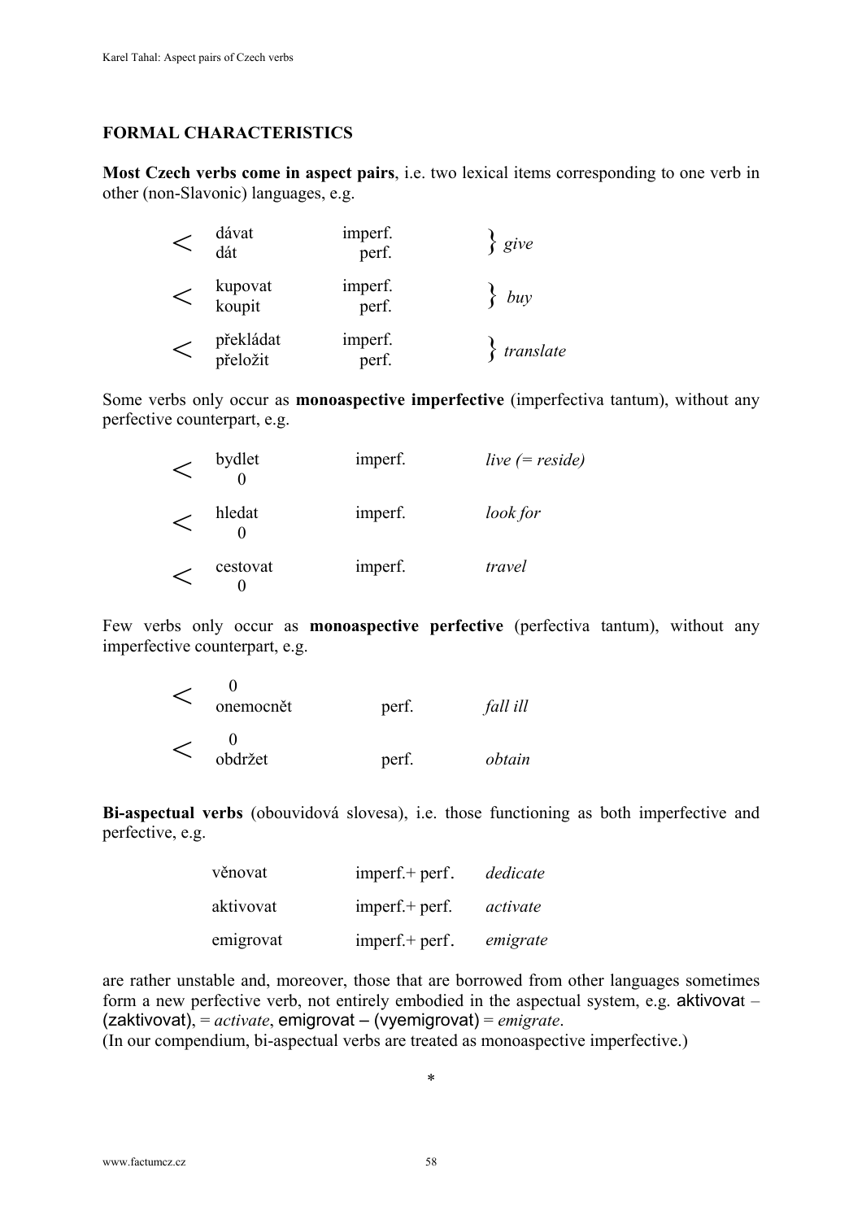## FORMAL CHARACTERISTICS

**Most Czech verbs come in aspect pairs**, i.e. two lexical items corresponding to one verb in other (non-Slavonic) languages, e.g.

| | | | |
|---|---|---|---|
| < | dávat | imperf. | } *give* |
| | dát | perf. | |
| < | kupovat | imperf. | } *buy* |
| | koupit | perf. | |
| < | překládat | imperf. | } *translate* |
| | přeložit | perf. | |

Some verbs only occur as **monoaspective imperfective** (imperfectiva tantum), without any perfective counterpart, e.g.

| | | | |
|---|---|---|---|
| < | bydlet | imperf. | *live (= reside)* |
| | 0 | | |
| < | hledat | imperf. | *look for* |
| | 0 | | |
| < | cestovat | imperf. | *travel* |
| | 0 | | |

Few verbs only occur as **monoaspective perfective** (perfectiva tantum), without any imperfective counterpart, e.g.

| | | | |
|---|---|---|---|
| < | 0 | | |
| | onemocnět | perf. | *fall ill* |
| < | 0 | | |
| | obdržet | perf. | *obtain* |

**Bi-aspectual verbs** (obouvidová slovesa), i.e. those functioning as both imperfective and perfective, e.g.

| | | |
|---|---|---|
| věnovat | imperf.+ perf. | *dedicate* |
| aktivovat | imperf.+ perf. | *activate* |
| emigrovat | imperf.+ perf. | *emigrate* |

are rather unstable and, moreover, those that are borrowed from other languages sometimes form a new perfective verb, not entirely embodied in the aspectual system, e.g. aktivovat – (zaktivovat), = *activate*, emigrovat – (vyemigrovat) = *emigrate*.
(In our compendium, bi-aspectual verbs are treated as monoaspective imperfective.)

*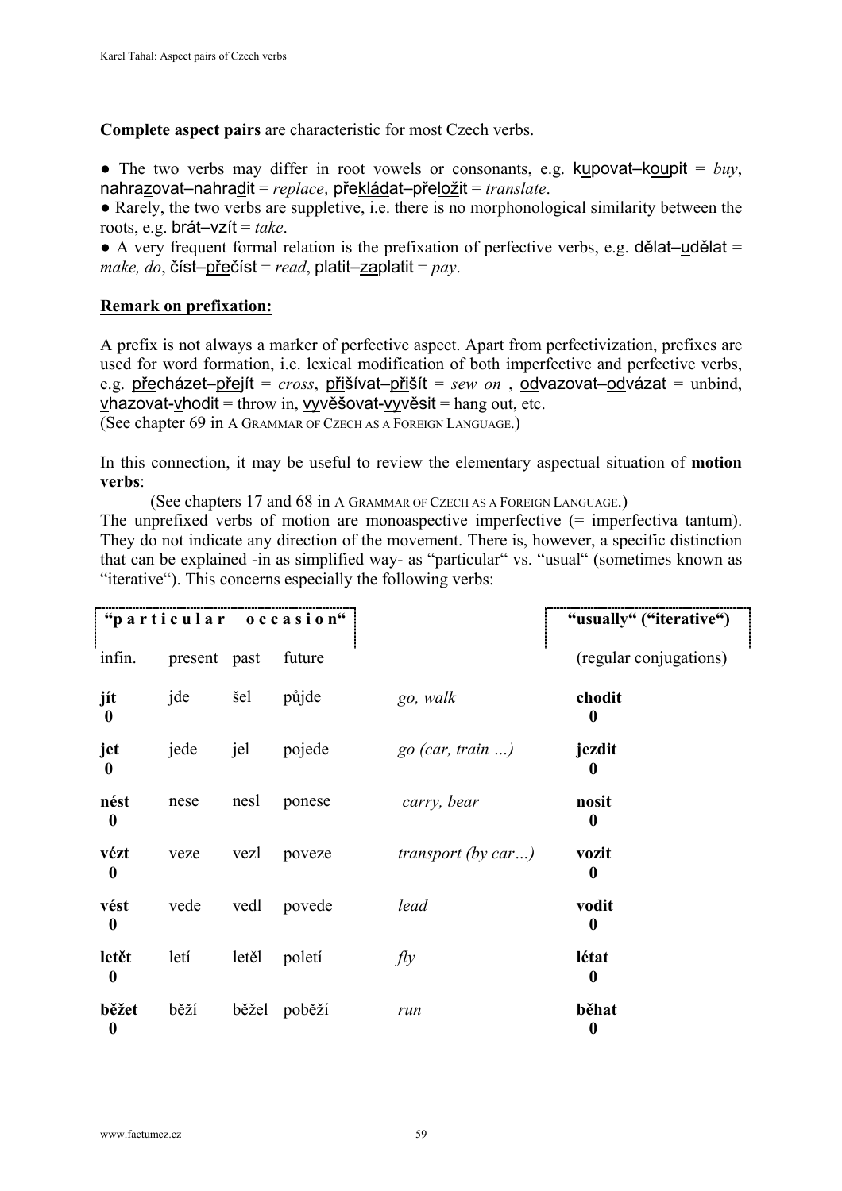**Complete aspect pairs** are characteristic for most Czech verbs.

● The two verbs may differ in root vowels or consonants, e.g. kupovat–koupit = *buy*, nahrazovat–nahradit = *replace*, překládat–přeložit = *translate*.
● Rarely, the two verbs are suppletive, i.e. there is no morphonological similarity between the roots, e.g. brát–vzít = *take*.
● A very frequent formal relation is the prefixation of perfective verbs, e.g. dělat–udělat = *make, do*, číst–přečíst = *read*, platit–zaplatit = *pay*.

**Remark on prefixation:**

A prefix is not always a marker of perfective aspect. Apart from perfectivization, prefixes are used for word formation, i.e. lexical modification of both imperfective and perfective verbs, e.g. přecházet–přejít = *cross*, přišívat–přišít = *sew on* , odvazovat–odvázat = unbind, vhazovat-vhodit = throw in, vyvěšovat-vyvěsit = hang out, etc.
(See chapter 69 in A GRAMMAR OF CZECH AS A FOREIGN LANGUAGE.)

In this connection, it may be useful to review the elementary aspectual situation of **motion verbs**:

(See chapters 17 and 68 in A GRAMMAR OF CZECH AS A FOREIGN LANGUAGE.)

The unprefixed verbs of motion are monoaspective imperfective (= imperfectiva tantum). They do not indicate any direction of the movement. There is, however, a specific distinction that can be explained -in as simplified way- as "particular" vs. "usual" (sometimes known as "iterative"). This concerns especially the following verbs:

| **"particular occasion"** | | | | | **"usually" ("iterative")** |
|---|---|---|---|---|---|
| infin. | present | past | future | | (regular conjugations) |
| **jít** **0** | jde | šel | půjde | *go, walk* | **chodit** **0** |
| **jet** **0** | jede | jel | pojede | *go (car, train …)* | **jezdit** **0** |
| **nést** **0** | nese | nesl | ponese | *carry, bear* | **nosit** **0** |
| **vézt** **0** | veze | vezl | poveze | *transport (by car…)* | **vozit** **0** |
| **vést** **0** | vede | vedl | povede | *lead* | **vodit** **0** |
| **letět** **0** | letí | letěl | poletí | *fly* | **létat** **0** |
| **běžet** **0** | běží | běžel | poběží | *run* | **běhat** **0** |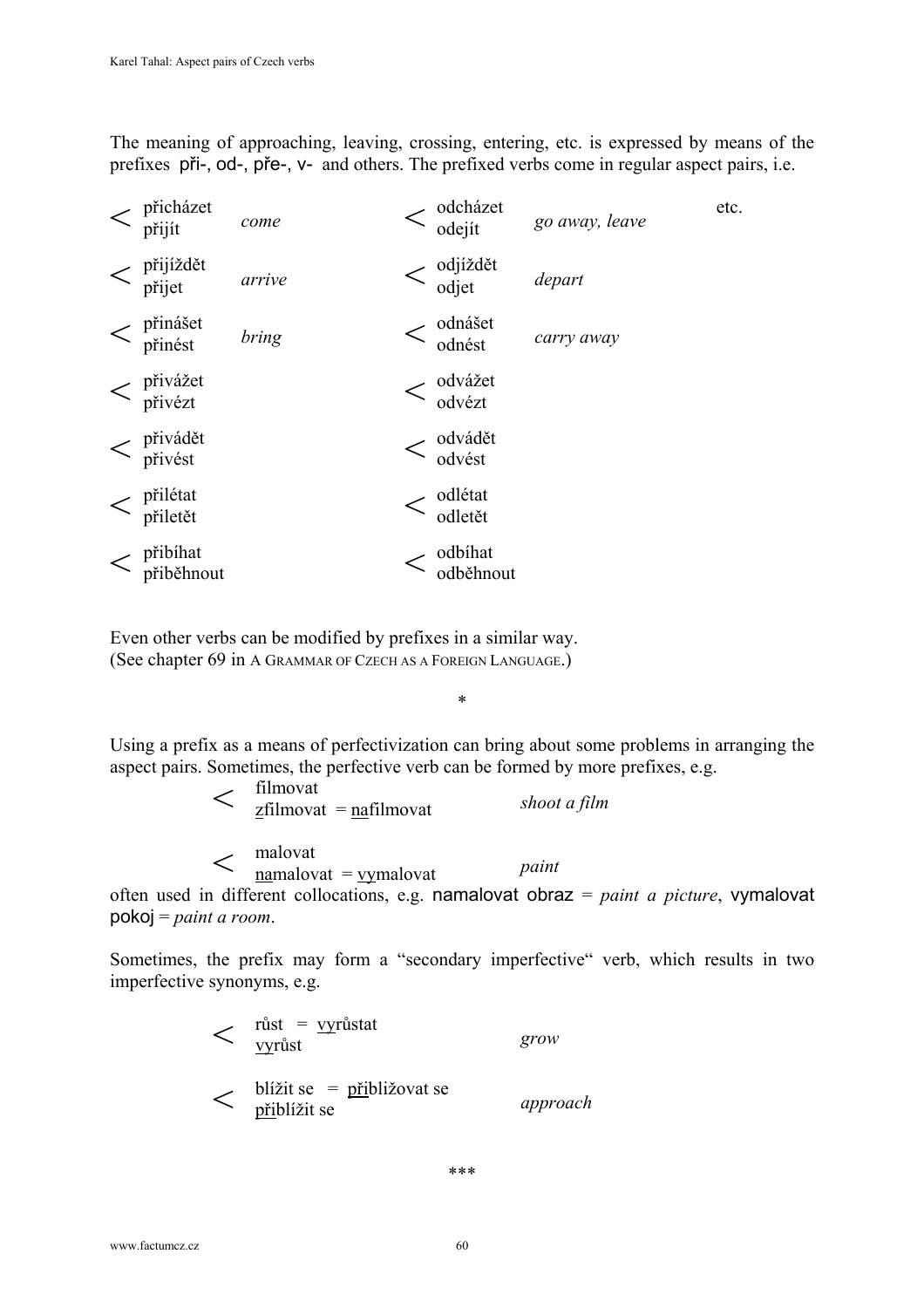The meaning of approaching, leaving, crossing, entering, etc. is expressed by means of the prefixes při-, od-, pře-, v- and others. The prefixed verbs come in regular aspect pairs, i.e.

| | | | | |
|---|---|---|---|---|
| < přicházet / přijít | *come* | < odcházet / odejít | *go away, leave* | etc. |
| < přijíždět / přijet | *arrive* | < odjíždět / odjet | *depart* | |
| < přinášet / přinést | *bring* | < odnášet / odnést | *carry away* | |
| < přivážet / přivézt | | < odvážet / odvézt | | |
| < přivádět / přivést | | < odvádět / odvést | | |
| < přilétat / přiletět | | < odlétat / odletět | | |
| < přibíhat / přiběhnout | | < odbíhat / odběhnout | | |

Even other verbs can be modified by prefixes in a similar way.
(See chapter 69 in A GRAMMAR OF CZECH AS A FOREIGN LANGUAGE.)

*

Using a prefix as a means of perfectivization can bring about some problems in arranging the aspect pairs. Sometimes, the perfective verb can be formed by more prefixes, e.g.

< filmovat
<u>z</u>filmovat = <u>na</u>filmovat — *shoot a film*

< malovat
<u>na</u>malovat = <u>vy</u>malovat — *paint*

often used in different collocations, e.g. namalovat obraz = *paint a picture*, vymalovat pokoj = *paint a room*.

Sometimes, the prefix may form a "secondary imperfective" verb, which results in two imperfective synonyms, e.g.

< růst = <u>vy</u>růstat
<u>vy</u>růst — *grow*

< blížit se = <u>při</u>bližovat se
<u>při</u>blížit se — *approach*

***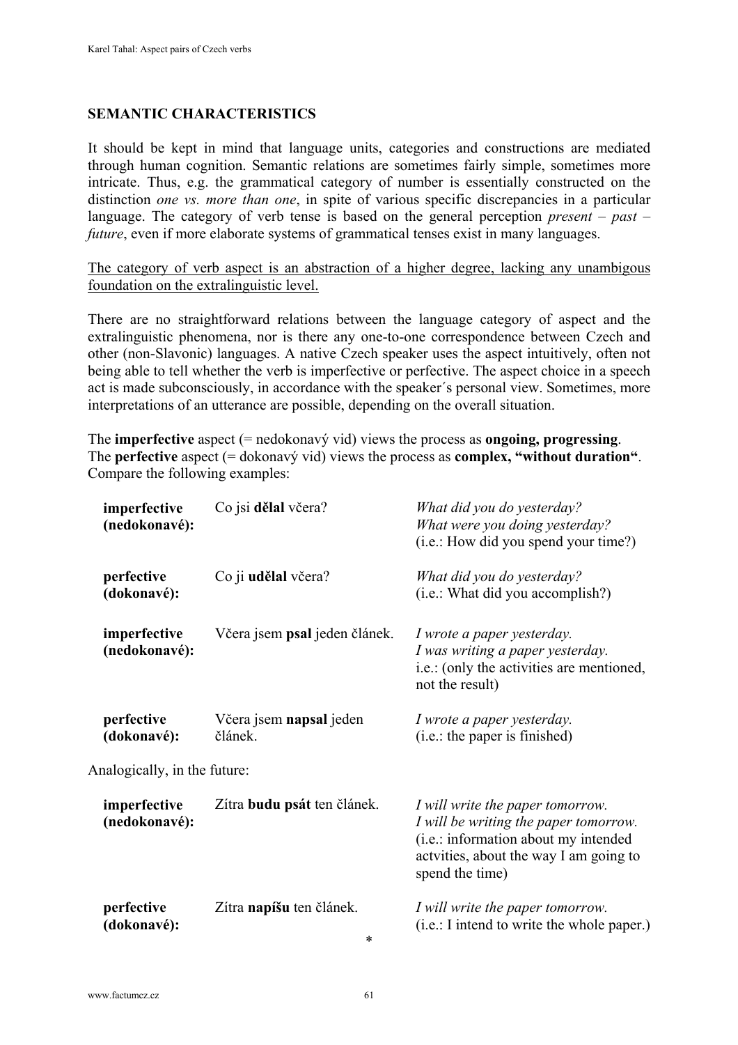## SEMANTIC CHARACTERISTICS

It should be kept in mind that language units, categories and constructions are mediated through human cognition. Semantic relations are sometimes fairly simple, sometimes more intricate. Thus, e.g. the grammatical category of number is essentially constructed on the distinction *one vs. more than one*, in spite of various specific discrepancies in a particular language. The category of verb tense is based on the general perception *present – past – future*, even if more elaborate systems of grammatical tenses exist in many languages.

<u>The category of verb aspect is an abstraction of a higher degree, lacking any unambigous foundation on the extralinguistic level.</u>

There are no straightforward relations between the language category of aspect and the extralinguistic phenomena, nor is there any one-to-one correspondence between Czech and other (non-Slavonic) languages. A native Czech speaker uses the aspect intuitively, often not being able to tell whether the verb is imperfective or perfective. The aspect choice in a speech act is made subconsciously, in accordance with the speaker´s personal view. Sometimes, more interpretations of an utterance are possible, depending on the overall situation.

The **imperfective** aspect (= nedokonavý vid) views the process as **ongoing, progressing**.
The **perfective** aspect (= dokonavý vid) views the process as **complex, "without duration"**.
Compare the following examples:

| | | |
|---|---|---|
| **imperfective (nedokonavé):** | Co jsi **dělal** včera? | *What did you do yesterday?*<br>*What were you doing yesterday?*<br>(i.e.: How did you spend your time?) |
| **perfective (dokonavé):** | Co ji **udělal** včera? | *What did you do yesterday?*<br>(i.e.: What did you accomplish?) |
| **imperfective (nedokonavé):** | Včera jsem **psal** jeden článek. | *I wrote a paper yesterday.*<br>*I was writing a paper yesterday.*<br>i.e.: (only the activities are mentioned, not the result) |
| **perfective (dokonavé):** | Včera jsem **napsal** jeden článek. | *I wrote a paper yesterday.*<br>(i.e.: the paper is finished) |

Analogically, in the future:

| | | |
|---|---|---|
| **imperfective (nedokonavé):** | Zítra **budu psát** ten článek. | *I will write the paper tomorrow.*<br>*I will be writing the paper tomorrow.*<br>(i.e.: information about my intended actvities, about the way I am going to spend the time) |
| **perfective (dokonavé):** | Zítra **napíšu** ten článek. | *I will write the paper tomorrow.*<br>(i.e.: I intend to write the whole paper.) |

*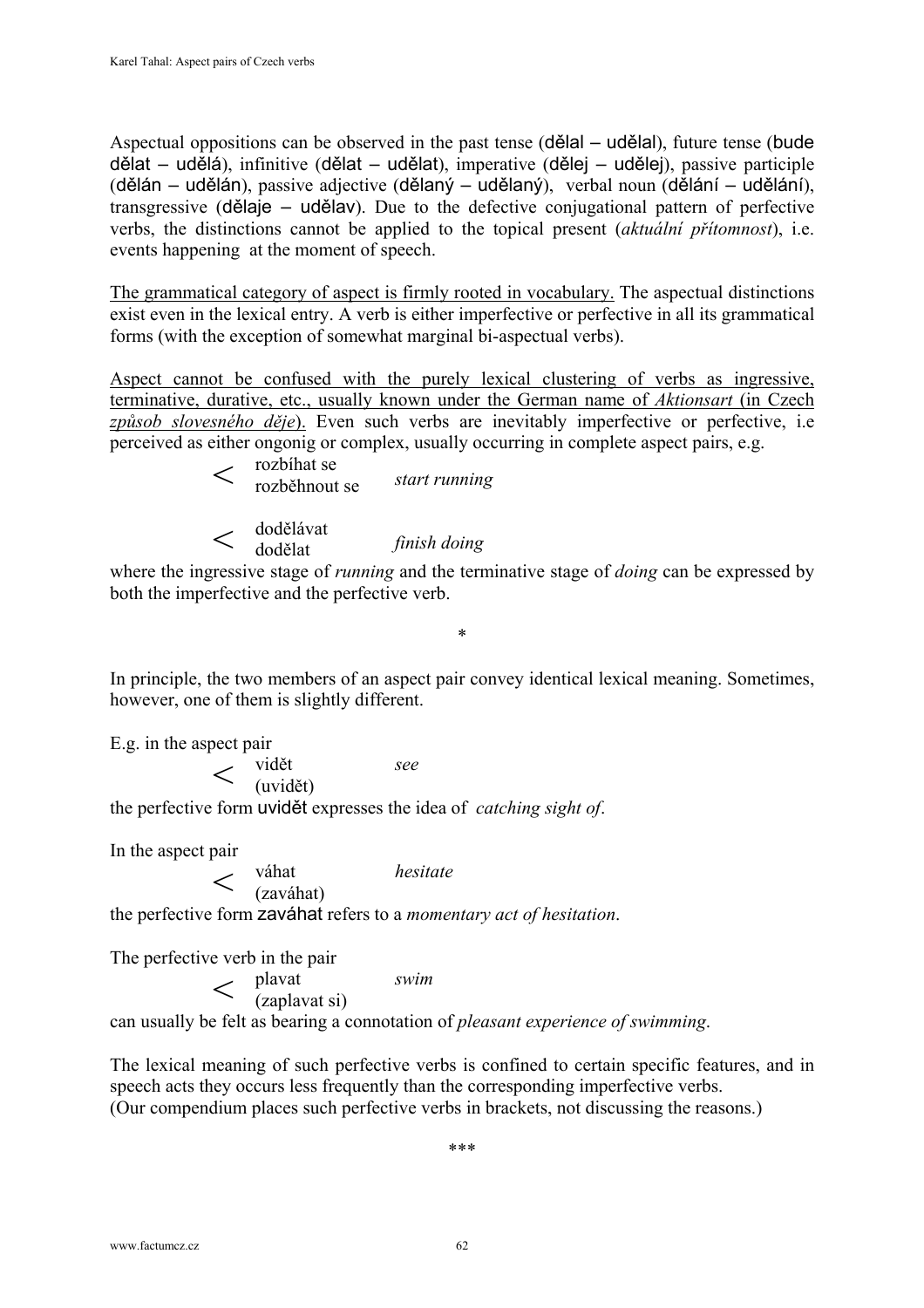Aspectual oppositions can be observed in the past tense (dělal – udělal), future tense (bude dělat – udělá), infinitive (dělat – udělat), imperative (dělej – udělej), passive participle (dělán – udělán), passive adjective (dělaný – udělaný), verbal noun (dělání – udělání), transgressive (dělaje – udělav). Due to the defective conjugational pattern of perfective verbs, the distinctions cannot be applied to the topical present (*aktuální přítomnost*), i.e. events happening at the moment of speech.

<u>The grammatical category of aspect is firmly rooted in vocabulary.</u> The aspectual distinctions exist even in the lexical entry. A verb is either imperfective or perfective in all its grammatical forms (with the exception of somewhat marginal bi-aspectual verbs).

<u>Aspect cannot be confused with the purely lexical clustering of verbs as ingressive, terminative, durative, etc., usually known under the German name of *Aktionsart* (in Czech *způsob slovesného děje*).</u> Even such verbs are inevitably imperfective or perfective, i.e perceived as either ongonig or complex, usually occurring in complete aspect pairs, e.g.

< rozbíhat se
rozběhnout se — *start running*

< dodělávat
dodělat — *finish doing*

where the ingressive stage of *running* and the terminative stage of *doing* can be expressed by both the imperfective and the perfective verb.

*

In principle, the two members of an aspect pair convey identical lexical meaning. Sometimes, however, one of them is slightly different.

E.g. in the aspect pair

< vidět — *see*
(uvidět)

the perfective form uvidět expresses the idea of *catching sight of*.

In the aspect pair

< váhat — *hesitate*
(zaváhat)

the perfective form zaváhat refers to a *momentary act of hesitation*.

The perfective verb in the pair

< plavat — *swim*
(zaplavat si)

can usually be felt as bearing a connotation of *pleasant experience of swimming*.

The lexical meaning of such perfective verbs is confined to certain specific features, and in speech acts they occurs less frequently than the corresponding imperfective verbs.
(Our compendium places such perfective verbs in brackets, not discussing the reasons.)

***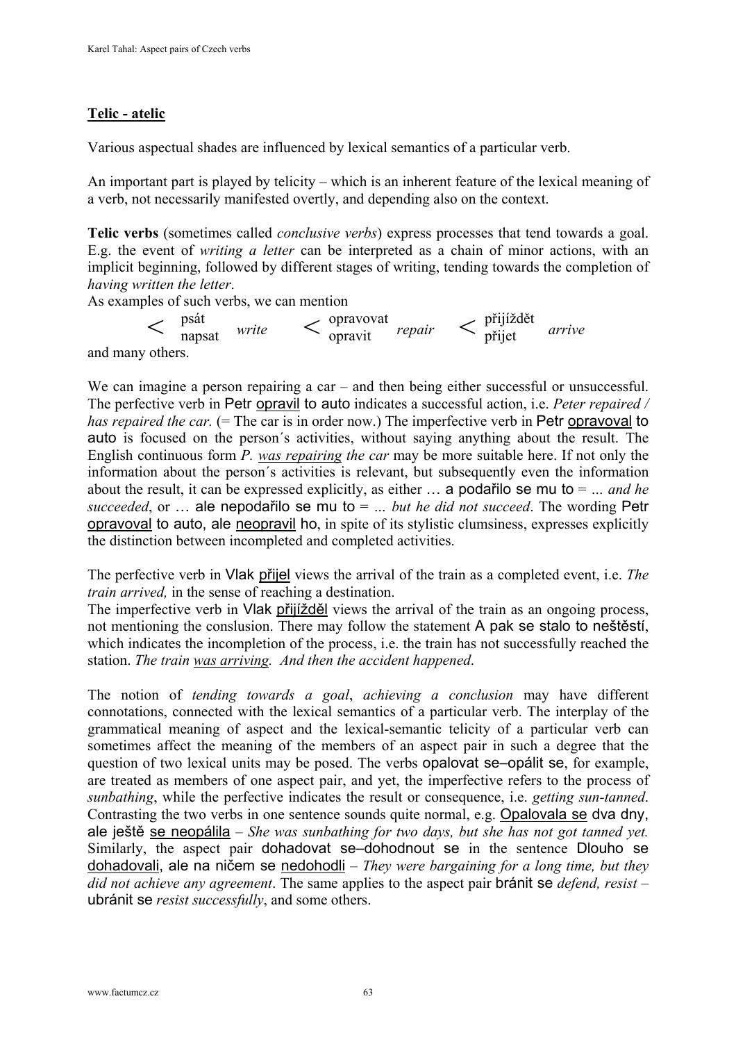## Telic - atelic

Various aspectual shades are influenced by lexical semantics of a particular verb.

An important part is played by telicity – which is an inherent feature of the lexical meaning of a verb, not necessarily manifested overtly, and depending also on the context.

**Telic verbs** (sometimes called *conclusive verbs*) express processes that tend towards a goal. E.g. the event of *writing a letter* can be interpreted as a chain of minor actions, with an implicit beginning, followed by different stages of writing, tending towards the completion of *having written the letter*.

As examples of such verbs, we can mention

< psát / napsat *write* < opravovat / opravit *repair* < přijíždět / přijet *arrive*

and many others.

We can imagine a person repairing a car – and then being either successful or unsuccessful. The perfective verb in Petr <u>opravil</u> to auto indicates a successful action, i.e. *Peter repaired / has repaired the car.* (= The car is in order now.) The imperfective verb in Petr <u>opravoval</u> to auto is focused on the person´s activities, without saying anything about the result. The English continuous form *P. <u>was repairing</u> the car* may be more suitable here. If not only the information about the person´s activities is relevant, but subsequently even the information about the result, it can be expressed explicitly, as either … a podařilo se mu to = ... *and he succeeded*, or … ale nepodařilo se mu to = ... *but he did not succeed*. The wording Petr <u>opravoval</u> to auto, ale <u>neopravil</u> ho, in spite of its stylistic clumsiness, expresses explicitly the distinction between incompleted and completed activities.

The perfective verb in Vlak <u>přijel</u> views the arrival of the train as a completed event, i.e. *The train arrived,* in the sense of reaching a destination.

The imperfective verb in Vlak <u>přijížděl</u> views the arrival of the train as an ongoing process, not mentioning the conslusion. There may follow the statement A pak se stalo to neštěstí, which indicates the incompletion of the process, i.e. the train has not successfully reached the station. *The train <u>was arriving</u>. And then the accident happened*.

The notion of *tending towards a goal*, *achieving a conclusion* may have different connotations, connected with the lexical semantics of a particular verb. The interplay of the grammatical meaning of aspect and the lexical-semantic telicity of a particular verb can sometimes affect the meaning of the members of an aspect pair in such a degree that the question of two lexical units may be posed. The verbs opalovat se–opálit se, for example, are treated as members of one aspect pair, and yet, the imperfective refers to the process of *sunbathing*, while the perfective indicates the result or consequence, i.e. *getting sun-tanned*. Contrasting the two verbs in one sentence sounds quite normal, e.g. <u>Opalovala se</u> dva dny, ale ještě <u>se neopálila</u> – *She was sunbathing for two days, but she has not got tanned yet.* Similarly, the aspect pair dohadovat se–dohodnout se in the sentence Dlouho se <u>dohadovali</u>, ale na ničem se <u>nedohodli</u> – *They were bargaining for a long time, but they did not achieve any agreement*. The same applies to the aspect pair bránit se *defend, resist* – ubránit se *resist successfully*, and some others.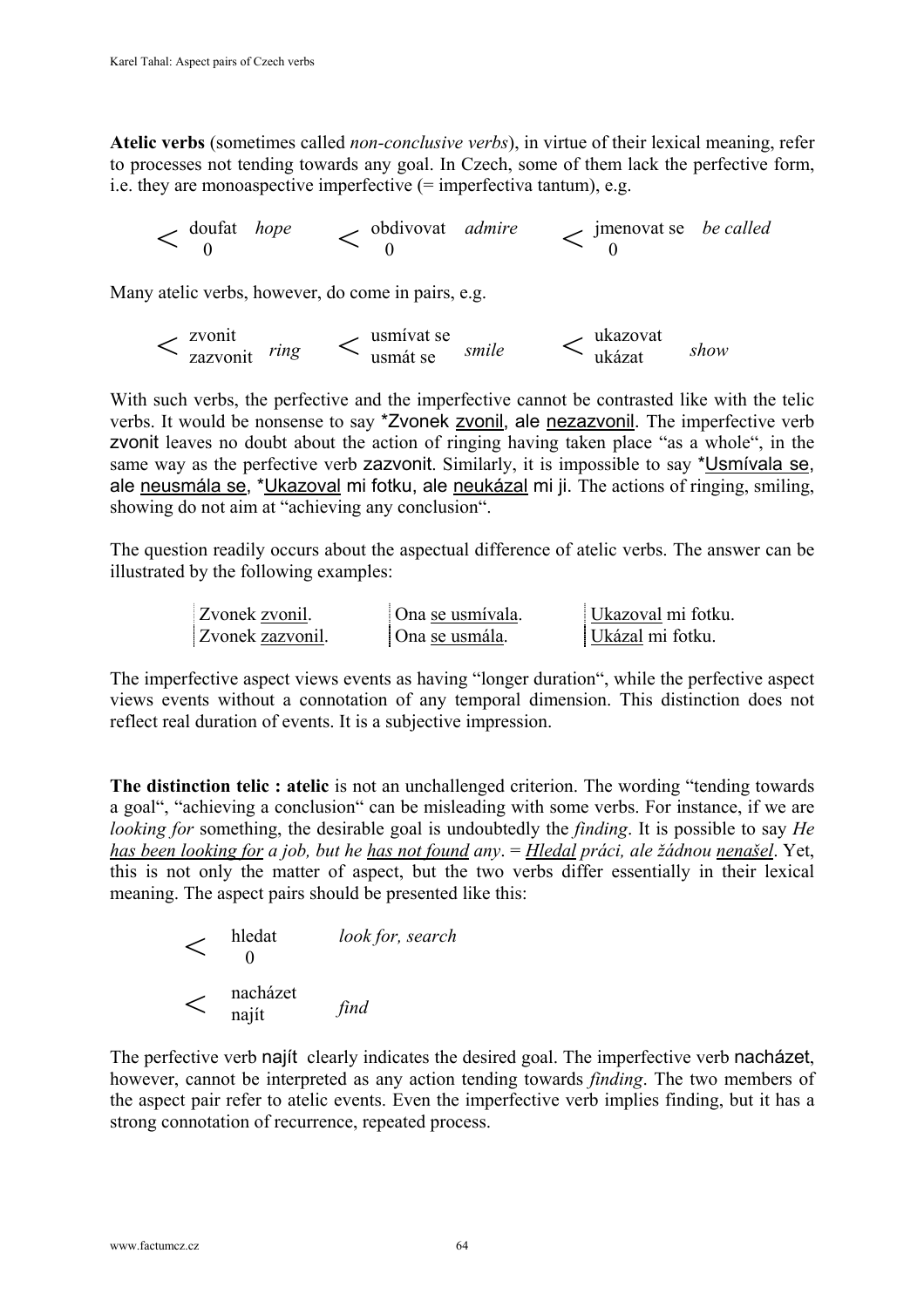**Atelic verbs** (sometimes called *non-conclusive verbs*), in virtue of their lexical meaning, refer to processes not tending towards any goal. In Czech, some of them lack the perfective form, i.e. they are monoaspective imperfective (= imperfectiva tantum), e.g.

| | | | | | |
|---|---|---|---|---|---|
| < doufat / 0 | *hope* | < obdivovat / 0 | *admire* | < jmenovat se / 0 | *be called* |

Many atelic verbs, however, do come in pairs, e.g.

| | | | | | |
|---|---|---|---|---|---|
| < zvonit / zazvonit | *ring* | < usmívat se / usmát se | *smile* | < ukazovat / ukázat | *show* |

With such verbs, the perfective and the imperfective cannot be contrasted like with the telic verbs. It would be nonsense to say *Zvonek <u>zvonil</u>, ale <u>nezazvonil</u>. The imperfective verb zvonit leaves no doubt about the action of ringing having taken place "as a whole", in the same way as the perfective verb zazvonit. Similarly, it is impossible to say *<u>Usmívala se</u>, ale <u>neusmála se</u>, *<u>Ukazoval</u> mi fotku, ale <u>neukázal</u> mi ji. The actions of ringing, smiling, showing do not aim at "achieving any conclusion".

The question readily occurs about the aspectual difference of atelic verbs. The answer can be illustrated by the following examples:

| | | |
|---|---|---|
| Zvonek <u>zvonil</u>. | Ona <u>se usmívala</u>. | <u>Ukazoval</u> mi fotku. |
| Zvonek <u>zazvonil</u>. | Ona <u>se usmála</u>. | <u>Ukázal</u> mi fotku. |

The imperfective aspect views events as having "longer duration", while the perfective aspect views events without a connotation of any temporal dimension. This distinction does not reflect real duration of events. It is a subjective impression.

**The distinction telic : atelic** is not an unchallenged criterion. The wording "tending towards a goal", "achieving a conclusion" can be misleading with some verbs. For instance, if we are *looking for* something, the desirable goal is undoubtedly the *finding*. It is possible to say *He <u>has been looking for</u> a job, but he <u>has not found</u> any*. = *<u>Hledal</u> práci, ale žádnou <u>nenašel</u>*. Yet, this is not only the matter of aspect, but the two verbs differ essentially in their lexical meaning. The aspect pairs should be presented like this:

| | |
|---|---|
| < hledat / 0 | *look for, search* |
| < nacházet / najít | *find* |

The perfective verb najít clearly indicates the desired goal. The imperfective verb nacházet, however, cannot be interpreted as any action tending towards *finding*. The two members of the aspect pair refer to atelic events. Even the imperfective verb implies finding, but it has a strong connotation of recurrence, repeated process.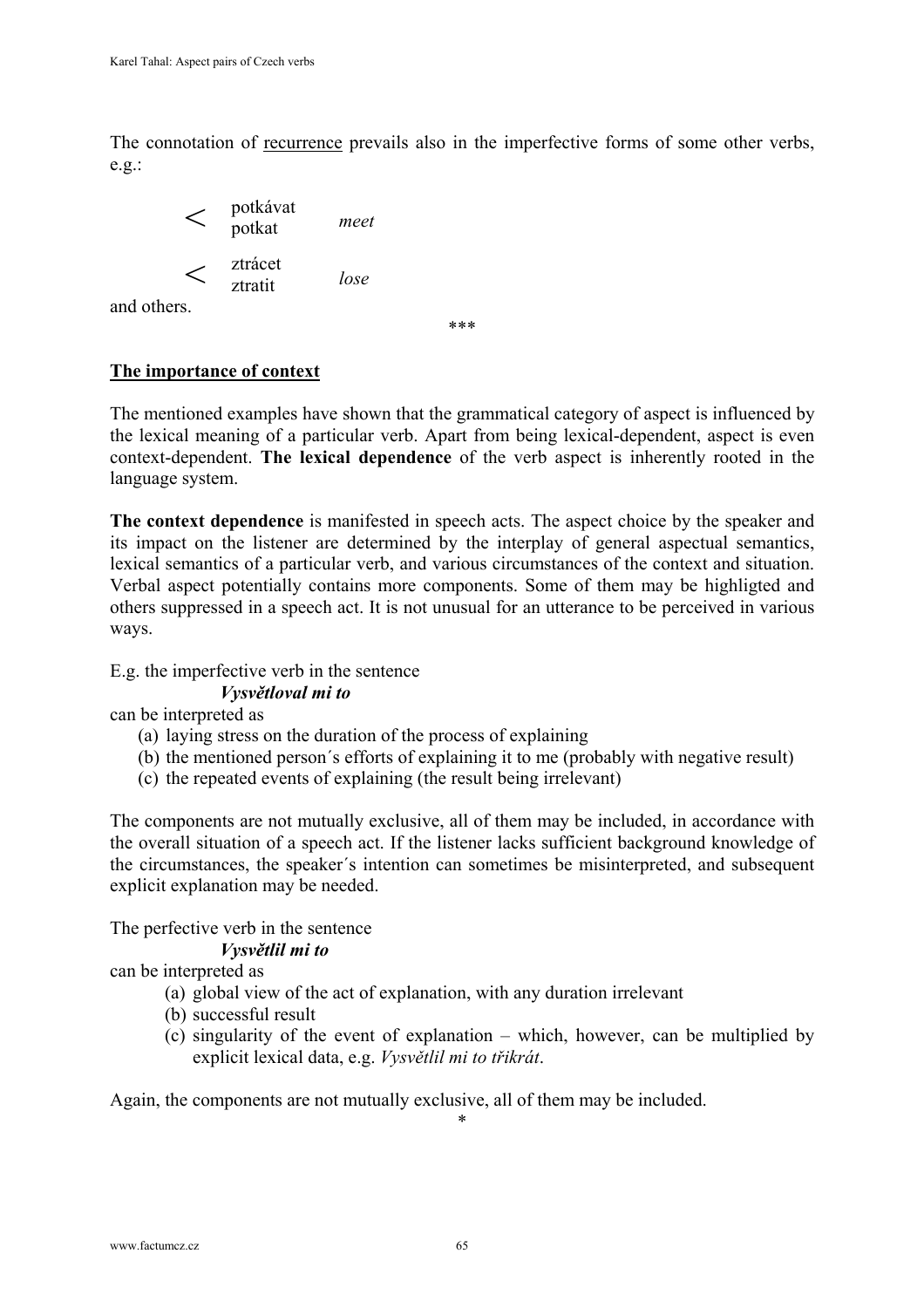The connotation of recurrence prevails also in the imperfective forms of some other verbs, e.g.:

< potkávat / potkat — *meet*

< ztrácet / ztratit — *lose*

and others.

***

**The importance of context**

The mentioned examples have shown that the grammatical category of aspect is influenced by the lexical meaning of a particular verb. Apart from being lexical-dependent, aspect is even context-dependent. **The lexical dependence** of the verb aspect is inherently rooted in the language system.

**The context dependence** is manifested in speech acts. The aspect choice by the speaker and its impact on the listener are determined by the interplay of general aspectual semantics, lexical semantics of a particular verb, and various circumstances of the context and situation. Verbal aspect potentially contains more components. Some of them may be highligted and others suppressed in a speech act. It is not unusual for an utterance to be perceived in various ways.

E.g. the imperfective verb in the sentence

***Vysvětloval mi to***

can be interpreted as

(a) laying stress on the duration of the process of explaining
(b) the mentioned person´s efforts of explaining it to me (probably with negative result)
(c) the repeated events of explaining (the result being irrelevant)

The components are not mutually exclusive, all of them may be included, in accordance with the overall situation of a speech act. If the listener lacks sufficient background knowledge of the circumstances, the speaker´s intention can sometimes be misinterpreted, and subsequent explicit explanation may be needed.

The perfective verb in the sentence

***Vysvětlil mi to***

can be interpreted as

(a) global view of the act of explanation, with any duration irrelevant
(b) successful result
(c) singularity of the event of explanation – which, however, can be multiplied by explicit lexical data, e.g. *Vysvětlil mi to třikrát*.

Again, the components are not mutually exclusive, all of them may be included.

*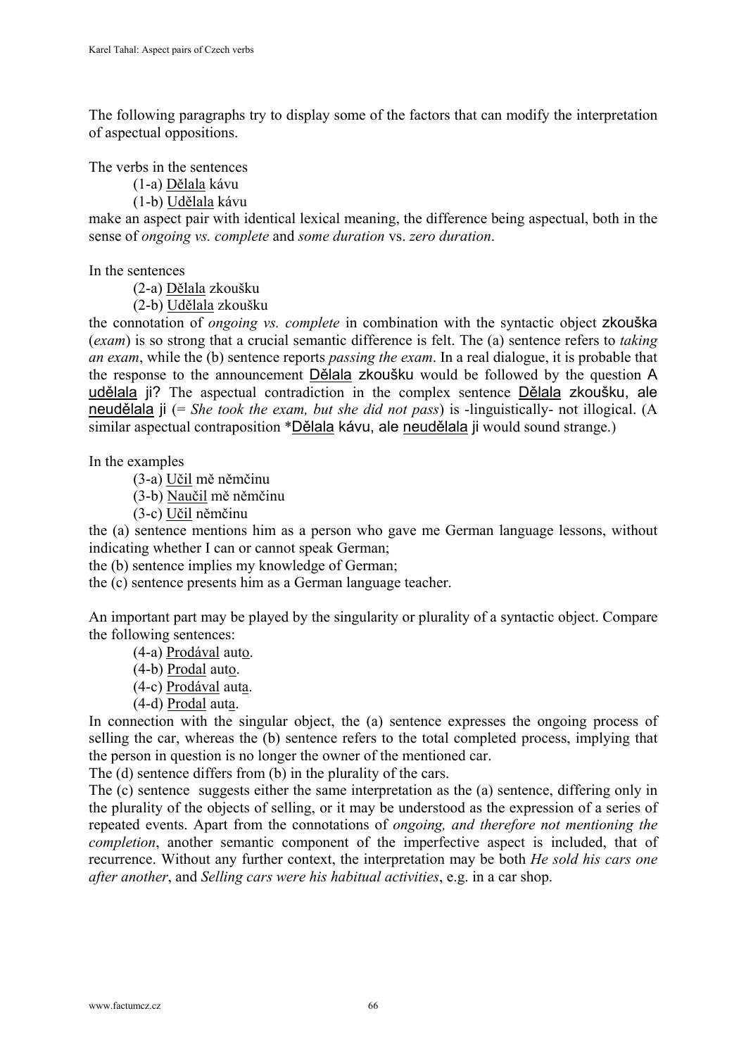The following paragraphs try to display some of the factors that can modify the interpretation of aspectual oppositions.

The verbs in the sentences

(1-a) Dělala kávu
(1-b) Udělala kávu

make an aspect pair with identical lexical meaning, the difference being aspectual, both in the sense of *ongoing vs. complete* and *some duration* vs. *zero duration*.

In the sentences

(2-a) Dělala zkoušku
(2-b) Udělala zkoušku

the connotation of *ongoing vs. complete* in combination with the syntactic object zkouška (*exam*) is so strong that a crucial semantic difference is felt. The (a) sentence refers to *taking an exam*, while the (b) sentence reports *passing the exam*. In a real dialogue, it is probable that the response to the announcement Dělala zkoušku would be followed by the question A udělala ji? The aspectual contradiction in the complex sentence Dělala zkoušku, ale neudělala ji (= *She took the exam, but she did not pass*) is -linguistically- not illogical. (A similar aspectual contraposition *Dělala kávu, ale neudělala ji would sound strange.)

In the examples

(3-a) Učil mě němčinu
(3-b) Naučil mě němčinu
(3-c) Učil němčinu

the (a) sentence mentions him as a person who gave me German language lessons, without indicating whether I can or cannot speak German;
the (b) sentence implies my knowledge of German;
the (c) sentence presents him as a German language teacher.

An important part may be played by the singularity or plurality of a syntactic object. Compare the following sentences:

(4-a) Prodával auto.
(4-b) Prodal auto.
(4-c) Prodával auta.
(4-d) Prodal auta.

In connection with the singular object, the (a) sentence expresses the ongoing process of selling the car, whereas the (b) sentence refers to the total completed process, implying that the person in question is no longer the owner of the mentioned car.
The (d) sentence differs from (b) in the plurality of the cars.
The (c) sentence suggests either the same interpretation as the (a) sentence, differing only in the plurality of the objects of selling, or it may be understood as the expression of a series of repeated events. Apart from the connotations of *ongoing, and therefore not mentioning the completion*, another semantic component of the imperfective aspect is included, that of recurrence. Without any further context, the interpretation may be both *He sold his cars one after another*, and *Selling cars were his habitual activities*, e.g. in a car shop.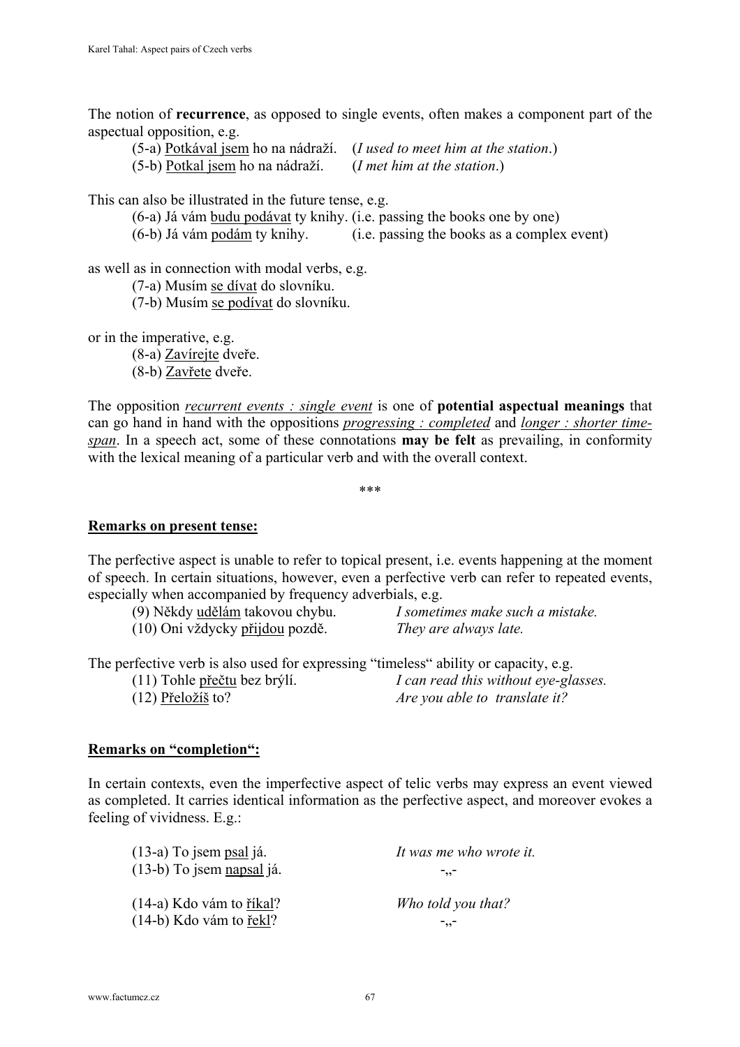The notion of **recurrence**, as opposed to single events, often makes a component part of the aspectual opposition, e.g.

(5-a) <u>Potkával jsem</u> ho na nádraží. (*I used to meet him at the station*.)
(5-b) <u>Potkal jsem</u> ho na nádraží. (*I met him at the station*.)

This can also be illustrated in the future tense, e.g.

(6-a) Já vám <u>budu podávat</u> ty knihy. (i.e. passing the books one by one)
(6-b) Já vám <u>podám</u> ty knihy. (i.e. passing the books as a complex event)

as well as in connection with modal verbs, e.g.

(7-a) Musím <u>se dívat</u> do slovníku.
(7-b) Musím <u>se podívat</u> do slovníku.

or in the imperative, e.g.

(8-a) <u>Zavírejte</u> dveře.
(8-b) <u>Zavřete</u> dveře.

The opposition <u>*recurrent events : single event*</u> is one of **potential aspectual meanings** that can go hand in hand with the oppositions <u>*progressing : completed*</u> and <u>*longer : shorter time-span*</u>. In a speech act, some of these connotations **may be felt** as prevailing, in conformity with the lexical meaning of a particular verb and with the overall context.

***

## <u>Remarks on present tense:</u>

The perfective aspect is unable to refer to topical present, i.e. events happening at the moment of speech. In certain situations, however, even a perfective verb can refer to repeated events, especially when accompanied by frequency adverbials, e.g.

(9) Někdy <u>udělám</u> takovou chybu. *I sometimes make such a mistake.*
(10) Oni vždycky <u>přijdou</u> pozdě. *They are always late.*

The perfective verb is also used for expressing "timeless" ability or capacity, e.g.

(11) Tohle <u>přečtu</u> bez brýlí. *I can read this without eye-glasses.*
(12) <u>Přeložíš</u> to? *Are you able to translate it?*

## <u>Remarks on "completion":</u>

In certain contexts, even the imperfective aspect of telic verbs may express an event viewed as completed. It carries identical information as the perfective aspect, and moreover evokes a feeling of vividness. E.g.:

(13-a) To jsem <u>psal</u> já. *It was me who wrote it.*
(13-b) To jsem <u>napsal</u> já. -„-

(14-a) Kdo vám to <u>říkal</u>? *Who told you that?*
(14-b) Kdo vám to <u>řekl</u>? -„-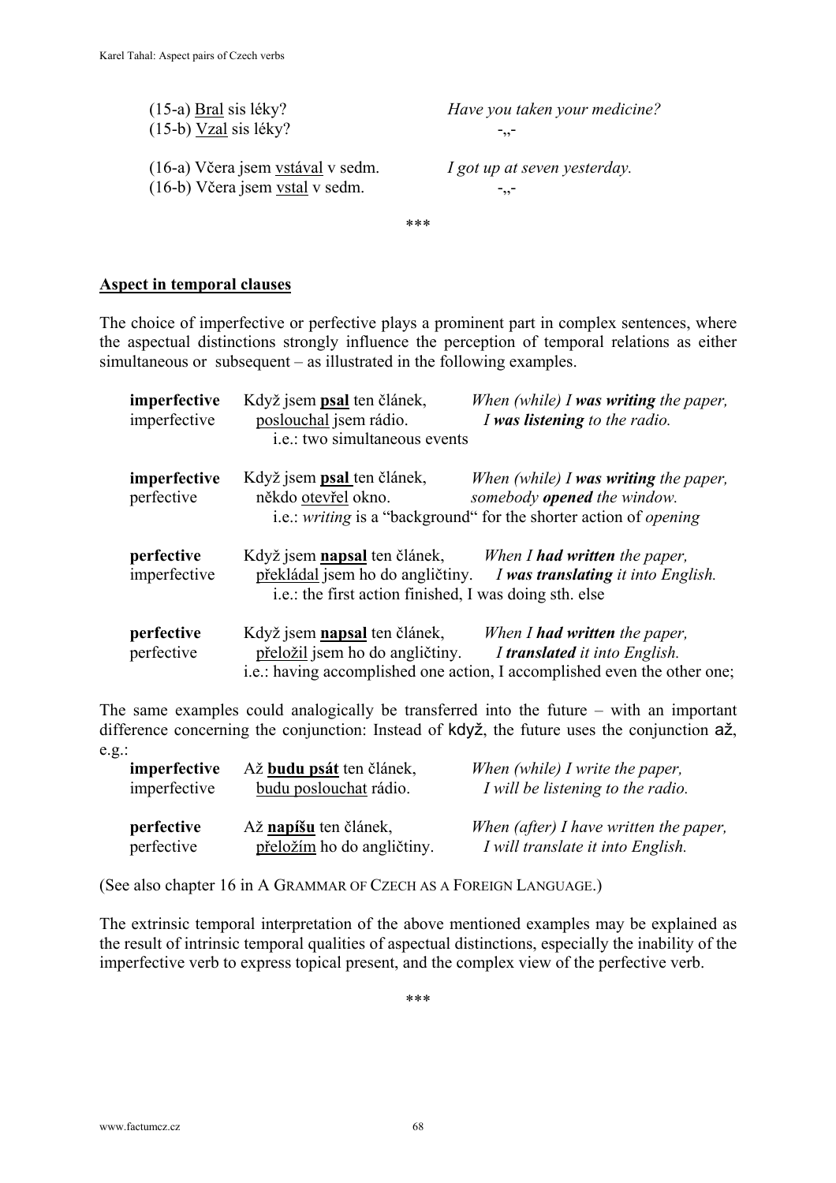(15-a) <u>Bral</u> sis léky? — *Have you taken your medicine?*
(15-b) <u>Vzal</u> sis léky? — -„-

(16-a) Včera jsem <u>vstával</u> v sedm. — *I got up at seven yesterday.*
(16-b) Včera jsem <u>vstal</u> v sedm. — -„-

\*\*\*

## <u>Aspect in temporal clauses</u>

The choice of imperfective or perfective plays a prominent part in complex sentences, where the aspectual distinctions strongly influence the perception of temporal relations as either simultaneous or subsequent – as illustrated in the following examples.

| | | |
|---|---|---|
| **imperfective**<br>imperfective | Když jsem **<u>psal</u>** ten článek,<br><u>poslouchal</u> jsem rádio. | *When (while) I **was writing** the paper,*<br>*I **was listening** to the radio.* |
| | i.e.: two simultaneous events | |
| **imperfective**<br>perfective | Když jsem **<u>psal</u>** ten článek,<br>někdo <u>otevřel</u> okno. | *When (while) I **was writing** the paper,*<br>*somebody **opened** the window.* |
| | i.e.: *writing* is a "background" for the shorter action of *opening* | |
| **perfective**<br>imperfective | Když jsem **<u>napsal</u>** ten článek,<br><u>překládal</u> jsem ho do angličtiny. | *When I **had written** the paper,*<br>*I **was translating** it into English.* |
| | i.e.: the first action finished, I was doing sth. else | |
| **perfective**<br>perfective | Když jsem **<u>napsal</u>** ten článek,<br><u>přeložil</u> jsem ho do angličtiny. | *When I **had written** the paper,*<br>*I **translated** it into English.* |
| | i.e.: having accomplished one action, I accomplished even the other one; | |

The same examples could analogically be transferred into the future – with an important difference concerning the conjunction: Instead of když, the future uses the conjunction až, e.g.:

| | | |
|---|---|---|
| **imperfective**<br>imperfective | Až **<u>budu psát</u>** ten článek,<br><u>budu poslouchat</u> rádio. | *When (while) I write the paper,*<br>*I will be listening to the radio.* |
| **perfective**<br>perfective | Až **<u>napíšu</u>** ten článek,<br><u>přeložím</u> ho do angličtiny. | *When (after) I have written the paper,*<br>*I will translate it into English.* |

(See also chapter 16 in A GRAMMAR OF CZECH AS A FOREIGN LANGUAGE.)

The extrinsic temporal interpretation of the above mentioned examples may be explained as the result of intrinsic temporal qualities of aspectual distinctions, especially the inability of the imperfective verb to express topical present, and the complex view of the perfective verb.

\*\*\*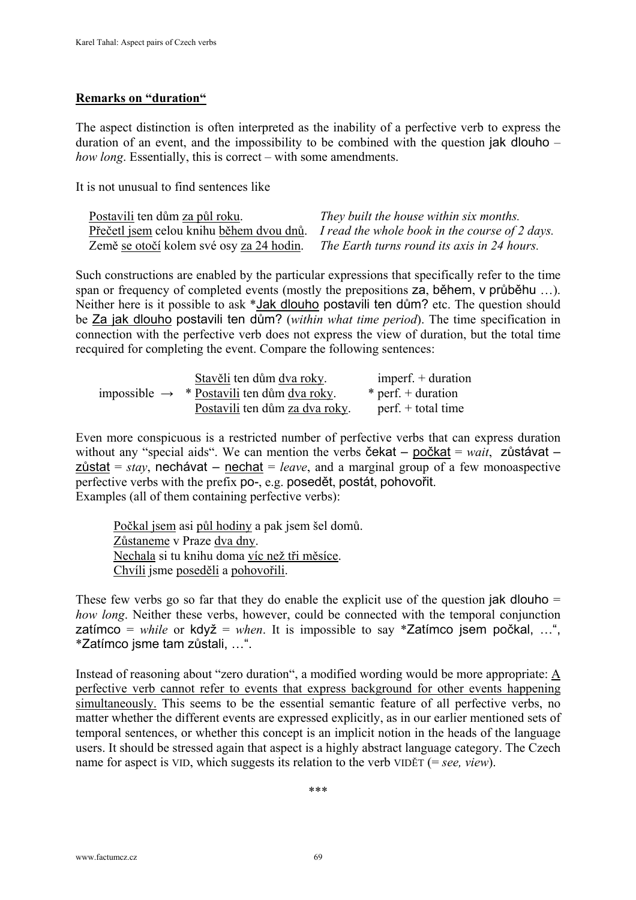**Remarks on "duration"**

The aspect distinction is often interpreted as the inability of a perfective verb to express the duration of an event, and the impossibility to be combined with the question jak dlouho – *how long*. Essentially, this is correct – with some amendments.

It is not unusual to find sentences like

| | |
|---|---|
| Postavili ten dům za půl roku. | *They built the house within six months.* |
| Přečetl jsem celou knihu během dvou dnů. | *I read the whole book in the course of 2 days.* |
| Země se otočí kolem své osy za 24 hodin. | *The Earth turns round its axis in 24 hours.* |

Such constructions are enabled by the particular expressions that specifically refer to the time span or frequency of completed events (mostly the prepositions za, během, v průběhu …). Neither here is it possible to ask *Jak dlouho postavili ten dům? etc. The question should be Za jak dlouho postavili ten dům? (*within what time period*). The time specification in connection with the perfective verb does not express the view of duration, but the total time recquired for completing the event. Compare the following sentences:

| | | |
|---|---|---|
| | Stavěli ten dům dva roky. | imperf. + duration |
| impossible → | * Postavili ten dům dva roky. | * perf. + duration |
| | Postavili ten dům za dva roky. | perf. + total time |

Even more conspicuous is a restricted number of perfective verbs that can express duration without any "special aids". We can mention the verbs čekat – počkat = *wait*, zůstávat – zůstat = *stay*, nechávat – nechat = *leave*, and a marginal group of a few monoaspective perfective verbs with the prefix po-, e.g. posedět, postát, pohovořit.
Examples (all of them containing perfective verbs):

Počkal jsem asi půl hodiny a pak jsem šel domů.
Zůstaneme v Praze dva dny.
Nechala si tu knihu doma víc než tři měsíce.
Chvíli jsme poseděli a pohovořili.

These few verbs go so far that they do enable the explicit use of the question jak dlouho = *how long*. Neither these verbs, however, could be connected with the temporal conjunction zatímco = *while* or když = *when*. It is impossible to say *Zatímco jsem počkal, …", *Zatímco jsme tam zůstali, …".

Instead of reasoning about "zero duration", a modified wording would be more appropriate: A perfective verb cannot refer to events that express background for other events happening simultaneously. This seems to be the essential semantic feature of all perfective verbs, no matter whether the different events are expressed explicitly, as in our earlier mentioned sets of temporal sentences, or whether this concept is an implicit notion in the heads of the language users. It should be stressed again that aspect is a highly abstract language category. The Czech name for aspect is VID, which suggests its relation to the verb VIDĚT (= *see, view*).

***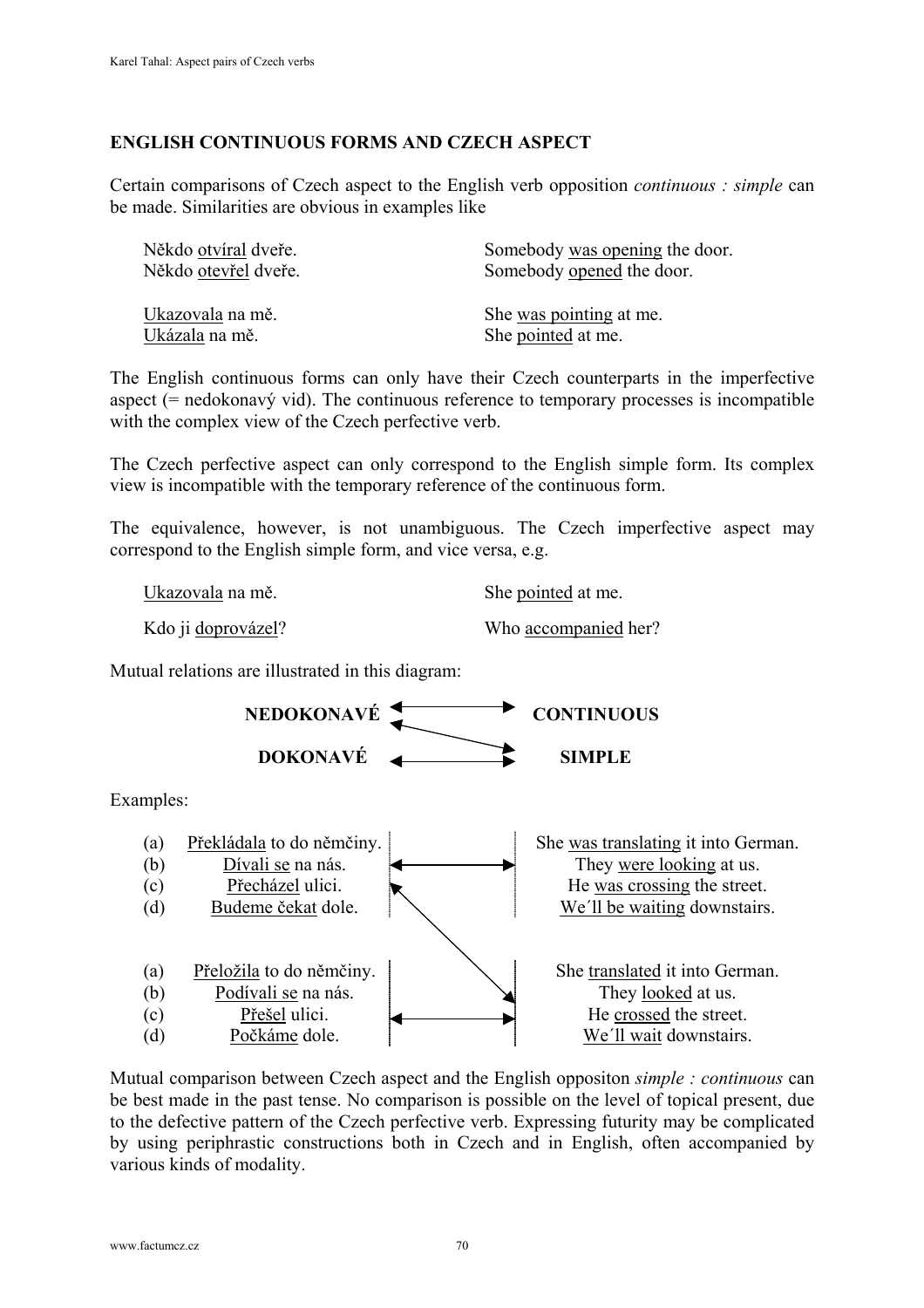## ENGLISH CONTINUOUS FORMS AND CZECH ASPECT

Certain comparisons of Czech aspect to the English verb opposition *continuous : simple* can be made. Similarities are obvious in examples like

| | |
|---|---|
| Někdo otvíral dveře. | Somebody was opening the door. |
| Někdo otevřel dveře. | Somebody opened the door. |
| Ukazovala na mě. | She was pointing at me. |
| Ukázala na mě. | She pointed at me. |

The English continuous forms can only have their Czech counterparts in the imperfective aspect (= nedokonavý vid). The continuous reference to temporary processes is incompatible with the complex view of the Czech perfective verb.

The Czech perfective aspect can only correspond to the English simple form. Its complex view is incompatible with the temporary reference of the continuous form.

The equivalence, however, is not unambiguous. The Czech imperfective aspect may correspond to the English simple form, and vice versa, e.g.

| | |
|---|---|
| Ukazovala na mě. | She pointed at me. |
| Kdo ji doprovázel? | Who accompanied her? |

Mutual relations are illustrated in this diagram:

**NEDOKONAVÉ** ↔ **CONTINUOUS**

**NEDOKONAVÉ** ↔ **SIMPLE**

**DOKONAVÉ** ↔ **SIMPLE**

Examples:

| | | |
|---|---|---|
| (a) | Překládala to do němčiny. | She was translating it into German. |
| (b) | Dívali se na nás. | They were looking at us. |
| (c) | Přecházel ulici. | He was crossing the street. |
| (d) | Budeme čekat dole. | We´ll be waiting downstairs. |
| (a) | Přeložila to do němčiny. | She translated it into German. |
| (b) | Podívali se na nás. | They looked at us. |
| (c) | Přešel ulici. | He crossed the street. |
| (d) | Počkáme dole. | We´ll wait downstairs. |

Mutual comparison between Czech aspect and the English oppositon *simple : continuous* can be best made in the past tense. No comparison is possible on the level of topical present, due to the defective pattern of the Czech perfective verb. Expressing futurity may be complicated by using periphrastic constructions both in Czech and in English, often accompanied by various kinds of modality.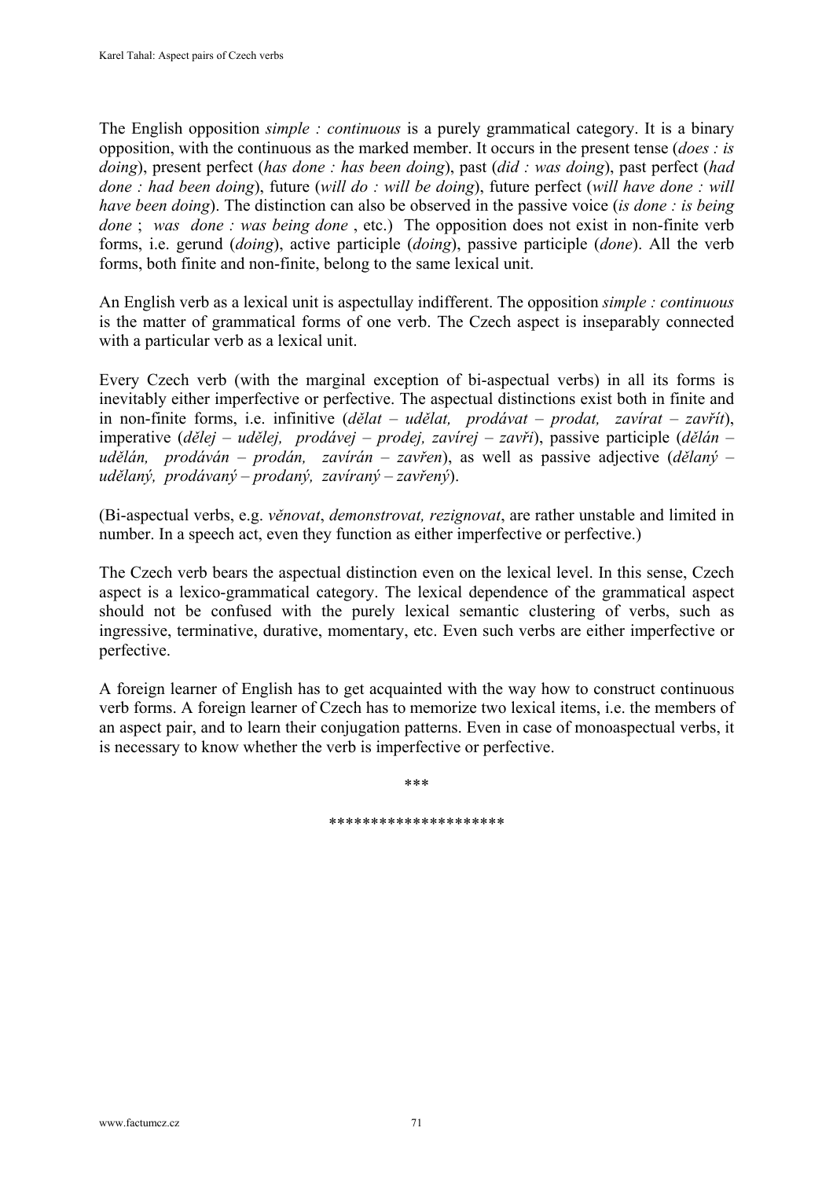The English opposition *simple : continuous* is a purely grammatical category. It is a binary opposition, with the continuous as the marked member. It occurs in the present tense (*does : is doing*), present perfect (*has done : has been doing*), past (*did : was doing*), past perfect (*had done : had been doing*), future (*will do : will be doing*), future perfect (*will have done : will have been doing*). The distinction can also be observed in the passive voice (*is done : is being done* ; *was done : was being done* , etc.) The opposition does not exist in non-finite verb forms, i.e. gerund (*doing*), active participle (*doing*), passive participle (*done*). All the verb forms, both finite and non-finite, belong to the same lexical unit.

An English verb as a lexical unit is aspectullay indifferent. The opposition *simple : continuous* is the matter of grammatical forms of one verb. The Czech aspect is inseparably connected with a particular verb as a lexical unit.

Every Czech verb (with the marginal exception of bi-aspectual verbs) in all its forms is inevitably either imperfective or perfective. The aspectual distinctions exist both in finite and in non-finite forms, i.e. infinitive (*dělat* – *udělat*, *prodávat* – *prodat*, *zavírat* – *zavřít*), imperative (*dělej* – *udělej*, *prodávej* – *prodej*, *zavírej* – *zavři*), passive participle (*dělán* – *udělán*, *prodáván* – *prodán*, *zavírán* – *zavřen*), as well as passive adjective (*dělaný* – *udělaný*, *prodávaný* – *prodaný*, *zavíraný* – *zavřený*).

(Bi-aspectual verbs, e.g. *věnovat*, *demonstrovat, rezignovat*, are rather unstable and limited in number. In a speech act, even they function as either imperfective or perfective.)

The Czech verb bears the aspectual distinction even on the lexical level. In this sense, Czech aspect is a lexico-grammatical category. The lexical dependence of the grammatical aspect should not be confused with the purely lexical semantic clustering of verbs, such as ingressive, terminative, durative, momentary, etc. Even such verbs are either imperfective or perfective.

A foreign learner of English has to get acquainted with the way how to construct continuous verb forms. A foreign learner of Czech has to memorize two lexical items, i.e. the members of an aspect pair, and to learn their conjugation patterns. Even in case of monoaspectual verbs, it is necessary to know whether the verb is imperfective or perfective.

***

********************